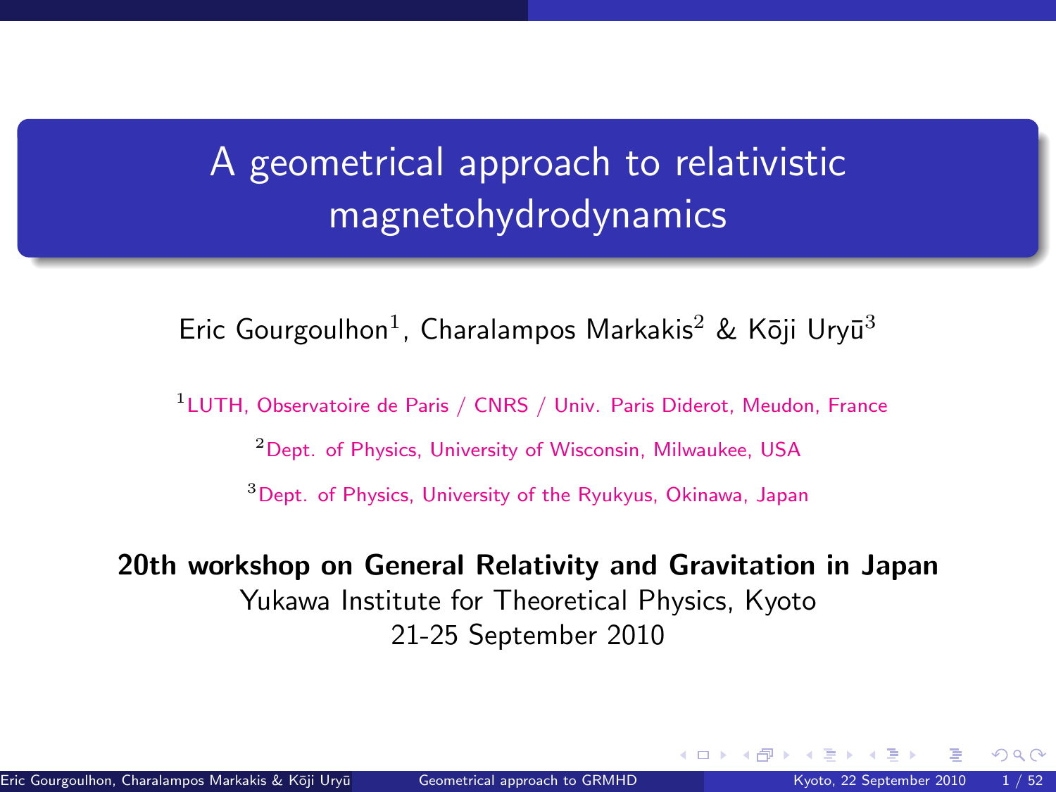# A geometrical approach to relativistic magnetohydrodynamics

Eric Gourgoulhon[1], Charalampos Markakis[2] & Kōji Uryū[3]

[1] LUTH, Observatoire de Paris / CNRS / Univ. Paris Diderot, Meudon, France

[2] Dept. of Physics, University of Wisconsin, Milwaukee, USA

[3] Dept. of Physics, University of the Ryukyus, Okinawa, Japan

**20th workshop on General Relativity and Gravitation in Japan**

Yukawa Institute for Theoretical Physics, Kyoto

21-25 September 2010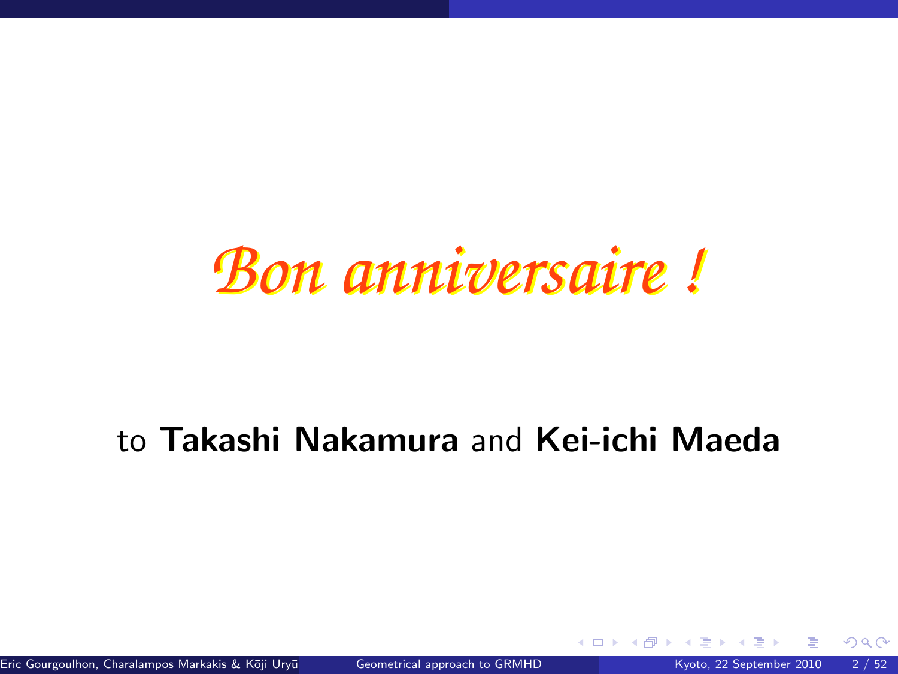*Bon anniversaire !*

to **Takashi Nakamura** and **Kei-ichi Maeda**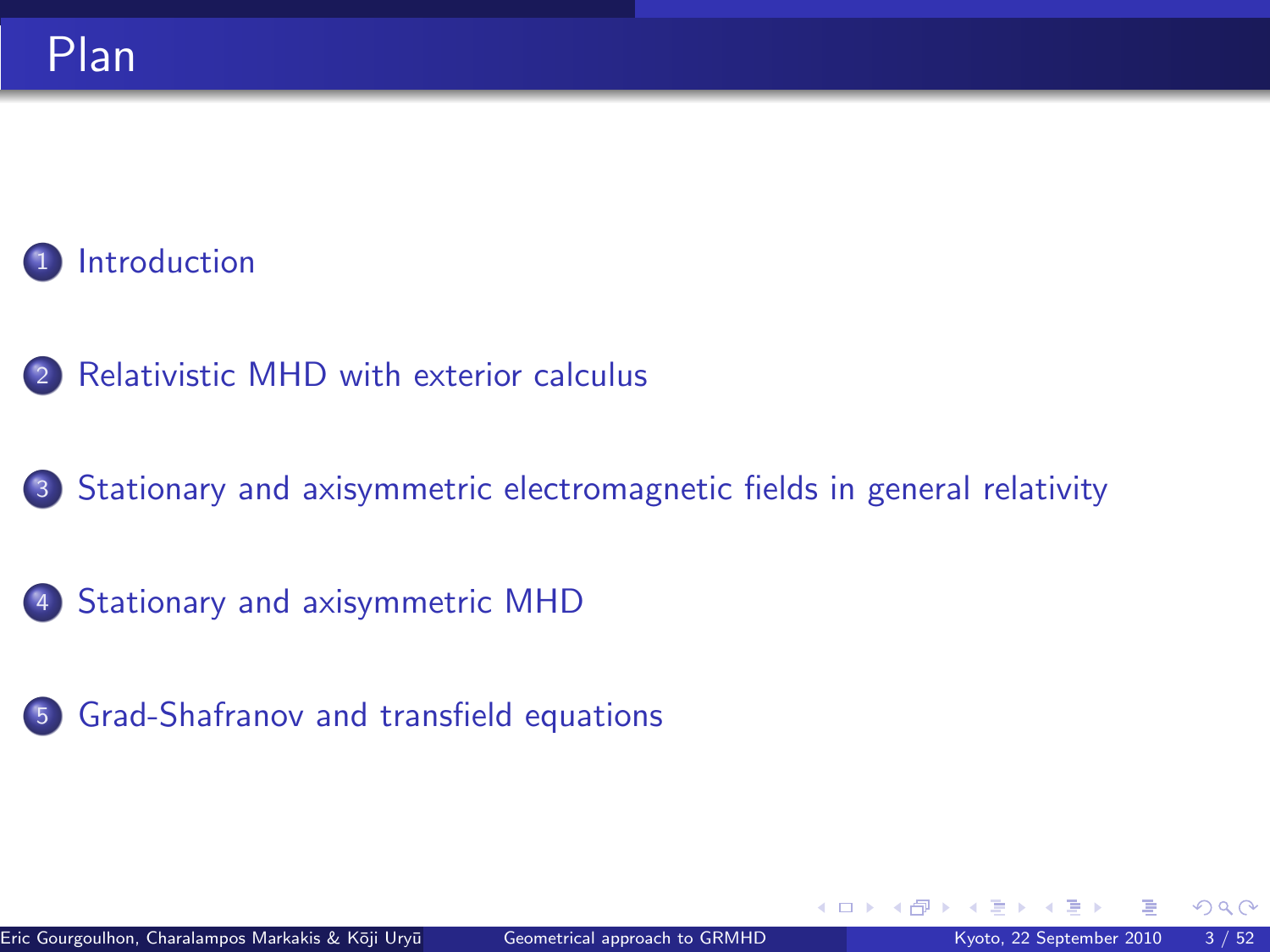# Plan

1. Introduction
2. Relativistic MHD with exterior calculus
3. Stationary and axisymmetric electromagnetic fields in general relativity
4. Stationary and axisymmetric MHD
5. Grad-Shafranov and transfield equations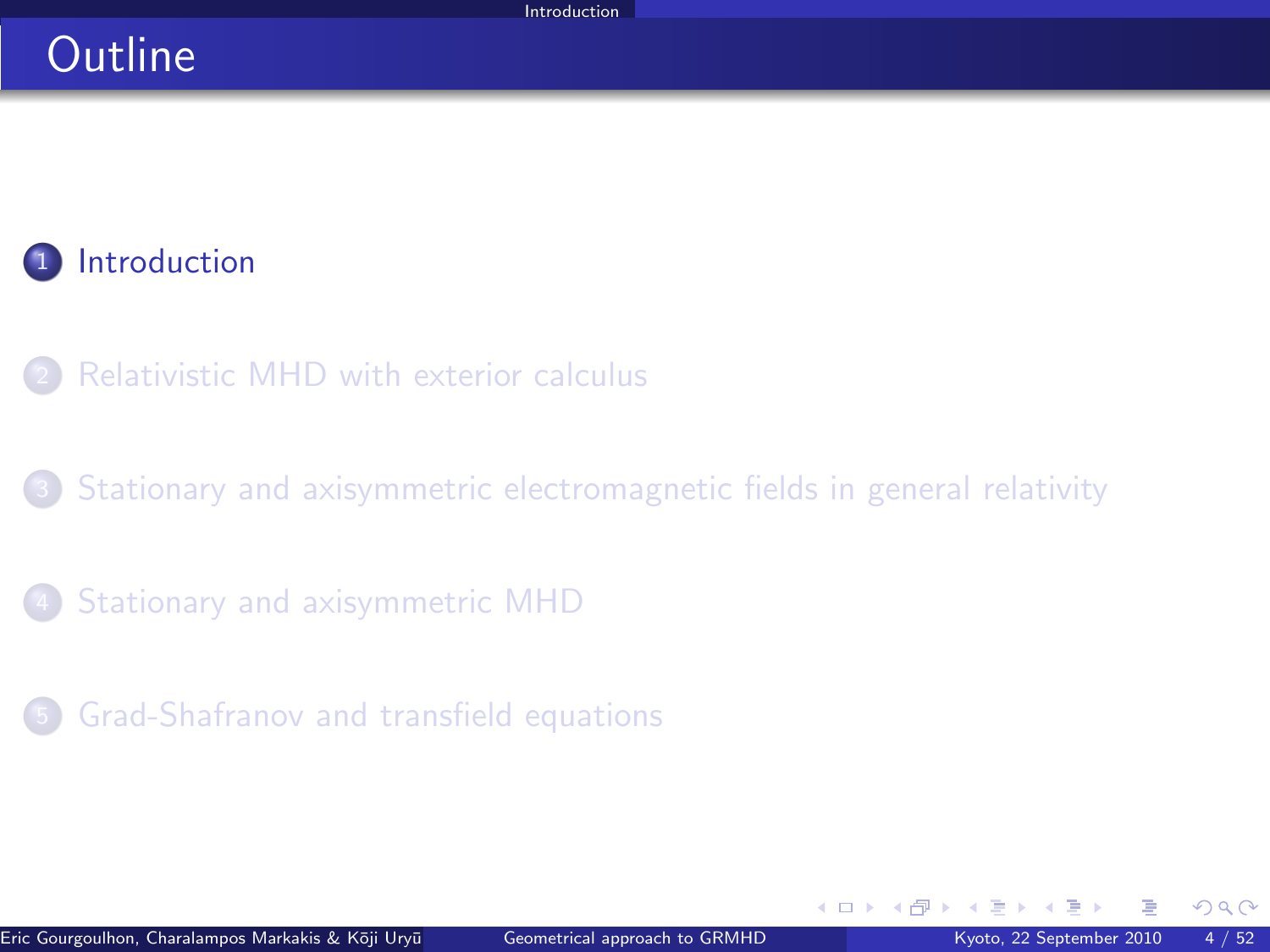# Outline

1. Introduction
2. Relativistic MHD with exterior calculus
3. Stationary and axisymmetric electromagnetic fields in general relativity
4. Stationary and axisymmetric MHD
5. Grad-Shafranov and transfield equations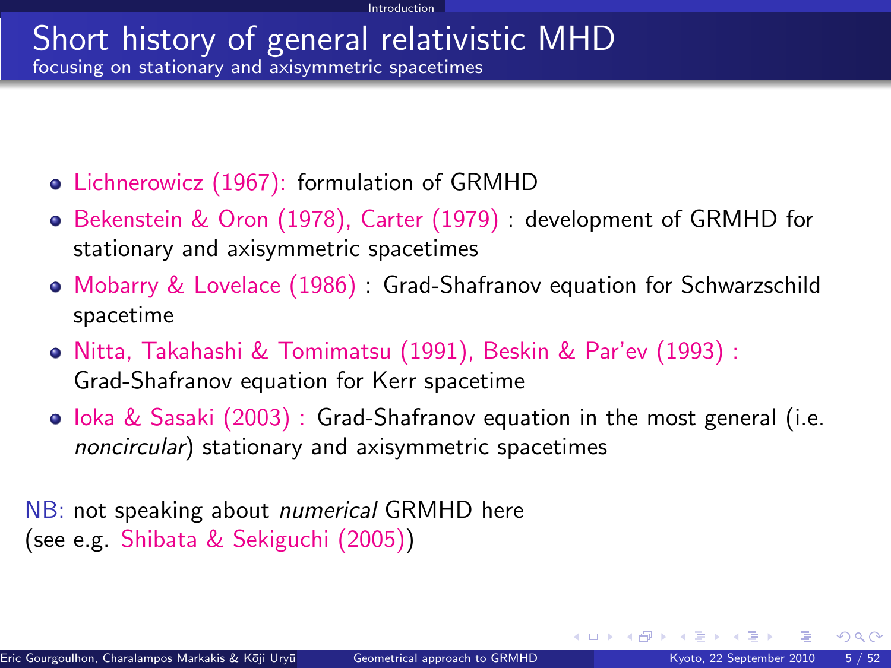# Short history of general relativistic MHD

focusing on stationary and axisymmetric spacetimes

- Lichnerowicz (1967): formulation of GRMHD
- Bekenstein & Oron (1978), Carter (1979) : development of GRMHD for stationary and axisymmetric spacetimes
- Mobarry & Lovelace (1986) : Grad-Shafranov equation for Schwarzschild spacetime
- Nitta, Takahashi & Tomimatsu (1991), Beskin & Par'ev (1993) : Grad-Shafranov equation for Kerr spacetime
- Ioka & Sasaki (2003) : Grad-Shafranov equation in the most general (i.e. *noncircular*) stationary and axisymmetric spacetimes

NB: not speaking about *numerical* GRMHD here
(see e.g. Shibata & Sekiguchi (2005))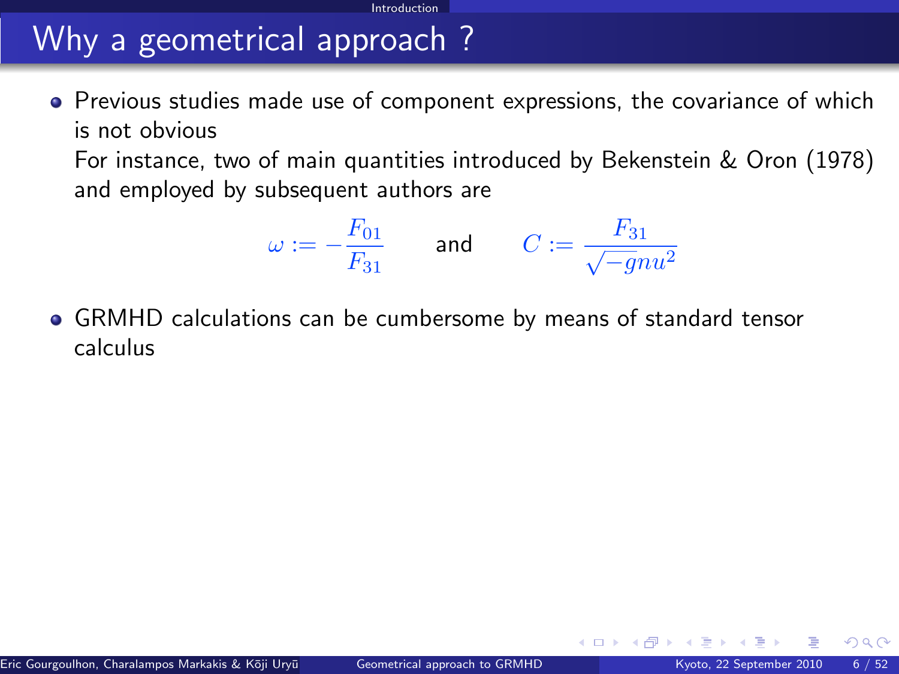# Why a geometrical approach ?

- Previous studies made use of component expressions, the covariance of which is not obvious

  For instance, two of main quantities introduced by Bekenstein & Oron (1978) and employed by subsequent authors are

$$\omega := -\frac{F_{01}}{F_{31}} \qquad \text{and} \qquad C := \frac{F_{31}}{\sqrt{-g} n u^2}$$

- GRMHD calculations can be cumbersome by means of standard tensor calculus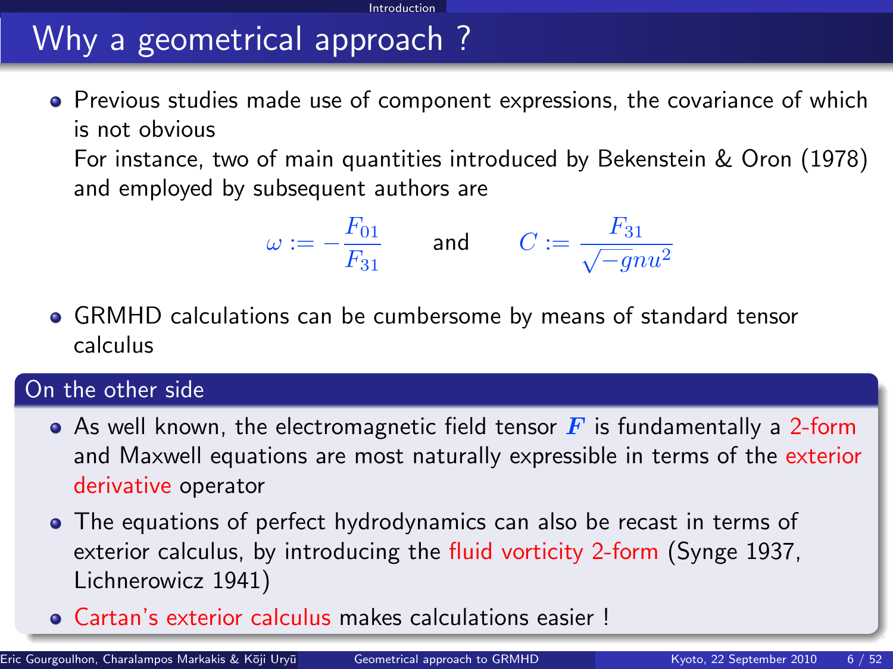# Why a geometrical approach ?

- Previous studies made use of component expressions, the covariance of which is not obvious

  For instance, two of main quantities introduced by Bekenstein & Oron (1978) and employed by subsequent authors are

$$\omega := -\frac{F_{01}}{F_{31}} \qquad \text{and} \qquad C := \frac{F_{31}}{\sqrt{-g}nu^2}$$

- GRMHD calculations can be cumbersome by means of standard tensor calculus

## On the other side

- As well known, the electromagnetic field tensor $\boldsymbol{F}$ is fundamentally a 2-form and Maxwell equations are most naturally expressible in terms of the exterior derivative operator
- The equations of perfect hydrodynamics can also be recast in terms of exterior calculus, by introducing the fluid vorticity 2-form (Synge 1937, Lichnerowicz 1941)
- Cartan's exterior calculus makes calculations easier !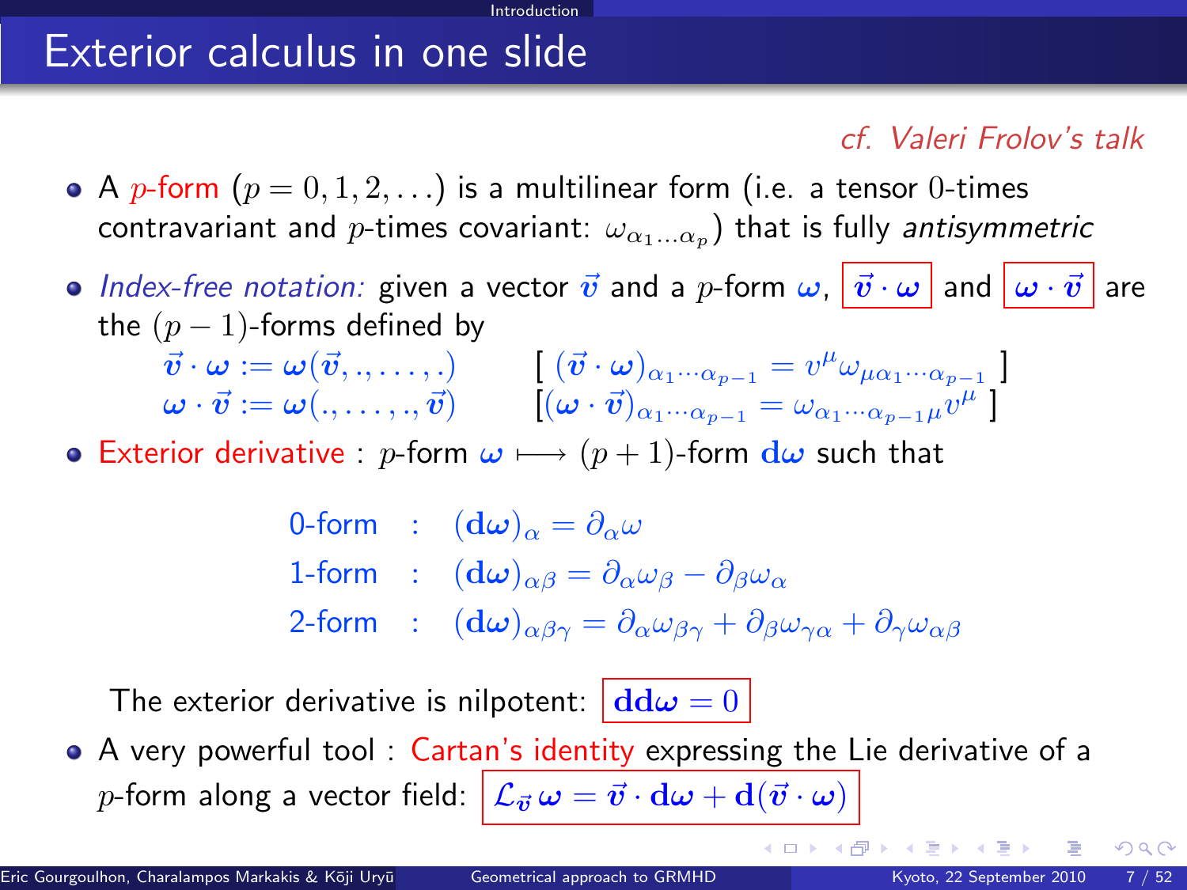# Exterior calculus in one slide

*cf. Valeri Frolov's talk*

- A $p$-form ($p = 0, 1, 2, \ldots$) is a multilinear form (i.e. a tensor $0$-times contravariant and $p$-times covariant: $\omega_{\alpha_1 \ldots \alpha_p}$) that is fully *antisymmetric*
- *Index-free notation:* given a vector $\vec{\boldsymbol{v}}$ and a $p$-form $\boldsymbol{\omega}$, $\vec{\boldsymbol{v}} \cdot \boldsymbol{\omega}$ and $\boldsymbol{\omega} \cdot \vec{\boldsymbol{v}}$ are the $(p-1)$-forms defined by

$$\vec{\boldsymbol{v}} \cdot \boldsymbol{\omega} := \boldsymbol{\omega}(\vec{\boldsymbol{v}}, ., \ldots, .) \qquad [\ (\vec{\boldsymbol{v}} \cdot \boldsymbol{\omega})_{\alpha_1 \cdots \alpha_{p-1}} = v^\mu \omega_{\mu \alpha_1 \cdots \alpha_{p-1}}\ ]$$

$$\boldsymbol{\omega} \cdot \vec{\boldsymbol{v}} := \boldsymbol{\omega}(., \ldots, ., \vec{\boldsymbol{v}}) \qquad [(\boldsymbol{\omega} \cdot \vec{\boldsymbol{v}})_{\alpha_1 \cdots \alpha_{p-1}} = \omega_{\alpha_1 \cdots \alpha_{p-1} \mu} v^\mu\ ]$$

- Exterior derivative : $p$-form $\boldsymbol{\omega} \longmapsto$ $(p+1)$-form $\mathbf{d}\boldsymbol{\omega}$ such that

$$\begin{aligned}
\text{0-form} &: \quad (\mathbf{d}\boldsymbol{\omega})_\alpha = \partial_\alpha \omega \\
\text{1-form} &: \quad (\mathbf{d}\boldsymbol{\omega})_{\alpha\beta} = \partial_\alpha \omega_\beta - \partial_\beta \omega_\alpha \\
\text{2-form} &: \quad (\mathbf{d}\boldsymbol{\omega})_{\alpha\beta\gamma} = \partial_\alpha \omega_{\beta\gamma} + \partial_\beta \omega_{\gamma\alpha} + \partial_\gamma \omega_{\alpha\beta}
\end{aligned}$$

  The exterior derivative is nilpotent: $\mathbf{dd}\boldsymbol{\omega} = 0$

- A very powerful tool : Cartan's identity expressing the Lie derivative of a $p$-form along a vector field: $\mathcal{L}_{\vec{\boldsymbol{v}}}\, \boldsymbol{\omega} = \vec{\boldsymbol{v}} \cdot \mathbf{d}\boldsymbol{\omega} + \mathbf{d}(\vec{\boldsymbol{v}} \cdot \boldsymbol{\omega})$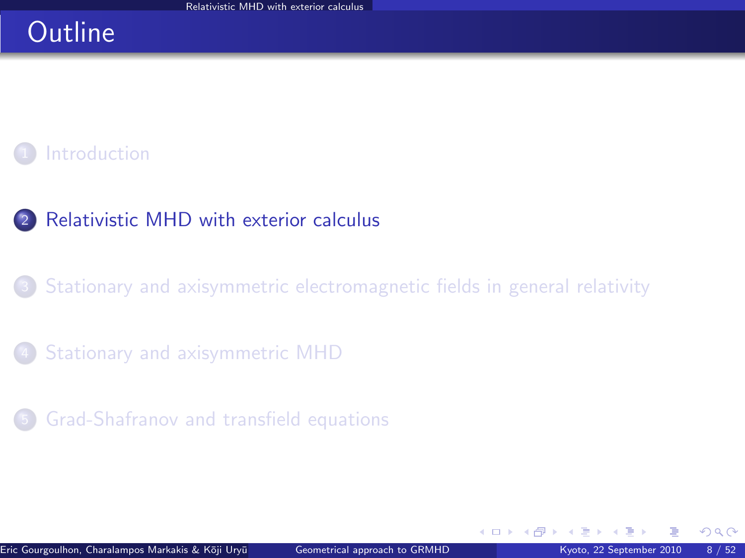# Outline

1. Introduction
2. Relativistic MHD with exterior calculus
3. Stationary and axisymmetric electromagnetic fields in general relativity
4. Stationary and axisymmetric MHD
5. Grad-Shafranov and transfield equations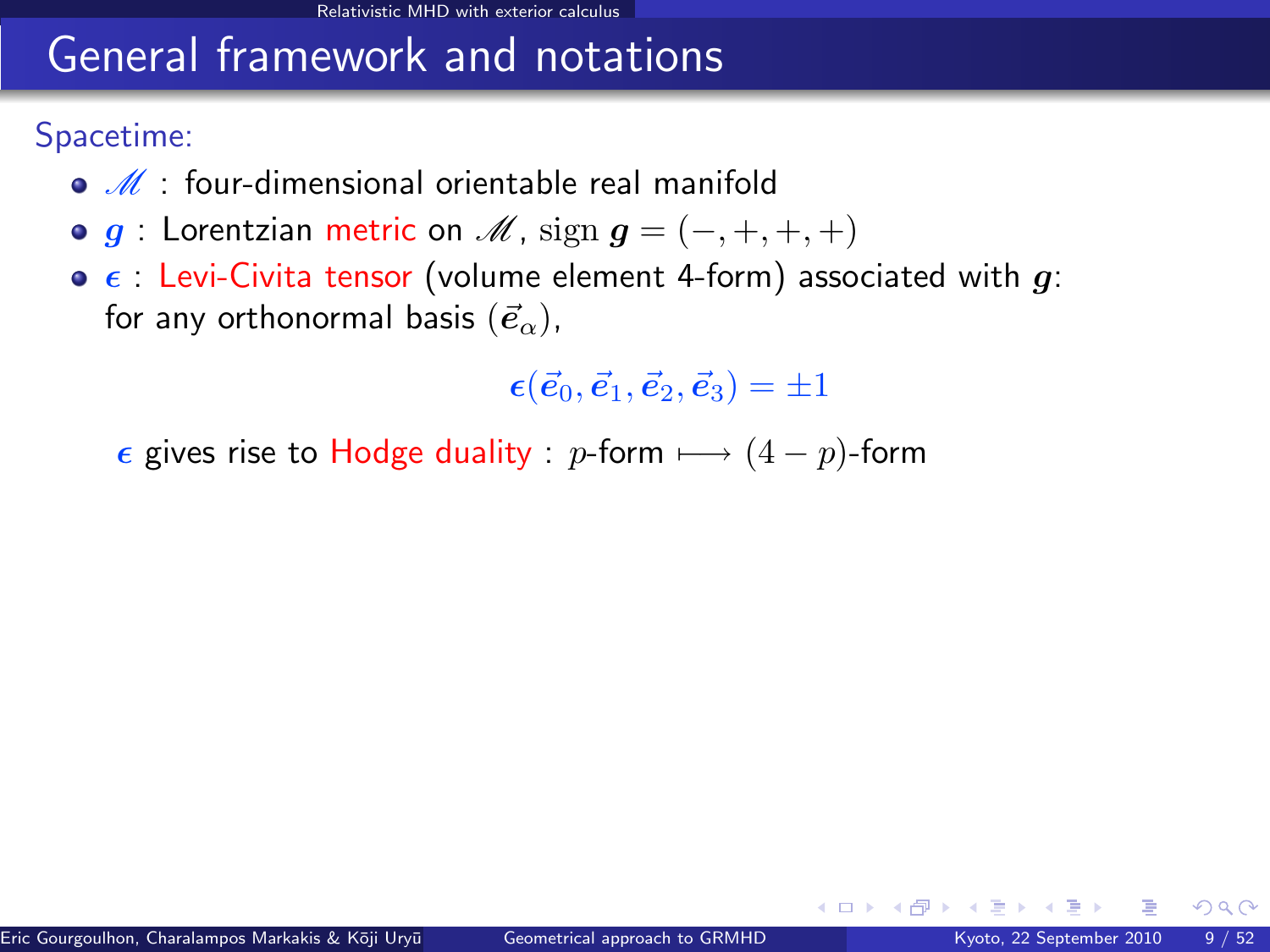# General framework and notations

Spacetime:

- $\mathscr{M}$ : four-dimensional orientable real manifold
- $\boldsymbol{g}$ : Lorentzian metric on $\mathscr{M}$, $\text{sign}\, \boldsymbol{g} = (-,+,+,+)$
- $\boldsymbol{\epsilon}$ : Levi-Civita tensor (volume element 4-form) associated with $\boldsymbol{g}$: for any orthonormal basis $(\vec{\boldsymbol{e}}_\alpha)$,

$$\boldsymbol{\epsilon}(\vec{\boldsymbol{e}}_0, \vec{\boldsymbol{e}}_1, \vec{\boldsymbol{e}}_2, \vec{\boldsymbol{e}}_3) = \pm 1$$

$\boldsymbol{\epsilon}$ gives rise to Hodge duality : $p$-form $\longmapsto$ $(4-p)$-form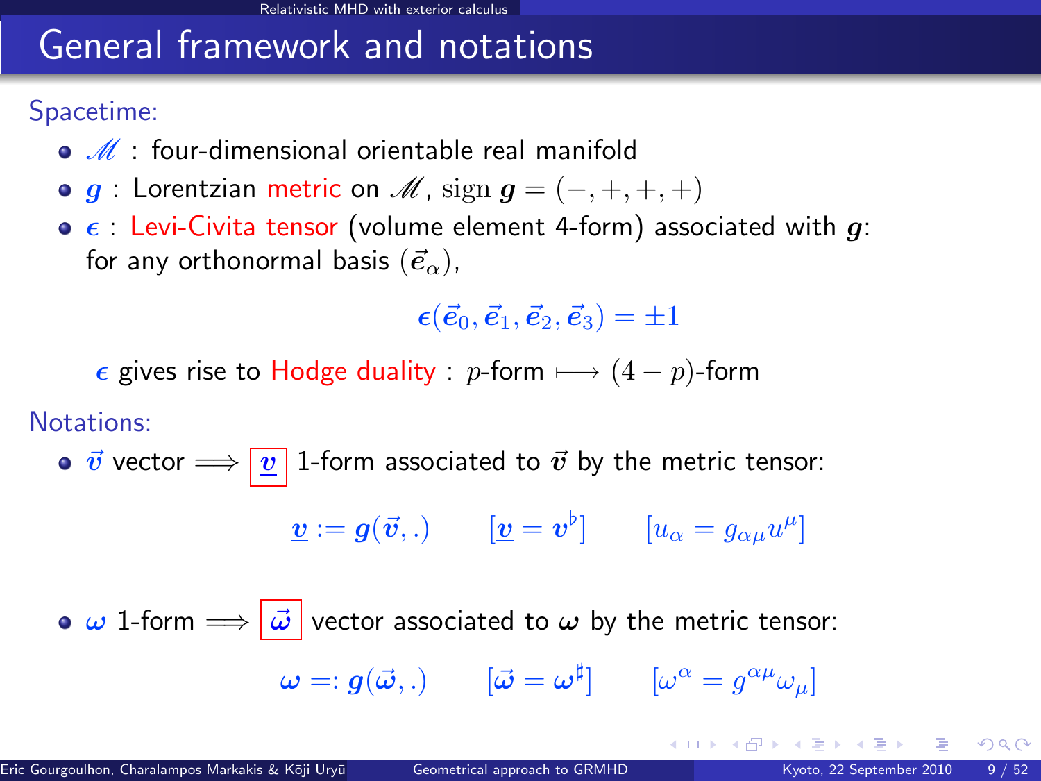# General framework and notations

Spacetime:

- $\mathscr{M}$ : four-dimensional orientable real manifold
- $\boldsymbol{g}$ : Lorentzian metric on $\mathscr{M}$, $\mathrm{sign}\ \boldsymbol{g} = (-,+,+,+)$
- $\boldsymbol{\epsilon}$ : Levi-Civita tensor (volume element 4-form) associated with $\boldsymbol{g}$: for any orthonormal basis $(\vec{\boldsymbol{e}}_\alpha)$,

$$\boldsymbol{\epsilon}(\vec{\boldsymbol{e}}_0, \vec{\boldsymbol{e}}_1, \vec{\boldsymbol{e}}_2, \vec{\boldsymbol{e}}_3) = \pm 1$$

$\boldsymbol{\epsilon}$ gives rise to Hodge duality : $p$-form $\longmapsto$ $(4-p)$-form

Notations:

- $\vec{\boldsymbol{v}}$ vector $\Longrightarrow$ $\underline{\boldsymbol{v}}$ 1-form associated to $\vec{\boldsymbol{v}}$ by the metric tensor:

$$\underline{\boldsymbol{v}} := \boldsymbol{g}(\vec{\boldsymbol{v}}, .) \qquad [\underline{\boldsymbol{v}} = \boldsymbol{v}^\flat] \qquad [u_\alpha = g_{\alpha\mu} u^\mu]$$

- $\boldsymbol{\omega}$ 1-form $\Longrightarrow$ $\vec{\boldsymbol{\omega}}$ vector associated to $\boldsymbol{\omega}$ by the metric tensor:

$$\boldsymbol{\omega} =: \boldsymbol{g}(\vec{\boldsymbol{\omega}}, .) \qquad [\vec{\boldsymbol{\omega}} = \boldsymbol{\omega}^\sharp] \qquad [\omega^\alpha = g^{\alpha\mu} \omega_\mu]$$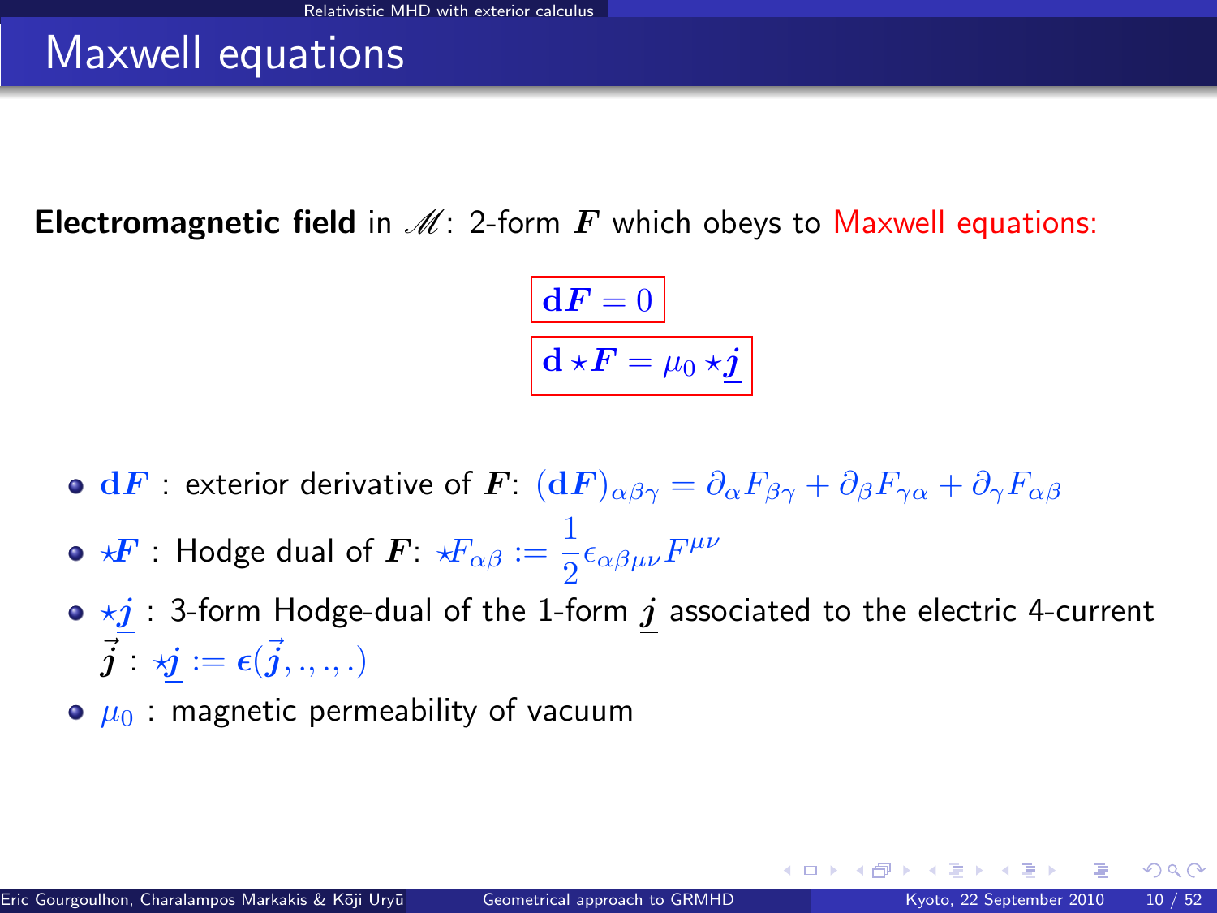# Maxwell equations

**Electromagnetic field** in $\mathscr{M}$: 2-form $\boldsymbol{F}$ which obeys to Maxwell equations:

$$\boxed{\mathbf{d}\boldsymbol{F} = 0}$$

$$\boxed{\mathbf{d} \star\boldsymbol{F} = \mu_0 \star\underline{\boldsymbol{j}}}$$

- $\mathbf{d}\boldsymbol{F}$ : exterior derivative of $\boldsymbol{F}$: $(\mathbf{d}\boldsymbol{F})_{\alpha\beta\gamma} = \partial_\alpha F_{\beta\gamma} + \partial_\beta F_{\gamma\alpha} + \partial_\gamma F_{\alpha\beta}$
- $\star\boldsymbol{F}$ : Hodge dual of $\boldsymbol{F}$: $\star F_{\alpha\beta} := \dfrac{1}{2}\epsilon_{\alpha\beta\mu\nu}F^{\mu\nu}$
- $\star\underline{\boldsymbol{j}}$ : 3-form Hodge-dual of the 1-form $\underline{\boldsymbol{j}}$ associated to the electric 4-current $\vec{\boldsymbol{j}}$ : $\star\underline{\boldsymbol{j}} := \boldsymbol{\epsilon}(\vec{\boldsymbol{j}}, ., ., .)$
- $\mu_0$ : magnetic permeability of vacuum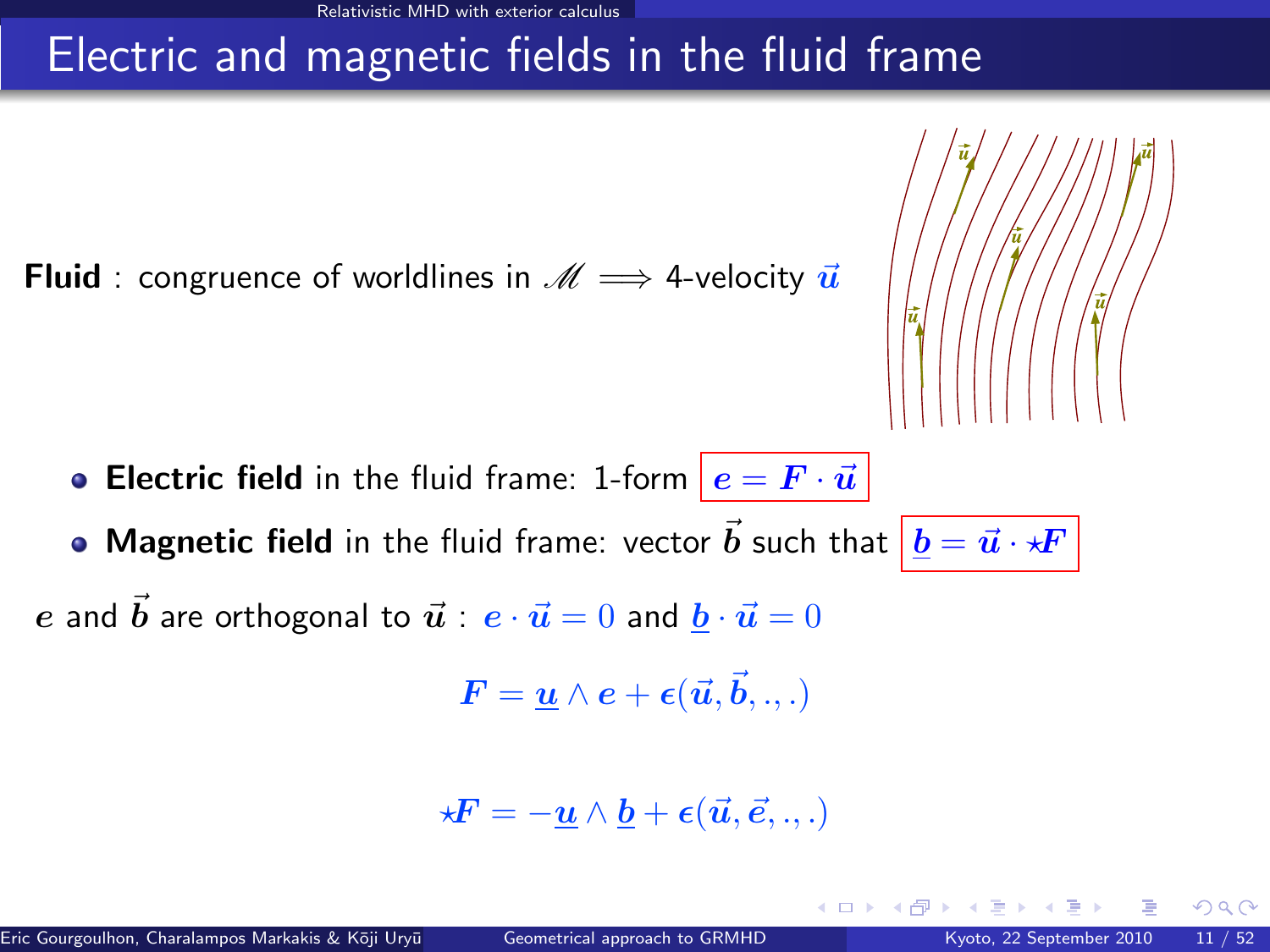# Electric and magnetic fields in the fluid frame

**Fluid** : congruence of worldlines in $\mathscr{M}$ $\Longrightarrow$ 4-velocity $\vec{u}$

- **Electric field** in the fluid frame: 1-form $\boldsymbol{e} = \boldsymbol{F} \cdot \vec{u}$
- **Magnetic field** in the fluid frame: vector $\vec{b}$ such that $\underline{\boldsymbol{b}} = \vec{u} \cdot \star\boldsymbol{F}$

$\boldsymbol{e}$ and $\vec{b}$ are orthogonal to $\vec{u}$ : $\boldsymbol{e} \cdot \vec{u} = 0$ and $\underline{\boldsymbol{b}} \cdot \vec{u} = 0$

$$\boldsymbol{F} = \underline{\boldsymbol{u}} \wedge \boldsymbol{e} + \boldsymbol{\epsilon}(\vec{u}, \vec{b}, ., .)$$

$$\star\boldsymbol{F} = -\underline{\boldsymbol{u}} \wedge \underline{\boldsymbol{b}} + \boldsymbol{\epsilon}(\vec{u}, \vec{e}, ., .)$$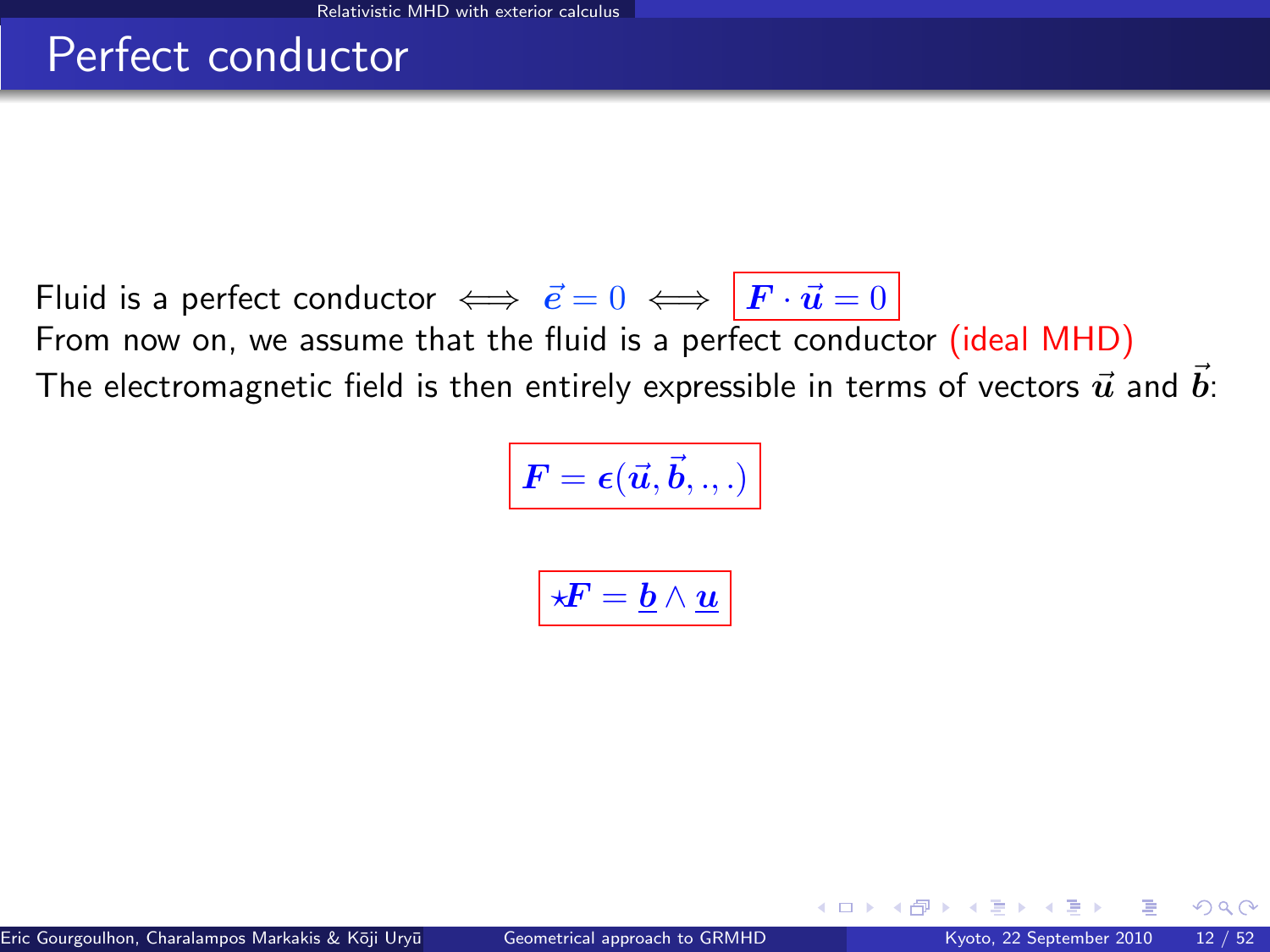# Perfect conductor

Fluid is a perfect conductor $\iff$ $\vec{e} = 0$ $\iff$ $\boldsymbol{F} \cdot \vec{\boldsymbol{u}} = 0$

From now on, we assume that the fluid is a perfect conductor (ideal MHD)

The electromagnetic field is then entirely expressible in terms of vectors $\vec{\boldsymbol{u}}$ and $\vec{\boldsymbol{b}}$:

$$\boldsymbol{F} = \boldsymbol{\epsilon}(\vec{\boldsymbol{u}}, \vec{\boldsymbol{b}}, ., .)$$

$$\star\boldsymbol{F} = \underline{\boldsymbol{b}} \wedge \underline{\boldsymbol{u}}$$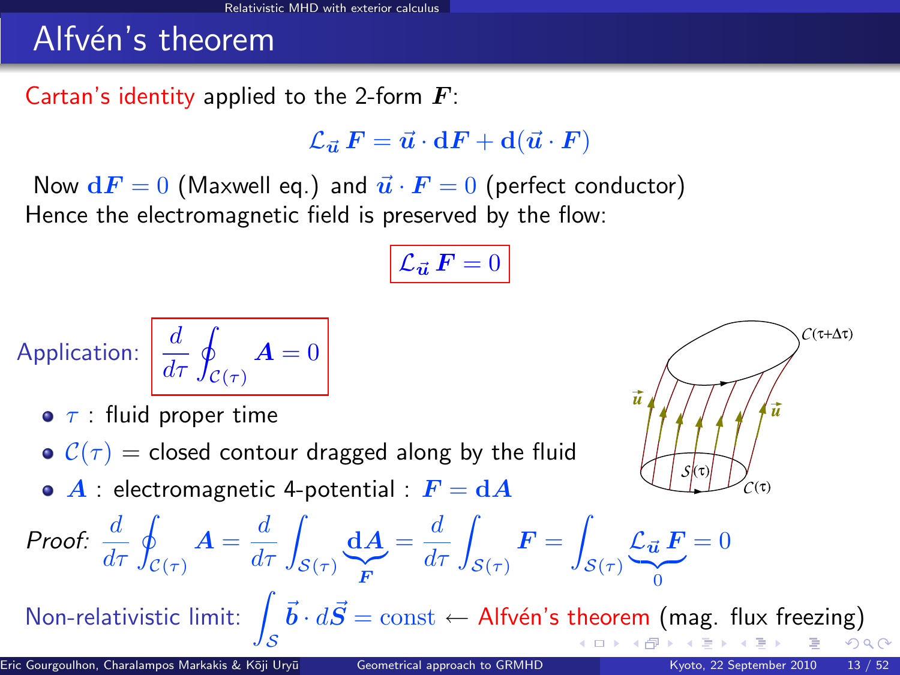# Alfvén's theorem

Cartan's identity applied to the 2-form $\boldsymbol{F}$:

$$\mathcal{L}_{\vec{u}}\, \boldsymbol{F} = \vec{u} \cdot \mathbf{d}\boldsymbol{F} + \mathbf{d}(\vec{u} \cdot \boldsymbol{F})$$

Now $\mathbf{d}\boldsymbol{F} = 0$ (Maxwell eq.) and $\vec{u} \cdot \boldsymbol{F} = 0$ (perfect conductor)
Hence the electromagnetic field is preserved by the flow:

$$\boxed{\mathcal{L}_{\vec{u}}\, \boldsymbol{F} = 0}$$

Application: $\boxed{\dfrac{d}{d\tau} \oint_{\mathcal{C}(\tau)} \boldsymbol{A} = 0}$

- $\tau$ : fluid proper time
- $\mathcal{C}(\tau)$ = closed contour dragged along by the fluid
- $\boldsymbol{A}$ : electromagnetic 4-potential : $\boldsymbol{F} = \mathbf{d}\boldsymbol{A}$

*Proof:* $\dfrac{d}{d\tau} \oint_{\mathcal{C}(\tau)} \boldsymbol{A} = \dfrac{d}{d\tau} \int_{\mathcal{S}(\tau)} \underbrace{\mathbf{d}\boldsymbol{A}}_{\boldsymbol{F}} = \dfrac{d}{d\tau} \int_{\mathcal{S}(\tau)} \boldsymbol{F} = \int_{\mathcal{S}(\tau)} \underbrace{\mathcal{L}_{\vec{u}}\, \boldsymbol{F}}_{0} = 0$

Non-relativistic limit: $\displaystyle\int_{\mathcal{S}} \vec{b} \cdot d\vec{S} = \mathrm{const}$ ← Alfvén's theorem (mag. flux freezing)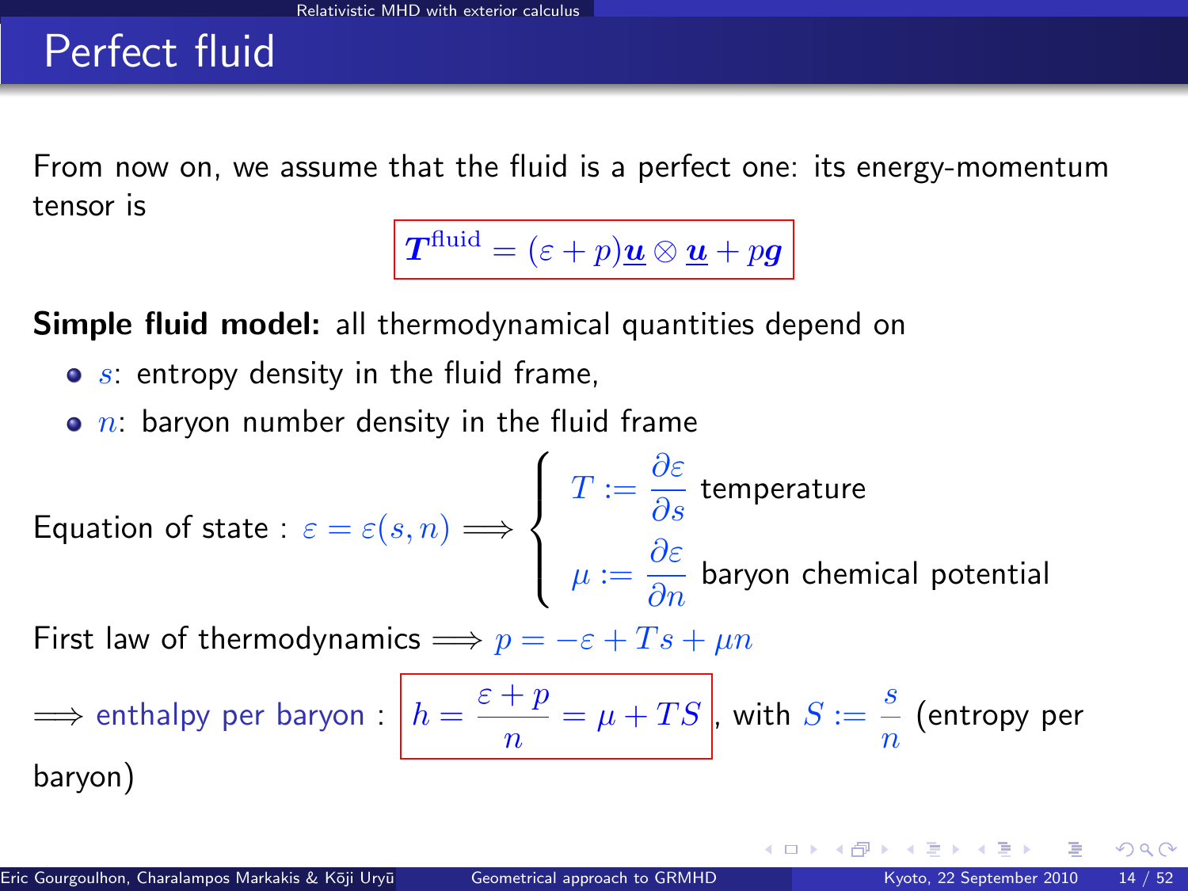# Perfect fluid

From now on, we assume that the fluid is a perfect one: its energy-momentum tensor is

$$\boldsymbol{T}^{\rm fluid} = (\varepsilon + p)\underline{\boldsymbol{u}} \otimes \underline{\boldsymbol{u}} + p\boldsymbol{g}$$

**Simple fluid model:** all thermodynamical quantities depend on

- $s$: entropy density in the fluid frame,
- $n$: baryon number density in the fluid frame

Equation of state : $\varepsilon = \varepsilon(s, n) \Longrightarrow \begin{cases} T := \dfrac{\partial \varepsilon}{\partial s} & \text{temperature} \\ \mu := \dfrac{\partial \varepsilon}{\partial n} & \text{baryon chemical potential} \end{cases}$

First law of thermodynamics $\Longrightarrow p = -\varepsilon + Ts + \mu n$

$\Longrightarrow$ enthalpy per baryon : $h = \dfrac{\varepsilon + p}{n} = \mu + TS$, with $S := \dfrac{s}{n}$ (entropy per baryon)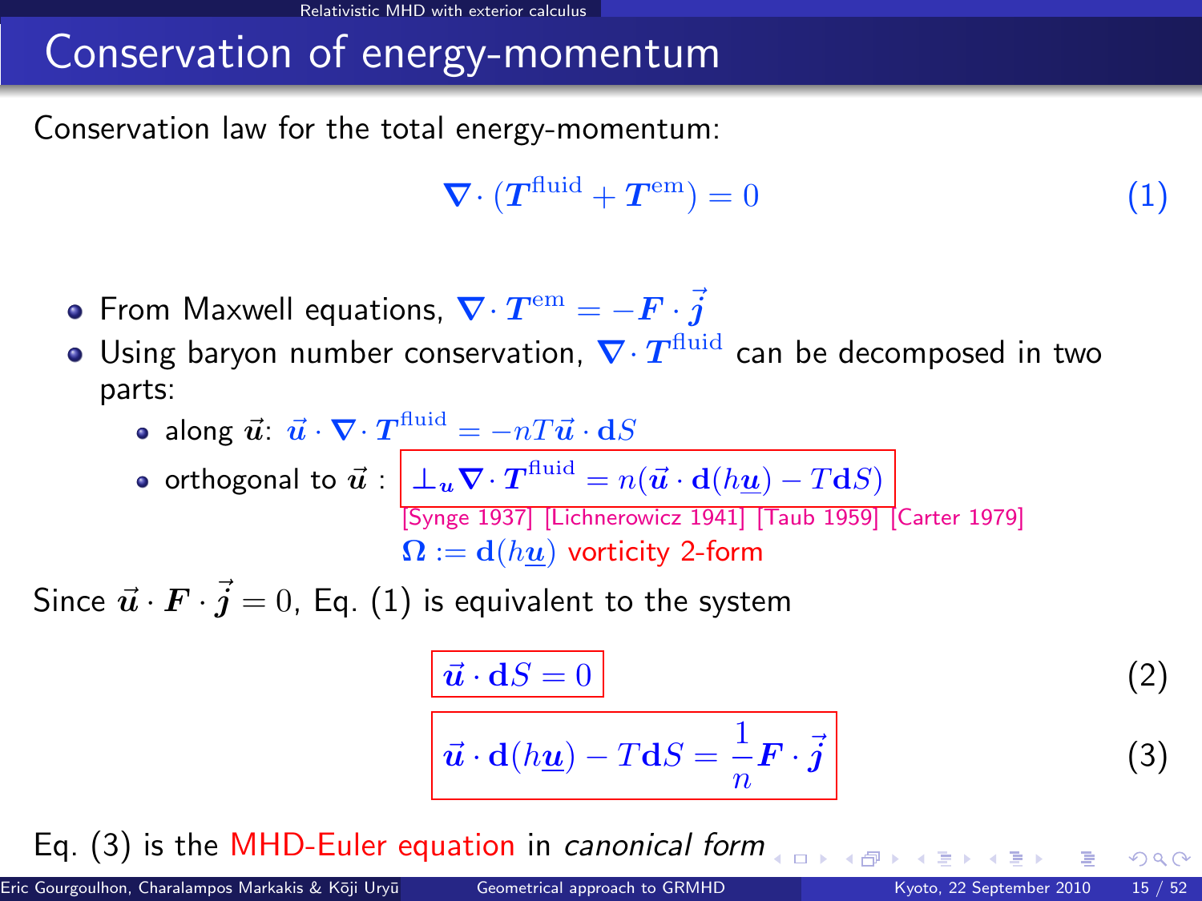# Conservation of energy-momentum

Conservation law for the total energy-momentum:

$$\boldsymbol{\nabla} \cdot (\boldsymbol{T}^{\rm fluid} + \boldsymbol{T}^{\rm em}) = 0 \qquad (1)$$

- From Maxwell equations, $\boldsymbol{\nabla} \cdot \boldsymbol{T}^{\rm em} = -\boldsymbol{F} \cdot \vec{\boldsymbol{j}}$
- Using baryon number conservation, $\boldsymbol{\nabla} \cdot \boldsymbol{T}^{\rm fluid}$ can be decomposed in two parts:
  - along $\vec{\boldsymbol{u}}$: $\vec{\boldsymbol{u}} \cdot \boldsymbol{\nabla} \cdot \boldsymbol{T}^{\rm fluid} = -nT\vec{\boldsymbol{u}} \cdot \mathbf{d}S$
  - orthogonal to $\vec{\boldsymbol{u}}$ : $\boxed{\perp_{\boldsymbol{u}} \boldsymbol{\nabla} \cdot \boldsymbol{T}^{\rm fluid} = n(\vec{\boldsymbol{u}} \cdot \mathbf{d}(h\underline{\boldsymbol{u}}) - T\mathbf{d}S)}$

    [Synge 1937] [Lichnerowicz 1941] [Taub 1959] [Carter 1979]

    $\boldsymbol{\Omega} := \mathbf{d}(h\underline{\boldsymbol{u}})$ vorticity 2-form

Since $\vec{\boldsymbol{u}} \cdot \boldsymbol{F} \cdot \vec{\boldsymbol{j}} = 0$, Eq. (1) is equivalent to the system

$$\boxed{\vec{\boldsymbol{u}} \cdot \mathbf{d}S = 0} \qquad (2)$$

$$\boxed{\vec{\boldsymbol{u}} \cdot \mathbf{d}(h\underline{\boldsymbol{u}}) - T\mathbf{d}S = \frac{1}{n}\boldsymbol{F} \cdot \vec{\boldsymbol{j}}} \qquad (3)$$

Eq. (3) is the MHD-Euler equation in *canonical form*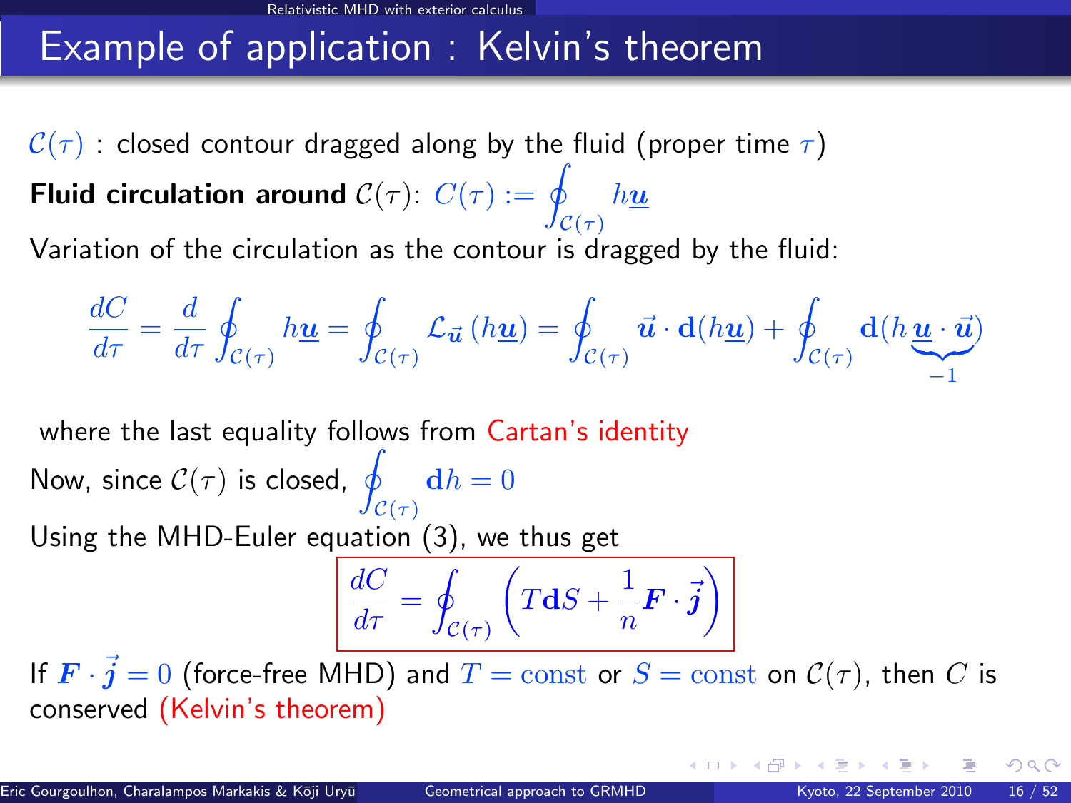# Example of application : Kelvin's theorem

$\mathcal{C}(\tau)$ : closed contour dragged along by the fluid (proper time $\tau$)

**Fluid circulation around** $\mathcal{C}(\tau)$: $C(\tau) := \oint_{\mathcal{C}(\tau)} h\underline{\boldsymbol{u}}$

Variation of the circulation as the contour is dragged by the fluid:

$$\frac{dC}{d\tau} = \frac{d}{d\tau}\oint_{\mathcal{C}(\tau)} h\underline{\boldsymbol{u}} = \oint_{\mathcal{C}(\tau)} \mathcal{L}_{\vec{\boldsymbol{u}}}\left(h\underline{\boldsymbol{u}}\right) = \oint_{\mathcal{C}(\tau)} \vec{\boldsymbol{u}} \cdot \mathbf{d}(h\underline{\boldsymbol{u}}) + \oint_{\mathcal{C}(\tau)} \mathbf{d}(h\,\underbrace{\underline{\boldsymbol{u}} \cdot \vec{\boldsymbol{u}}}_{-1})$$

where the last equality follows from Cartan's identity

Now, since $\mathcal{C}(\tau)$ is closed, $\oint_{\mathcal{C}(\tau)} \mathbf{d}h = 0$

Using the MHD-Euler equation (3), we thus get

$$\boxed{\frac{dC}{d\tau} = \oint_{\mathcal{C}(\tau)} \left(T\mathbf{d}S + \frac{1}{n}\boldsymbol{F}\cdot\vec{\boldsymbol{j}}\right)}$$

If $\boldsymbol{F}\cdot\vec{\boldsymbol{j}} = 0$ (force-free MHD) and $T = \text{const}$ or $S = \text{const}$ on $\mathcal{C}(\tau)$, then $C$ is conserved (Kelvin's theorem)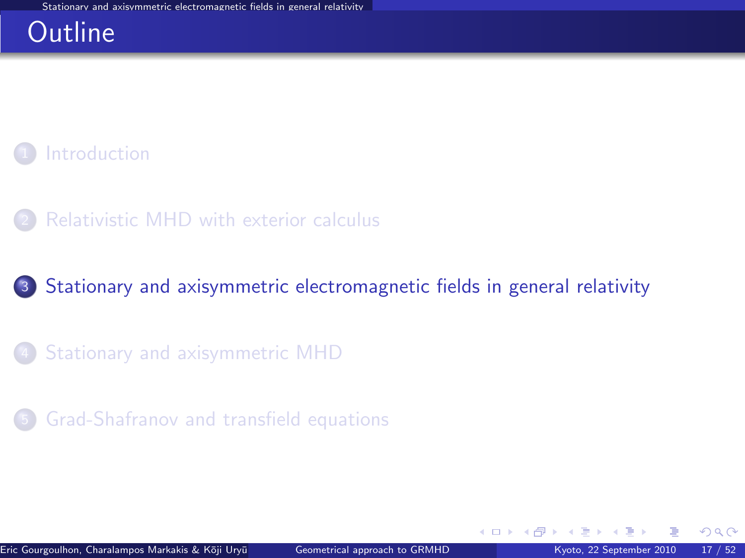# Outline

1. Introduction
2. Relativistic MHD with exterior calculus
3. Stationary and axisymmetric electromagnetic fields in general relativity
4. Stationary and axisymmetric MHD
5. Grad-Shafranov and transfield equations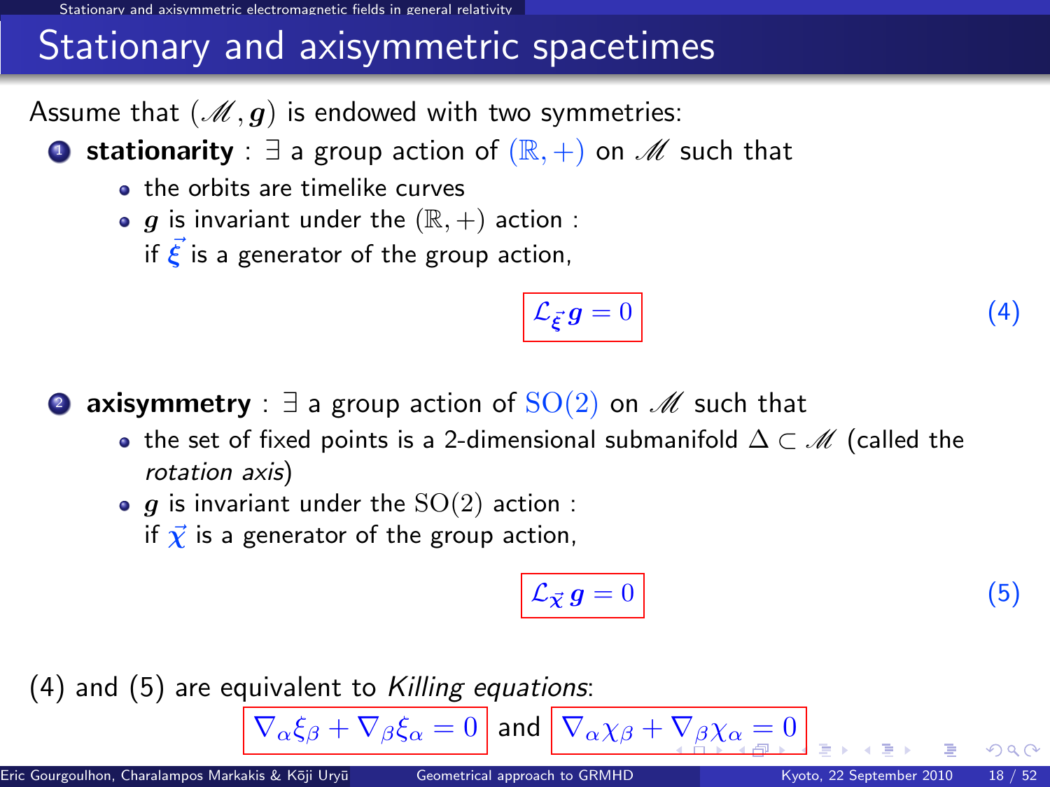# Stationary and axisymmetric spacetimes

Assume that $(\mathscr{M}, \boldsymbol{g})$ is endowed with two symmetries:

1. **stationarity** : $\exists$ a group action of $(\mathbb{R}, +)$ on $\mathscr{M}$ such that
   - the orbits are timelike curves
   - $\boldsymbol{g}$ is invariant under the $(\mathbb{R}, +)$ action :
     if $\vec{\boldsymbol{\xi}}$ is a generator of the group action,

$$\mathcal{L}_{\vec{\boldsymbol{\xi}}}\, \boldsymbol{g} = 0 \qquad (4)$$

2. **axisymmetry** : $\exists$ a group action of $\mathrm{SO}(2)$ on $\mathscr{M}$ such that
   - the set of fixed points is a 2-dimensional submanifold $\Delta \subset \mathscr{M}$ (called the *rotation axis*)
   - $\boldsymbol{g}$ is invariant under the $\mathrm{SO}(2)$ action :
     if $\vec{\boldsymbol{\chi}}$ is a generator of the group action,

$$\mathcal{L}_{\vec{\boldsymbol{\chi}}}\, \boldsymbol{g} = 0 \qquad (5)$$

(4) and (5) are equivalent to *Killing equations*:

$$\nabla_\alpha \xi_\beta + \nabla_\beta \xi_\alpha = 0 \quad \text{and} \quad \nabla_\alpha \chi_\beta + \nabla_\beta \chi_\alpha = 0$$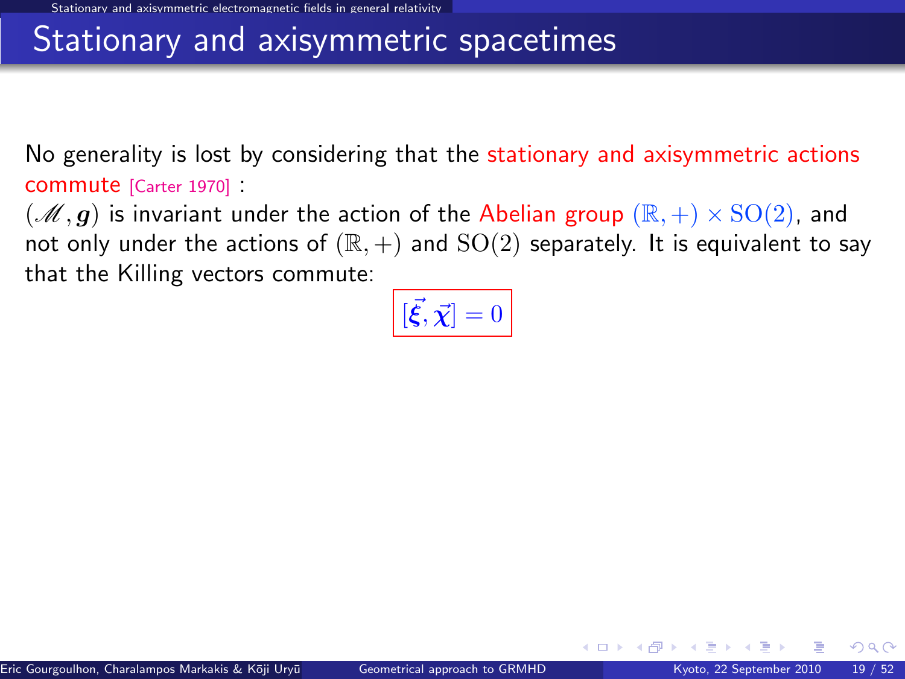# Stationary and axisymmetric spacetimes

No generality is lost by considering that the stationary and axisymmetric actions commute [Carter 1970] :

$(\mathscr{M}, \boldsymbol{g})$ is invariant under the action of the Abelian group $(\mathbb{R}, +) \times \mathrm{SO}(2)$, and not only under the actions of $(\mathbb{R}, +)$ and $\mathrm{SO}(2)$ separately. It is equivalent to say that the Killing vectors commute:

$$\boxed{[\vec{\boldsymbol{\xi}}, \vec{\boldsymbol{\chi}}] = 0}$$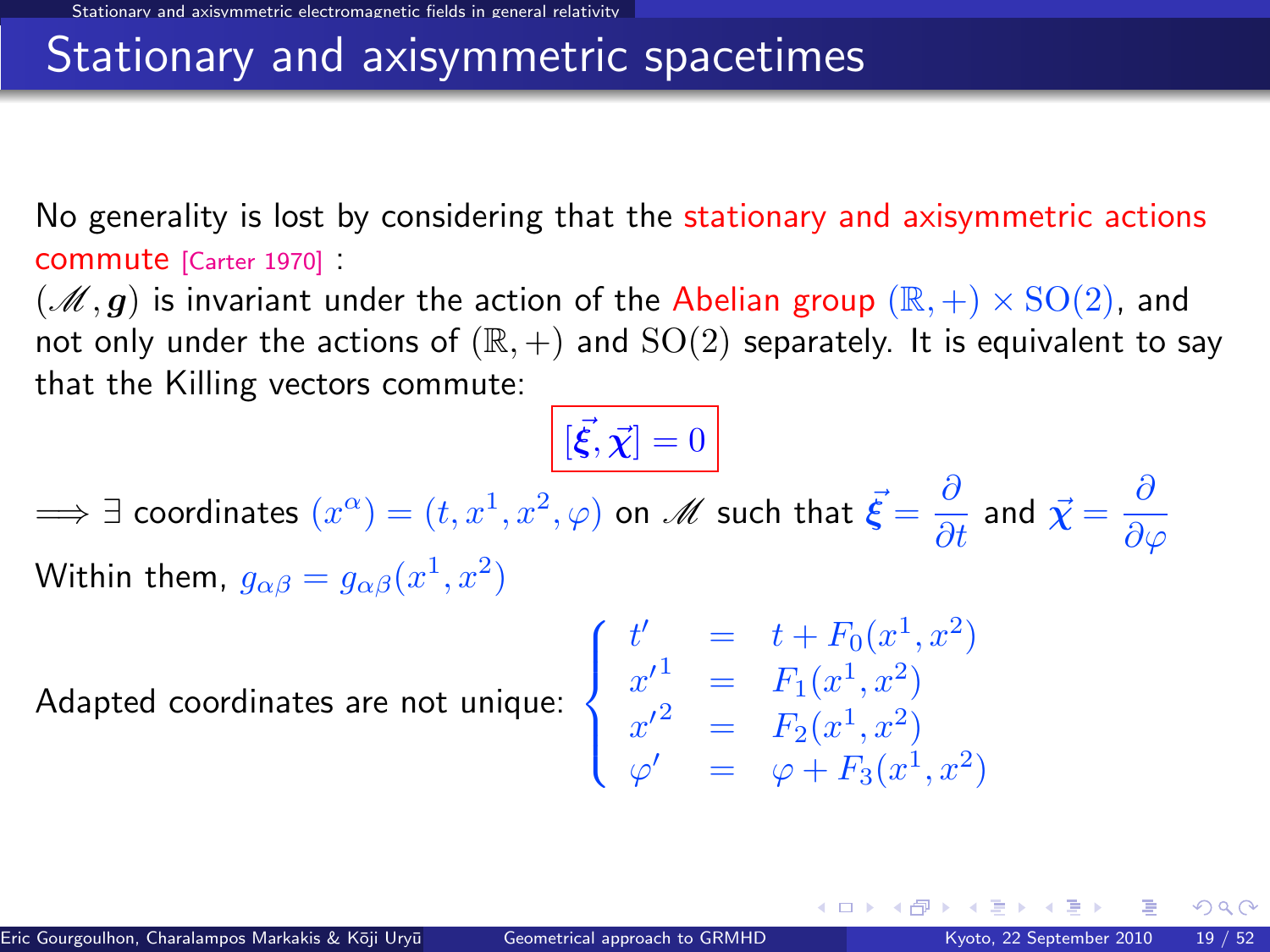# Stationary and axisymmetric spacetimes

No generality is lost by considering that the stationary and axisymmetric actions commute [Carter 1970] :

$(\mathscr{M}, \boldsymbol{g})$ is invariant under the action of the Abelian group $(\mathbb{R}, +) \times \mathrm{SO}(2)$, and not only under the actions of $(\mathbb{R}, +)$ and $\mathrm{SO}(2)$ separately. It is equivalent to say that the Killing vectors commute:

$$[\vec{\boldsymbol{\xi}}, \vec{\boldsymbol{\chi}}] = 0$$

$\Longrightarrow \exists$ coordinates $(x^\alpha) = (t, x^1, x^2, \varphi)$ on $\mathscr{M}$ such that $\vec{\boldsymbol{\xi}} = \dfrac{\partial}{\partial t}$ and $\vec{\boldsymbol{\chi}} = \dfrac{\partial}{\partial \varphi}$

Within them, $g_{\alpha\beta} = g_{\alpha\beta}(x^1, x^2)$

Adapted coordinates are not unique:

$$\begin{cases} t' &= t + F_0(x^1, x^2) \\ x'^1 &= F_1(x^1, x^2) \\ x'^2 &= F_2(x^1, x^2) \\ \varphi' &= \varphi + F_3(x^1, x^2) \end{cases}$$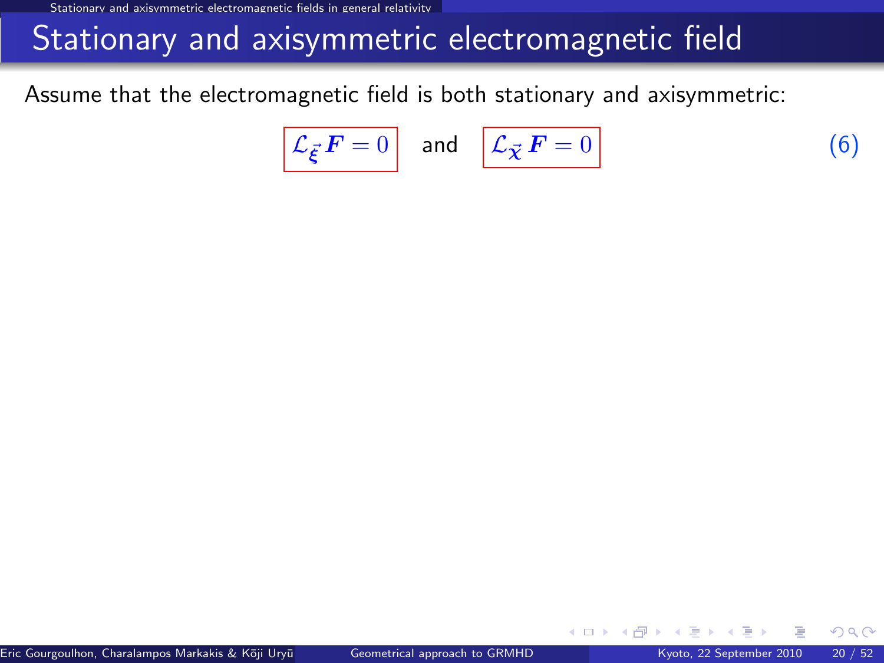# Stationary and axisymmetric electromagnetic field

Assume that the electromagnetic field is both stationary and axisymmetric:

$$\boxed{\mathcal{L}_{\vec{\xi}}\, \boldsymbol{F} = 0} \quad \text{and} \quad \boxed{\mathcal{L}_{\vec{\chi}}\, \boldsymbol{F} = 0} \tag{6}$$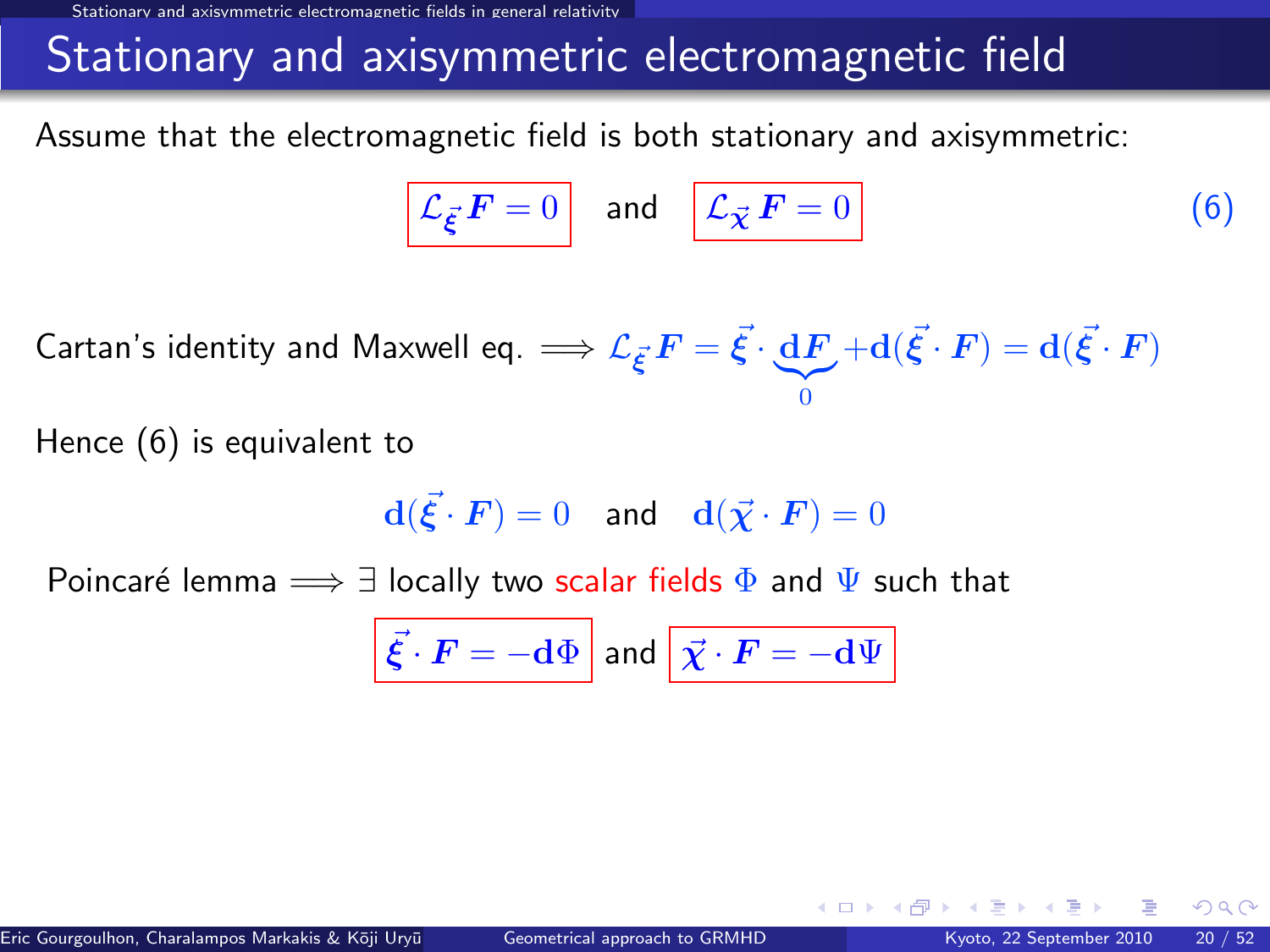# Stationary and axisymmetric electromagnetic field

Assume that the electromagnetic field is both stationary and axisymmetric:

$$\boxed{\mathcal{L}_{\vec{\xi}}\, \boldsymbol{F} = 0} \quad \text{and} \quad \boxed{\mathcal{L}_{\vec{\chi}}\, \boldsymbol{F} = 0} \tag{6}$$

Cartan's identity and Maxwell eq. $\Longrightarrow \mathcal{L}_{\vec{\xi}}\, \boldsymbol{F} = \vec{\xi} \cdot \underbrace{\mathbf{d}\boldsymbol{F}}_{0} + \mathbf{d}(\vec{\xi} \cdot \boldsymbol{F}) = \mathbf{d}(\vec{\xi} \cdot \boldsymbol{F})$

Hence (6) is equivalent to

$$\mathbf{d}(\vec{\xi} \cdot \boldsymbol{F}) = 0 \quad \text{and} \quad \mathbf{d}(\vec{\chi} \cdot \boldsymbol{F}) = 0$$

Poincaré lemma $\Longrightarrow \exists$ locally two scalar fields $\Phi$ and $\Psi$ such that

$$\boxed{\vec{\xi} \cdot \boldsymbol{F} = -\mathbf{d}\Phi} \quad \text{and} \quad \boxed{\vec{\chi} \cdot \boldsymbol{F} = -\mathbf{d}\Psi}$$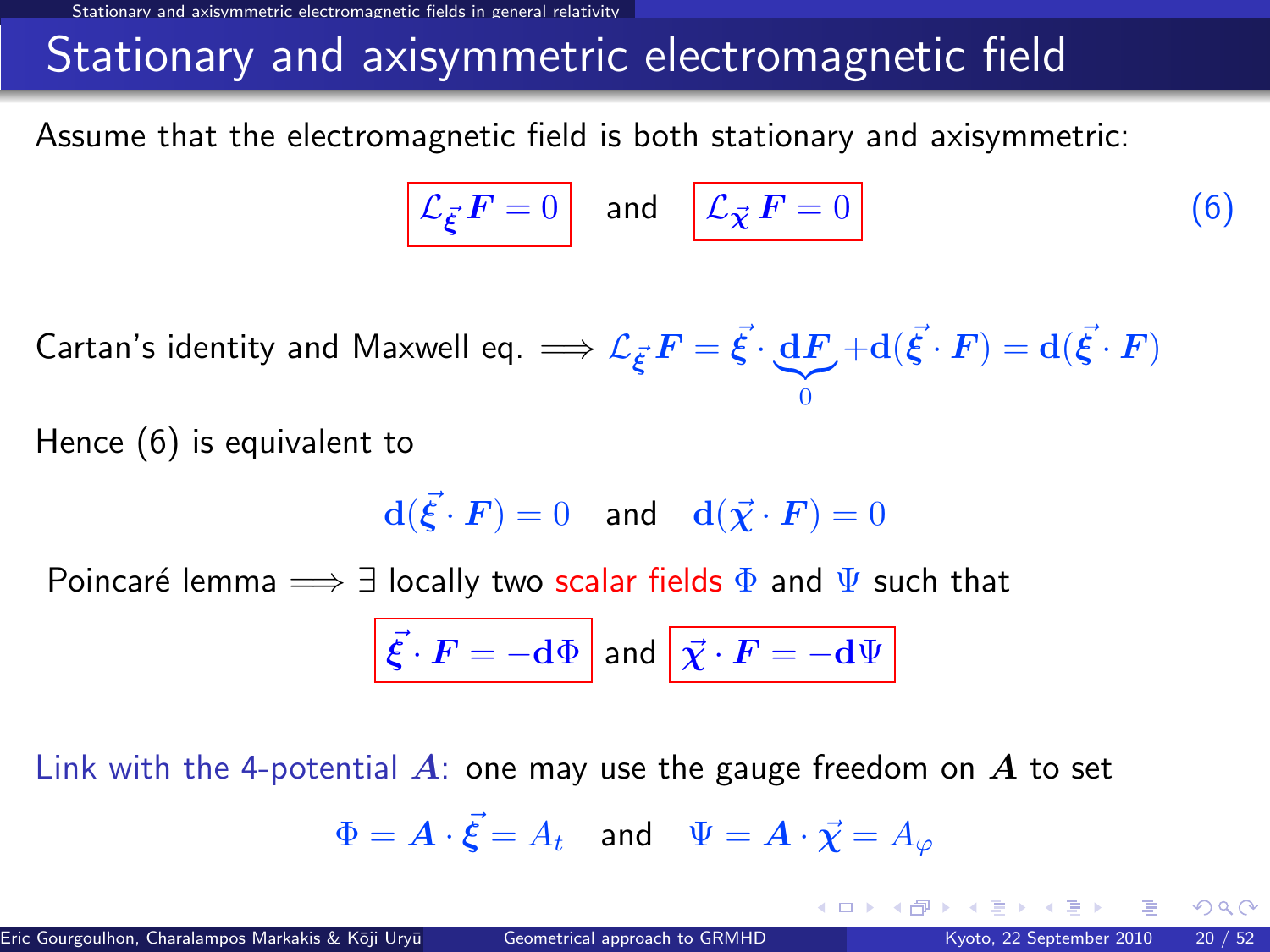# Stationary and axisymmetric electromagnetic field

Assume that the electromagnetic field is both stationary and axisymmetric:

$$\boxed{\mathcal{L}_{\vec{\xi}} \boldsymbol{F} = 0} \quad \text{and} \quad \boxed{\mathcal{L}_{\vec{\chi}} \boldsymbol{F} = 0} \tag{6}$$

Cartan's identity and Maxwell eq. $\Longrightarrow \mathcal{L}_{\vec{\xi}} \boldsymbol{F} = \vec{\xi} \cdot \underbrace{\mathbf{d}\boldsymbol{F}}_{0} + \mathbf{d}(\vec{\xi} \cdot \boldsymbol{F}) = \mathbf{d}(\vec{\xi} \cdot \boldsymbol{F})$

Hence (6) is equivalent to

$$\mathbf{d}(\vec{\xi} \cdot \boldsymbol{F}) = 0 \quad \text{and} \quad \mathbf{d}(\vec{\chi} \cdot \boldsymbol{F}) = 0$$

Poincaré lemma $\Longrightarrow \exists$ locally two scalar fields $\Phi$ and $\Psi$ such that

$$\boxed{\vec{\xi} \cdot \boldsymbol{F} = -\mathbf{d}\Phi} \quad \text{and} \quad \boxed{\vec{\chi} \cdot \boldsymbol{F} = -\mathbf{d}\Psi}$$

Link with the 4-potential $\boldsymbol{A}$: one may use the gauge freedom on $\boldsymbol{A}$ to set

$$\Phi = \boldsymbol{A} \cdot \vec{\xi} = A_t \quad \text{and} \quad \Psi = \boldsymbol{A} \cdot \vec{\chi} = A_\varphi$$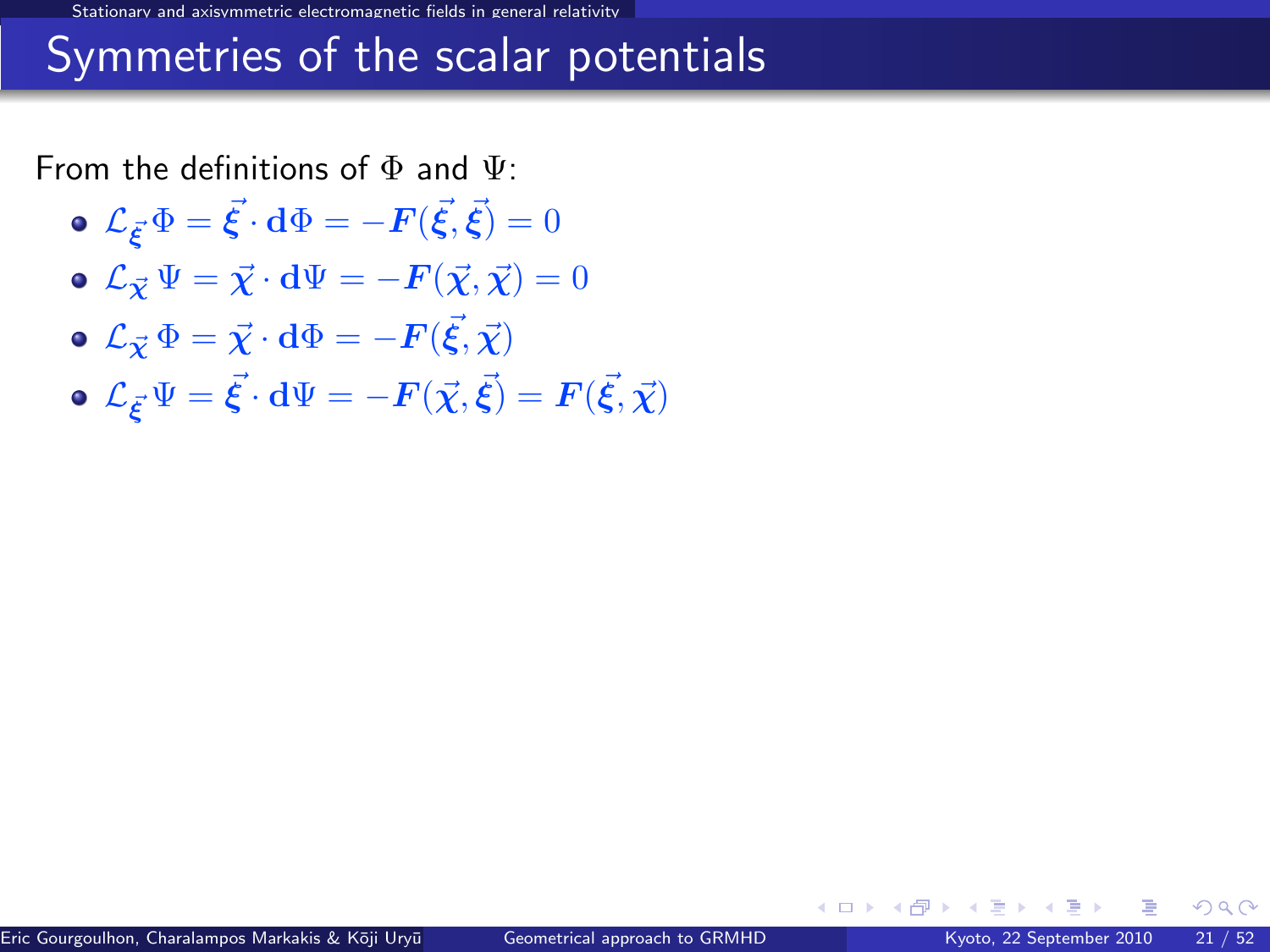# Symmetries of the scalar potentials

From the definitions of $\Phi$ and $\Psi$:

- $\mathcal{L}_{\vec{\xi}}\,\Phi = \vec{\xi}\cdot\mathbf{d}\Phi = -\boldsymbol{F}(\vec{\xi},\vec{\xi}) = 0$
- $\mathcal{L}_{\vec{\chi}}\,\Psi = \vec{\chi}\cdot\mathbf{d}\Psi = -\boldsymbol{F}(\vec{\chi},\vec{\chi}) = 0$
- $\mathcal{L}_{\vec{\chi}}\,\Phi = \vec{\chi}\cdot\mathbf{d}\Phi = -\boldsymbol{F}(\vec{\xi},\vec{\chi})$
- $\mathcal{L}_{\vec{\xi}}\,\Psi = \vec{\xi}\cdot\mathbf{d}\Psi = -\boldsymbol{F}(\vec{\chi},\vec{\xi}) = \boldsymbol{F}(\vec{\xi},\vec{\chi})$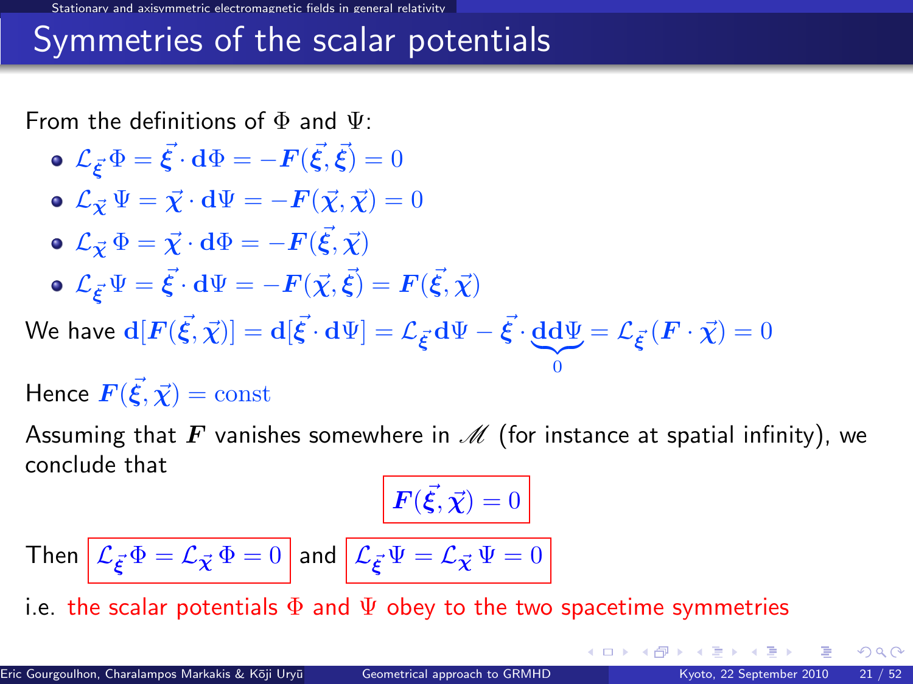# Symmetries of the scalar potentials

From the definitions of $\Phi$ and $\Psi$:

- $\mathcal{L}_{\vec{\xi}}\,\Phi = \vec{\xi}\cdot\mathbf{d}\Phi = -\boldsymbol{F}(\vec{\xi},\vec{\xi}) = 0$
- $\mathcal{L}_{\vec{\chi}}\,\Psi = \vec{\chi}\cdot\mathbf{d}\Psi = -\boldsymbol{F}(\vec{\chi},\vec{\chi}) = 0$
- $\mathcal{L}_{\vec{\chi}}\,\Phi = \vec{\chi}\cdot\mathbf{d}\Phi = -\boldsymbol{F}(\vec{\xi},\vec{\chi})$
- $\mathcal{L}_{\vec{\xi}}\,\Psi = \vec{\xi}\cdot\mathbf{d}\Psi = -\boldsymbol{F}(\vec{\chi},\vec{\xi}) = \boldsymbol{F}(\vec{\xi},\vec{\chi})$

We have $\mathbf{d}[\boldsymbol{F}(\vec{\xi},\vec{\chi})] = \mathbf{d}[\vec{\xi}\cdot\mathbf{d}\Psi] = \mathcal{L}_{\vec{\xi}}\mathbf{d}\Psi - \vec{\xi}\cdot\underbrace{\mathbf{dd}\Psi}_{0} = \mathcal{L}_{\vec{\xi}}(\boldsymbol{F}\cdot\vec{\chi}) = 0$

Hence $\boldsymbol{F}(\vec{\xi},\vec{\chi}) = \mathrm{const}$

Assuming that $\boldsymbol{F}$ vanishes somewhere in $\mathscr{M}$ (for instance at spatial infinity), we conclude that

$$\boxed{\boldsymbol{F}(\vec{\xi},\vec{\chi}) = 0}$$

Then $\boxed{\mathcal{L}_{\vec{\xi}}\,\Phi = \mathcal{L}_{\vec{\chi}}\,\Phi = 0}$ and $\boxed{\mathcal{L}_{\vec{\xi}}\,\Psi = \mathcal{L}_{\vec{\chi}}\,\Psi = 0}$

i.e. the scalar potentials $\Phi$ and $\Psi$ obey to the two spacetime symmetries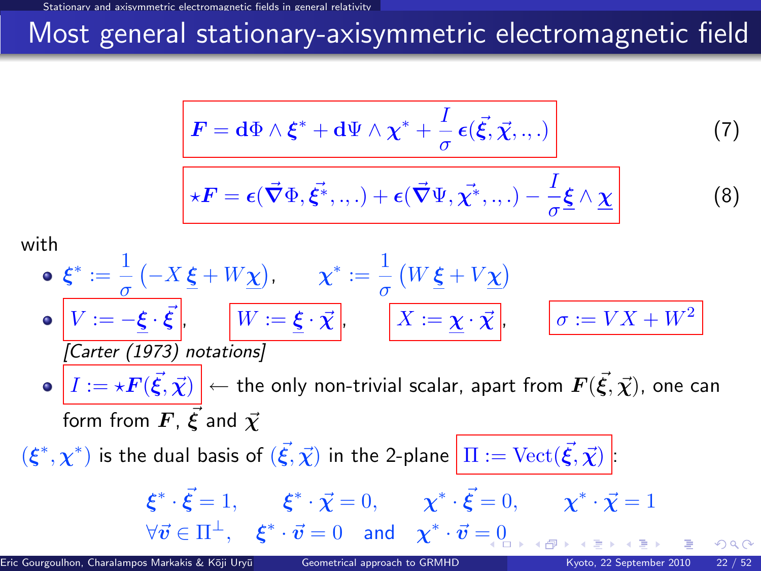# Most general stationary-axisymmetric electromagnetic field

$$\boldsymbol{F} = \mathbf{d}\Phi \wedge \boldsymbol{\xi}^* + \mathbf{d}\Psi \wedge \boldsymbol{\chi}^* + \frac{I}{\sigma}\,\boldsymbol{\epsilon}(\vec{\boldsymbol{\xi}}, \vec{\boldsymbol{\chi}}, ., .) \qquad (7)$$

$$\star\boldsymbol{F} = \boldsymbol{\epsilon}(\vec{\boldsymbol{\nabla}}\Phi, \vec{\boldsymbol{\xi}^*}, ., .) + \boldsymbol{\epsilon}(\vec{\boldsymbol{\nabla}}\Psi, \vec{\boldsymbol{\chi}^*}, ., .) - \frac{I}{\sigma}\underline{\boldsymbol{\xi}} \wedge \underline{\boldsymbol{\chi}} \qquad (8)$$

with

- $\boldsymbol{\xi}^* := \frac{1}{\sigma}\left(-X\,\underline{\boldsymbol{\xi}} + W\underline{\boldsymbol{\chi}}\right), \qquad \boldsymbol{\chi}^* := \frac{1}{\sigma}\left(W\,\underline{\boldsymbol{\xi}} + V\underline{\boldsymbol{\chi}}\right)$
- $V := -\underline{\boldsymbol{\xi}} \cdot \vec{\boldsymbol{\xi}}$, $\quad W := \underline{\boldsymbol{\xi}} \cdot \vec{\boldsymbol{\chi}}$, $\quad X := \underline{\boldsymbol{\chi}} \cdot \vec{\boldsymbol{\chi}}$, $\quad \sigma := VX + W^2$
  *[Carter (1973) notations]*
- $I := \star\boldsymbol{F}(\vec{\boldsymbol{\xi}}, \vec{\boldsymbol{\chi}})$ ← the only non-trivial scalar, apart from $\boldsymbol{F}(\vec{\boldsymbol{\xi}}, \vec{\boldsymbol{\chi}})$, one can form from $\boldsymbol{F}$, $\vec{\boldsymbol{\xi}}$ and $\vec{\boldsymbol{\chi}}$

$(\boldsymbol{\xi}^*, \boldsymbol{\chi}^*)$ is the dual basis of $(\vec{\boldsymbol{\xi}}, \vec{\boldsymbol{\chi}})$ in the 2-plane $\Pi := \mathrm{Vect}(\vec{\boldsymbol{\xi}}, \vec{\boldsymbol{\chi}})$:

$$\boldsymbol{\xi}^* \cdot \vec{\boldsymbol{\xi}} = 1, \qquad \boldsymbol{\xi}^* \cdot \vec{\boldsymbol{\chi}} = 0, \qquad \boldsymbol{\chi}^* \cdot \vec{\boldsymbol{\xi}} = 0, \qquad \boldsymbol{\chi}^* \cdot \vec{\boldsymbol{\chi}} = 1$$

$$\forall \vec{\boldsymbol{v}} \in \Pi^{\perp}, \quad \boldsymbol{\xi}^* \cdot \vec{\boldsymbol{v}} = 0 \quad \text{and} \quad \boldsymbol{\chi}^* \cdot \vec{\boldsymbol{v}} = 0$$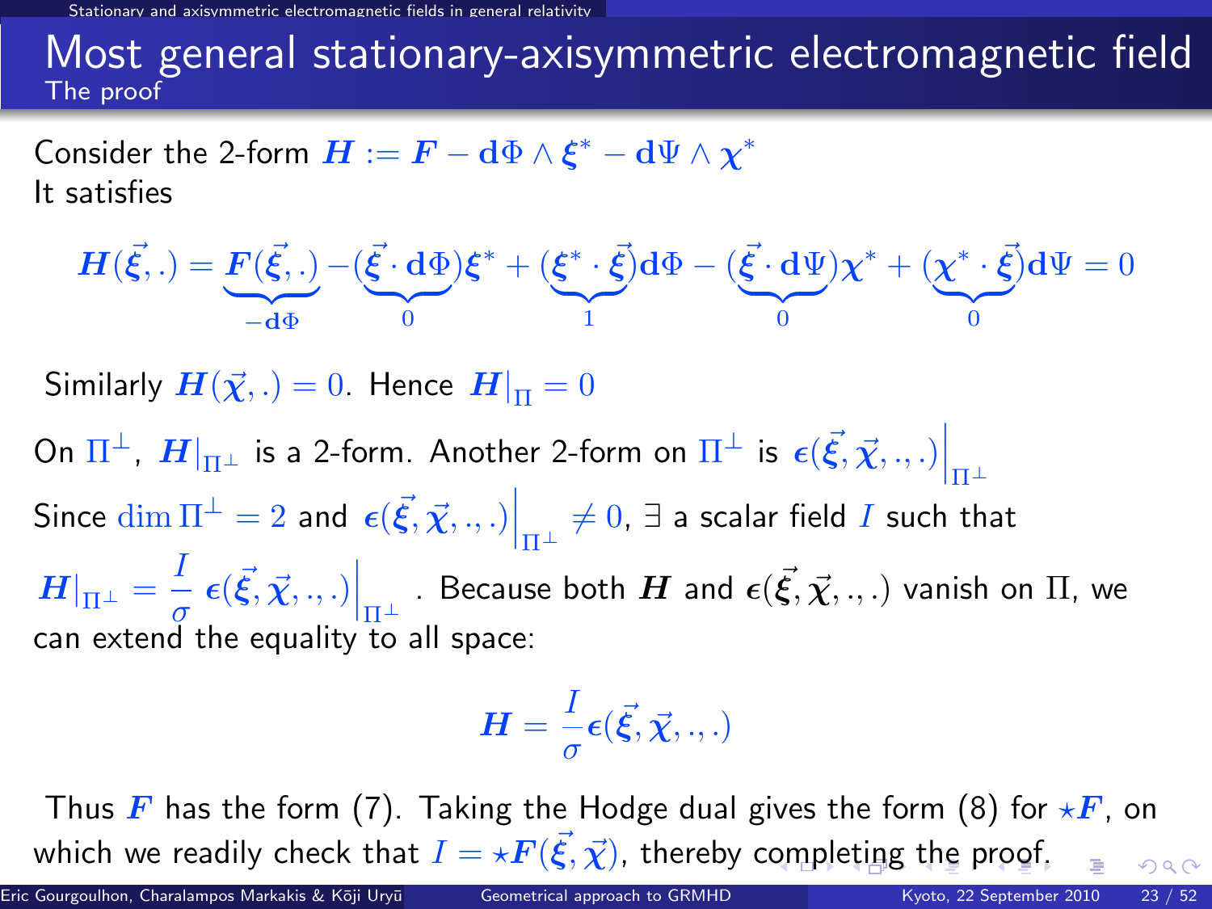# Most general stationary-axisymmetric electromagnetic field

## The proof

Consider the 2-form $\boldsymbol{H} := \boldsymbol{F} - \mathbf{d}\Phi \wedge \boldsymbol{\xi}^* - \mathbf{d}\Psi \wedge \boldsymbol{\chi}^*$

It satisfies

$$\boldsymbol{H}(\vec{\xi}, .) = \underbrace{\boldsymbol{F}(\vec{\xi}, .)}_{-\mathbf{d}\Phi} - (\underbrace{\vec{\xi} \cdot \mathbf{d}\Phi}_{0})\boldsymbol{\xi}^* + (\underbrace{\boldsymbol{\xi}^* \cdot \vec{\xi}}_{1})\mathbf{d}\Phi - (\underbrace{\vec{\xi} \cdot \mathbf{d}\Psi}_{0})\boldsymbol{\chi}^* + (\underbrace{\boldsymbol{\chi}^* \cdot \vec{\xi}}_{0})\mathbf{d}\Psi = 0$$

Similarly $\boldsymbol{H}(\vec{\chi}, .) = 0$. Hence $\boldsymbol{H}|_{\Pi} = 0$

On $\Pi^\perp$, $\boldsymbol{H}|_{\Pi^\perp}$ is a 2-form. Another 2-form on $\Pi^\perp$ is $\boldsymbol{\epsilon}(\vec{\xi}, \vec{\chi}, ., .)\Big|_{\Pi^\perp}$

Since $\dim \Pi^\perp = 2$ and $\boldsymbol{\epsilon}(\vec{\xi}, \vec{\chi}, ., .)\Big|_{\Pi^\perp} \neq 0$, $\exists$ a scalar field $I$ such that

$\boldsymbol{H}|_{\Pi^\perp} = \dfrac{I}{\sigma}\, \boldsymbol{\epsilon}(\vec{\xi}, \vec{\chi}, ., .)\Big|_{\Pi^\perp}$. Because both $\boldsymbol{H}$ and $\boldsymbol{\epsilon}(\vec{\xi}, \vec{\chi}, ., .)$ vanish on $\Pi$, we can extend the equality to all space:

$$\boldsymbol{H} = \frac{I}{\sigma}\boldsymbol{\epsilon}(\vec{\xi}, \vec{\chi}, ., .)$$

Thus $\boldsymbol{F}$ has the form (7). Taking the Hodge dual gives the form (8) for $\star\boldsymbol{F}$, on which we readily check that $I = \star\boldsymbol{F}(\vec{\xi}, \vec{\chi})$, thereby completing the proof.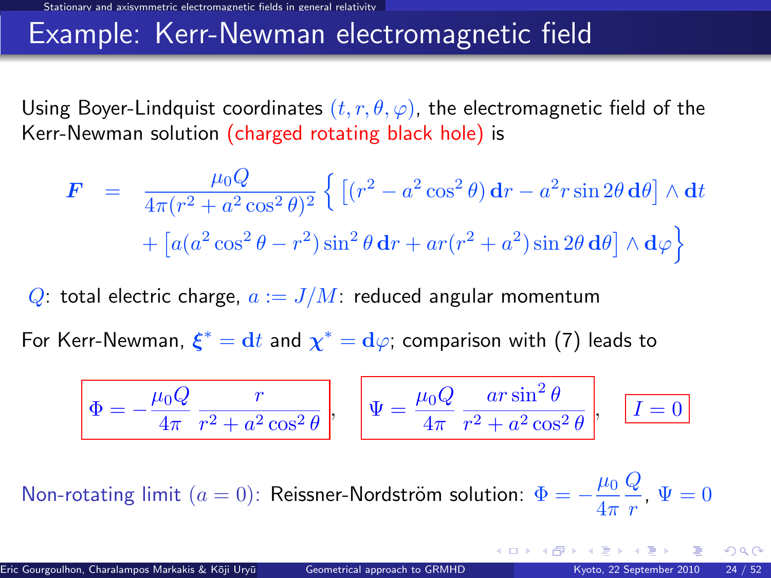# Example: Kerr-Newman electromagnetic field

Using Boyer-Lindquist coordinates $(t, r, \theta, \varphi)$, the electromagnetic field of the Kerr-Newman solution (charged rotating black hole) is

$$
\begin{aligned}
\boldsymbol{F} &= \frac{\mu_0 Q}{4\pi(r^2 + a^2\cos^2\theta)^2} \Big\{ \left[ (r^2 - a^2\cos^2\theta)\,\mathbf{d}r - a^2 r \sin 2\theta\,\mathbf{d}\theta \right] \wedge \mathbf{d}t \\
&\quad + \left[ a(a^2\cos^2\theta - r^2)\sin^2\theta\,\mathbf{d}r + ar(r^2 + a^2)\sin 2\theta\,\mathbf{d}\theta \right] \wedge \mathbf{d}\varphi \Big\}
\end{aligned}
$$

$Q$: total electric charge, $a := J/M$: reduced angular momentum

For Kerr-Newman, $\boldsymbol{\xi}^* = \mathbf{d}t$ and $\boldsymbol{\chi}^* = \mathbf{d}\varphi$; comparison with (7) leads to

$$
\Phi = -\frac{\mu_0 Q}{4\pi} \frac{r}{r^2 + a^2\cos^2\theta}, \qquad \Psi = \frac{\mu_0 Q}{4\pi} \frac{ar\sin^2\theta}{r^2 + a^2\cos^2\theta}, \qquad I = 0
$$

Non-rotating limit $(a = 0)$: Reissner-Nordström solution: $\Phi = -\frac{\mu_0}{4\pi}\frac{Q}{r}$, $\Psi = 0$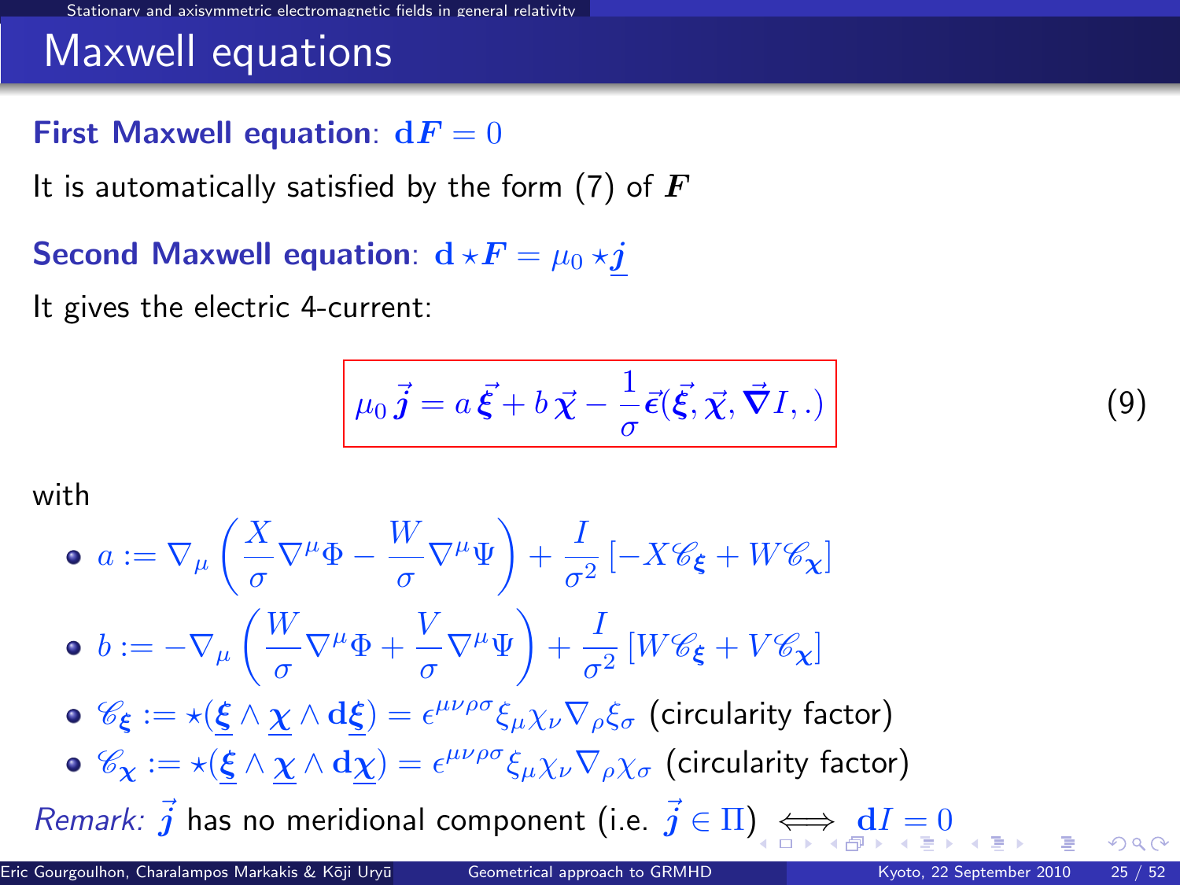## Maxwell equations

**First Maxwell equation**: $\mathbf{d}\boldsymbol{F} = 0$

It is automatically satisfied by the form (7) of $\boldsymbol{F}$

**Second Maxwell equation**: $\mathbf{d} \star \boldsymbol{F} = \mu_0 \star \underline{\boldsymbol{j}}$

It gives the electric 4-current:

$$\mu_0 \vec{\boldsymbol{j}} = a \vec{\boldsymbol{\xi}} + b \vec{\boldsymbol{\chi}} - \frac{1}{\sigma} \vec{\boldsymbol{\epsilon}}(\vec{\boldsymbol{\xi}}, \vec{\boldsymbol{\chi}}, \vec{\boldsymbol{\nabla}} I, .) \tag{9}$$

with

- $a := \nabla_\mu \left( \frac{X}{\sigma} \nabla^\mu \Phi - \frac{W}{\sigma} \nabla^\mu \Psi \right) + \frac{I}{\sigma^2} \left[ -X \mathscr{C}_{\boldsymbol{\xi}} + W \mathscr{C}_{\boldsymbol{\chi}} \right]$
- $b := -\nabla_\mu \left( \frac{W}{\sigma} \nabla^\mu \Phi + \frac{V}{\sigma} \nabla^\mu \Psi \right) + \frac{I}{\sigma^2} \left[ W \mathscr{C}_{\boldsymbol{\xi}} + V \mathscr{C}_{\boldsymbol{\chi}} \right]$
- $\mathscr{C}_{\boldsymbol{\xi}} := \star(\underline{\boldsymbol{\xi}} \wedge \underline{\boldsymbol{\chi}} \wedge \mathbf{d}\underline{\boldsymbol{\xi}}) = \epsilon^{\mu\nu\rho\sigma} \xi_\mu \chi_\nu \nabla_\rho \xi_\sigma$ (circularity factor)
- $\mathscr{C}_{\boldsymbol{\chi}} := \star(\underline{\boldsymbol{\xi}} \wedge \underline{\boldsymbol{\chi}} \wedge \mathbf{d}\underline{\boldsymbol{\chi}}) = \epsilon^{\mu\nu\rho\sigma} \xi_\mu \chi_\nu \nabla_\rho \chi_\sigma$ (circularity factor)

*Remark:* $\vec{\boldsymbol{j}}$ has no meridional component (i.e. $\vec{\boldsymbol{j}} \in \Pi$) $\iff$ $\mathbf{d}I = 0$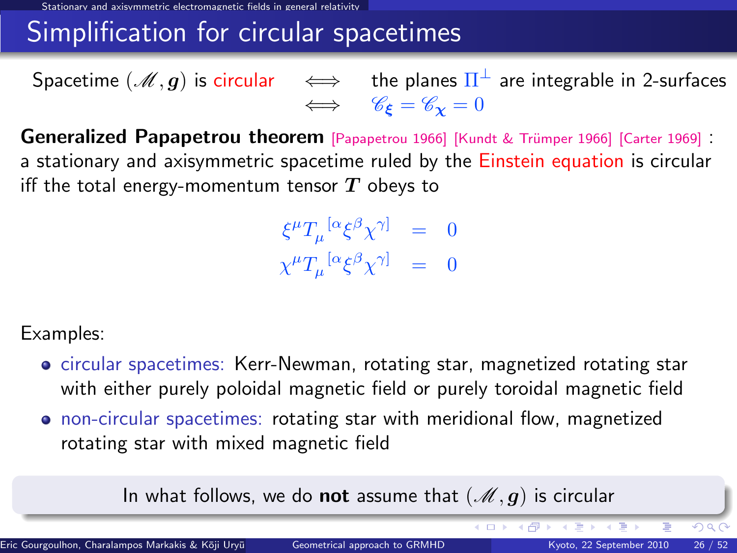# Simplification for circular spacetimes

Spacetime $(\mathscr{M}, \boldsymbol{g})$ is circular $\iff$ the planes $\Pi^\perp$ are integrable in 2-surfaces $\iff$ $\mathscr{C}_{\boldsymbol{\xi}} = \mathscr{C}_{\boldsymbol{\chi}} = 0$

**Generalized Papapetrou theorem** [Papapetrou 1966] [Kundt & Trümper 1966] [Carter 1969] : a stationary and axisymmetric spacetime ruled by the Einstein equation is circular iff the total energy-momentum tensor $\boldsymbol{T}$ obeys to

$$
\begin{aligned}
\xi^\mu T_\mu{}^{[\alpha}\xi^\beta\chi^{\gamma]} &= 0 \\
\chi^\mu T_\mu{}^{[\alpha}\xi^\beta\chi^{\gamma]} &= 0
\end{aligned}
$$

Examples:

- circular spacetimes: Kerr-Newman, rotating star, magnetized rotating star with either purely poloidal magnetic field or purely toroidal magnetic field
- non-circular spacetimes: rotating star with meridional flow, magnetized rotating star with mixed magnetic field

In what follows, we do **not** assume that $(\mathscr{M}, \boldsymbol{g})$ is circular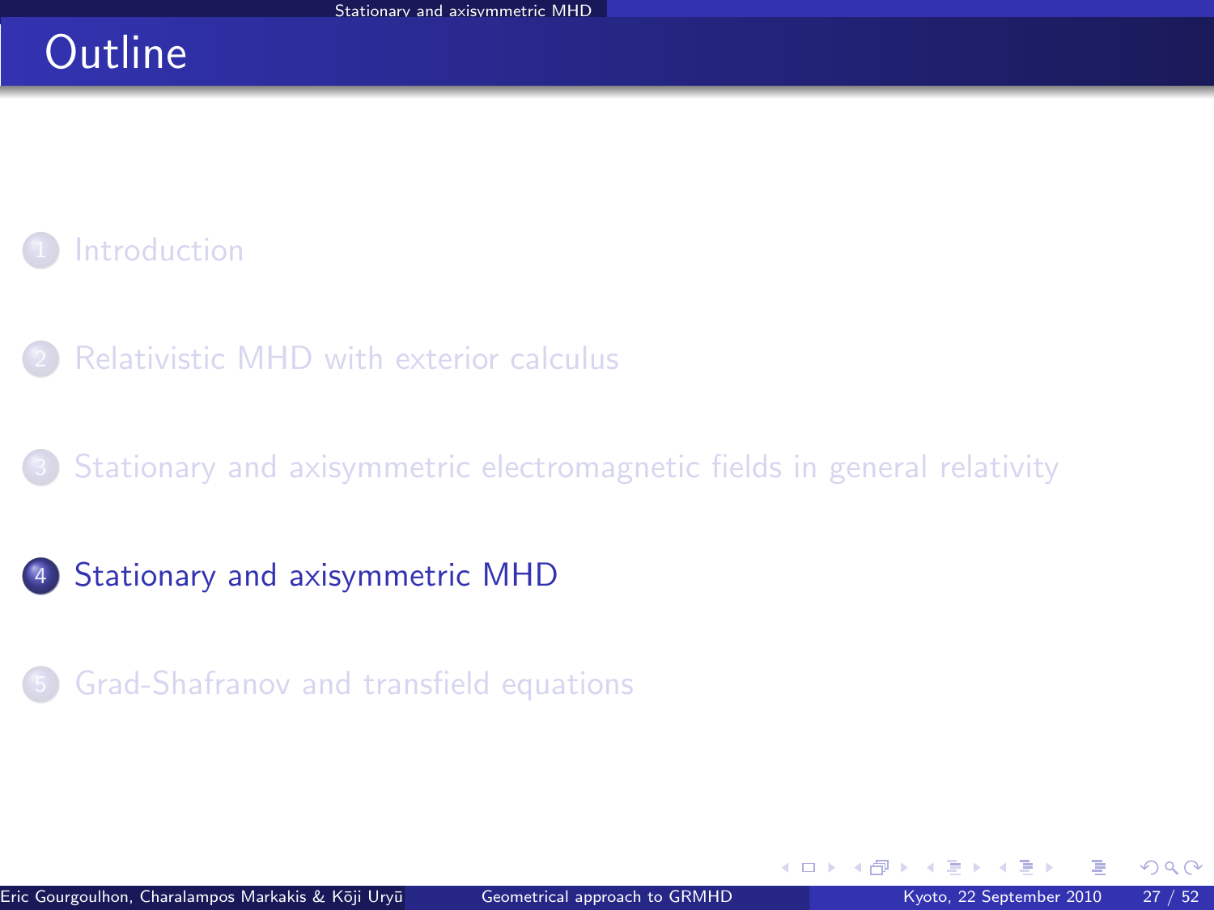# Outline

1. Introduction
2. Relativistic MHD with exterior calculus
3. Stationary and axisymmetric electromagnetic fields in general relativity
4. **Stationary and axisymmetric MHD**
5. Grad-Shafranov and transfield equations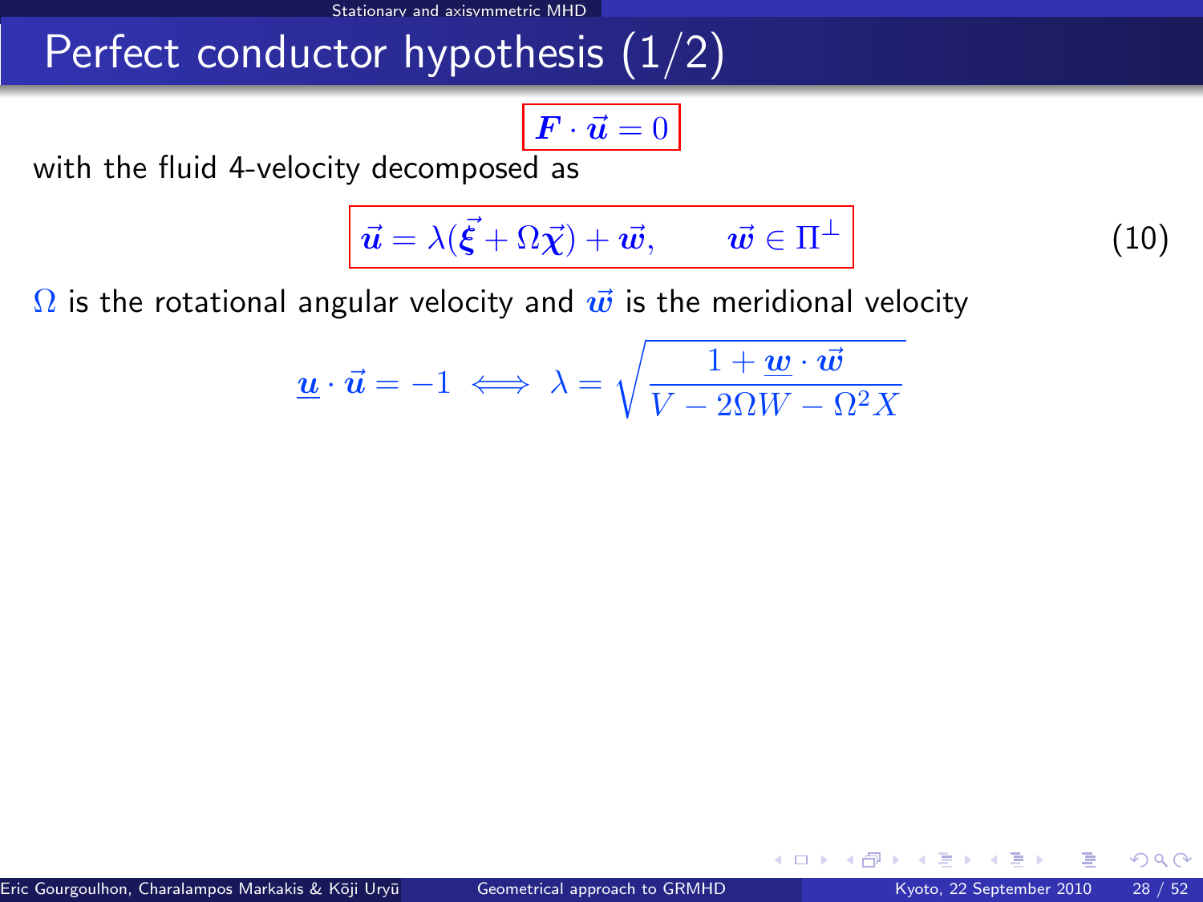# Perfect conductor hypothesis (1/2)

$$\boxed{\boldsymbol{F} \cdot \vec{\boldsymbol{u}} = 0}$$

with the fluid 4-velocity decomposed as

$$\boxed{\vec{\boldsymbol{u}} = \lambda(\vec{\boldsymbol{\xi}} + \Omega\vec{\boldsymbol{\chi}}) + \vec{\boldsymbol{w}}, \qquad \vec{\boldsymbol{w}} \in \Pi^{\perp}} \tag{10}$$

$\Omega$ is the rotational angular velocity and $\vec{\boldsymbol{w}}$ is the meridional velocity

$$\underline{\boldsymbol{u}} \cdot \vec{\boldsymbol{u}} = -1 \iff \lambda = \sqrt{\frac{1 + \underline{\boldsymbol{w}} \cdot \vec{\boldsymbol{w}}}{V - 2\Omega W - \Omega^2 X}}$$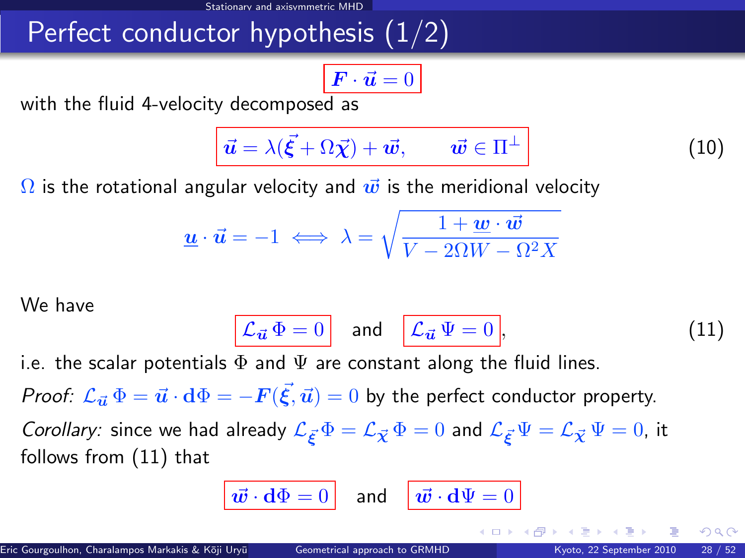# Perfect conductor hypothesis (1/2)

$$\boldsymbol{F} \cdot \vec{\boldsymbol{u}} = 0$$

with the fluid 4-velocity decomposed as

$$\vec{\boldsymbol{u}} = \lambda(\vec{\boldsymbol{\xi}} + \Omega\vec{\boldsymbol{\chi}}) + \vec{\boldsymbol{w}}, \qquad \vec{\boldsymbol{w}} \in \Pi^{\perp} \tag{10}$$

$\Omega$ is the rotational angular velocity and $\vec{\boldsymbol{w}}$ is the meridional velocity

$$\underline{\boldsymbol{u}} \cdot \vec{\boldsymbol{u}} = -1 \iff \lambda = \sqrt{\frac{1 + \underline{\boldsymbol{w}} \cdot \vec{\boldsymbol{w}}}{V - 2\Omega W - \Omega^2 X}}$$

We have

$$\mathcal{L}_{\vec{\boldsymbol{u}}}\, \Phi = 0 \quad \text{and} \quad \mathcal{L}_{\vec{\boldsymbol{u}}}\, \Psi = 0, \tag{11}$$

i.e. the scalar potentials $\Phi$ and $\Psi$ are constant along the fluid lines.

*Proof:* $\mathcal{L}_{\vec{\boldsymbol{u}}}\, \Phi = \vec{\boldsymbol{u}} \cdot \mathbf{d}\Phi = -\boldsymbol{F}(\vec{\boldsymbol{\xi}}, \vec{\boldsymbol{u}}) = 0$ by the perfect conductor property.

*Corollary:* since we had already $\mathcal{L}_{\vec{\boldsymbol{\xi}}}\, \Phi = \mathcal{L}_{\vec{\boldsymbol{\chi}}}\, \Phi = 0$ and $\mathcal{L}_{\vec{\boldsymbol{\xi}}}\, \Psi = \mathcal{L}_{\vec{\boldsymbol{\chi}}}\, \Psi = 0$, it follows from (11) that

$$\vec{\boldsymbol{w}} \cdot \mathbf{d}\Phi = 0 \quad \text{and} \quad \vec{\boldsymbol{w}} \cdot \mathbf{d}\Psi = 0$$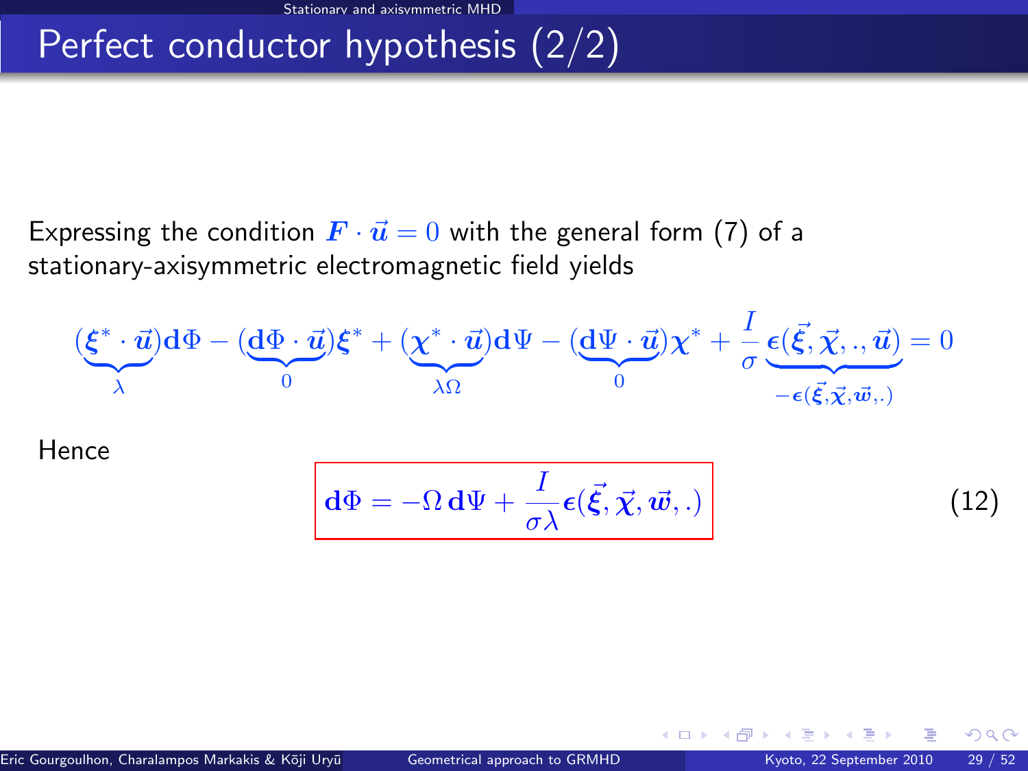# Perfect conductor hypothesis (2/2)

Expressing the condition $\boldsymbol{F} \cdot \vec{\boldsymbol{u}} = 0$ with the general form (7) of a stationary-axisymmetric electromagnetic field yields

$$(\underbrace{\boldsymbol{\xi}^* \cdot \vec{\boldsymbol{u}}}_{\lambda})\mathbf{d}\Phi - (\underbrace{\mathbf{d}\Phi \cdot \vec{\boldsymbol{u}}}_{0})\boldsymbol{\xi}^* + (\underbrace{\boldsymbol{\chi}^* \cdot \vec{\boldsymbol{u}}}_{\lambda\Omega})\mathbf{d}\Psi - (\underbrace{\mathbf{d}\Psi \cdot \vec{\boldsymbol{u}}}_{0})\boldsymbol{\chi}^* + \frac{I}{\sigma}\underbrace{\boldsymbol{\epsilon}(\vec{\boldsymbol{\xi}}, \vec{\boldsymbol{\chi}}, ., \vec{\boldsymbol{u}})}_{-\boldsymbol{\epsilon}(\vec{\boldsymbol{\xi}}, \vec{\boldsymbol{\chi}}, \vec{\boldsymbol{w}}, .)} = 0$$

Hence

$$\boxed{\mathbf{d}\Phi = -\Omega\, \mathbf{d}\Psi + \frac{I}{\sigma\lambda}\boldsymbol{\epsilon}(\vec{\boldsymbol{\xi}}, \vec{\boldsymbol{\chi}}, \vec{\boldsymbol{w}}, .)} \tag{12}$$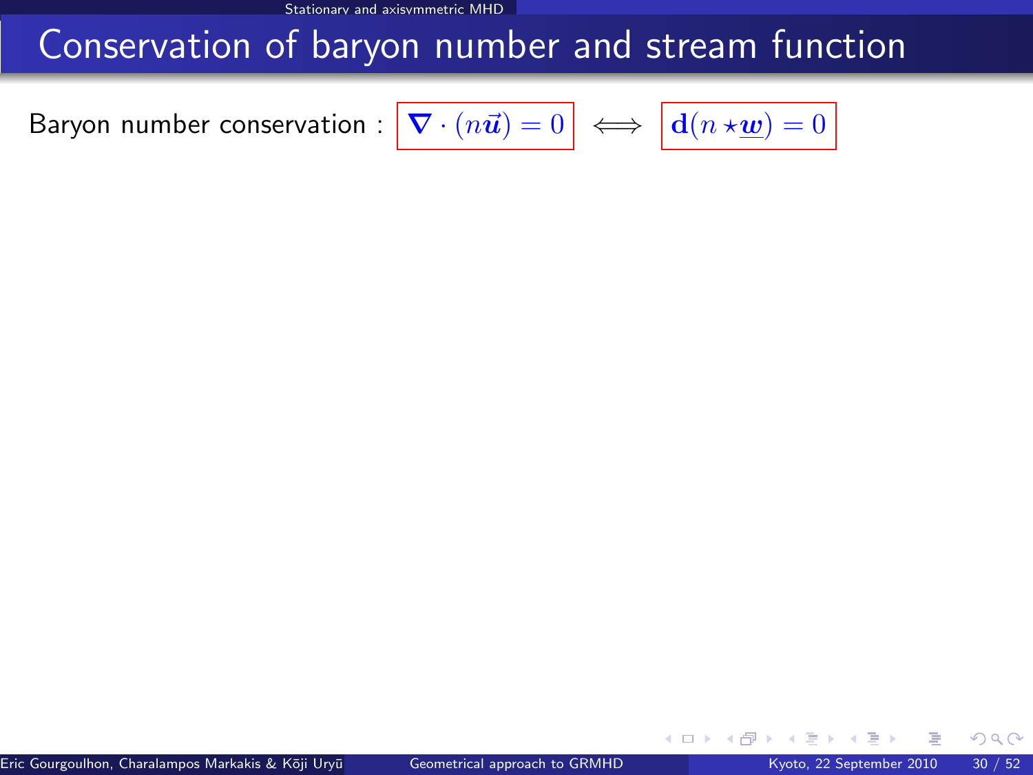# Conservation of baryon number and stream function

Baryon number conservation : $\boxed{\boldsymbol{\nabla}\cdot(n\vec{\boldsymbol{u}}) = 0} \iff \boxed{\mathbf{d}(n \star \underline{\boldsymbol{w}}) = 0}$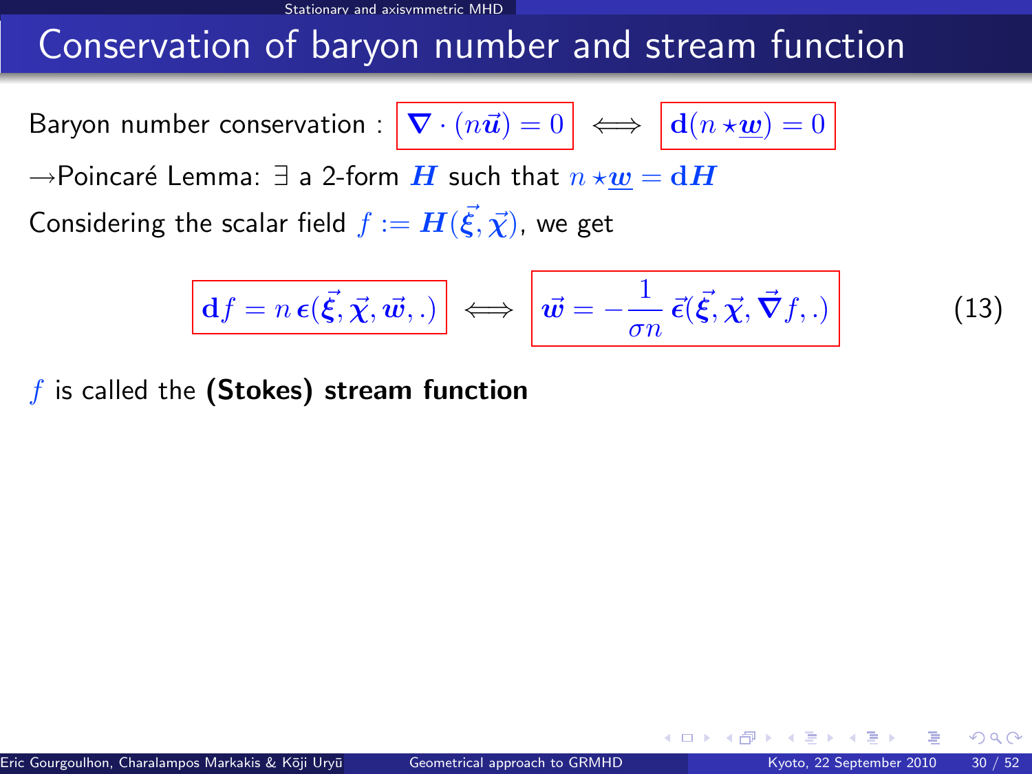# Conservation of baryon number and stream function

Baryon number conservation : $\boxed{\nabla \cdot (n\vec{u}) = 0} \iff \boxed{\mathbf{d}(n \star \underline{w}) = 0}$

→Poincaré Lemma: ∃ a 2-form $\boldsymbol{H}$ such that $n \star \underline{w} = \mathbf{d}\boldsymbol{H}$

Considering the scalar field $f := \boldsymbol{H}(\vec{\xi}, \vec{\chi})$, we get

$$\boxed{\mathbf{d}f = n\,\boldsymbol{\epsilon}(\vec{\xi}, \vec{\chi}, \vec{w}, .)} \iff \boxed{\vec{w} = -\frac{1}{\sigma n}\,\vec{\epsilon}(\vec{\xi}, \vec{\chi}, \vec{\nabla} f, .)} \tag{13}$$

$f$ is called the **(Stokes) stream function**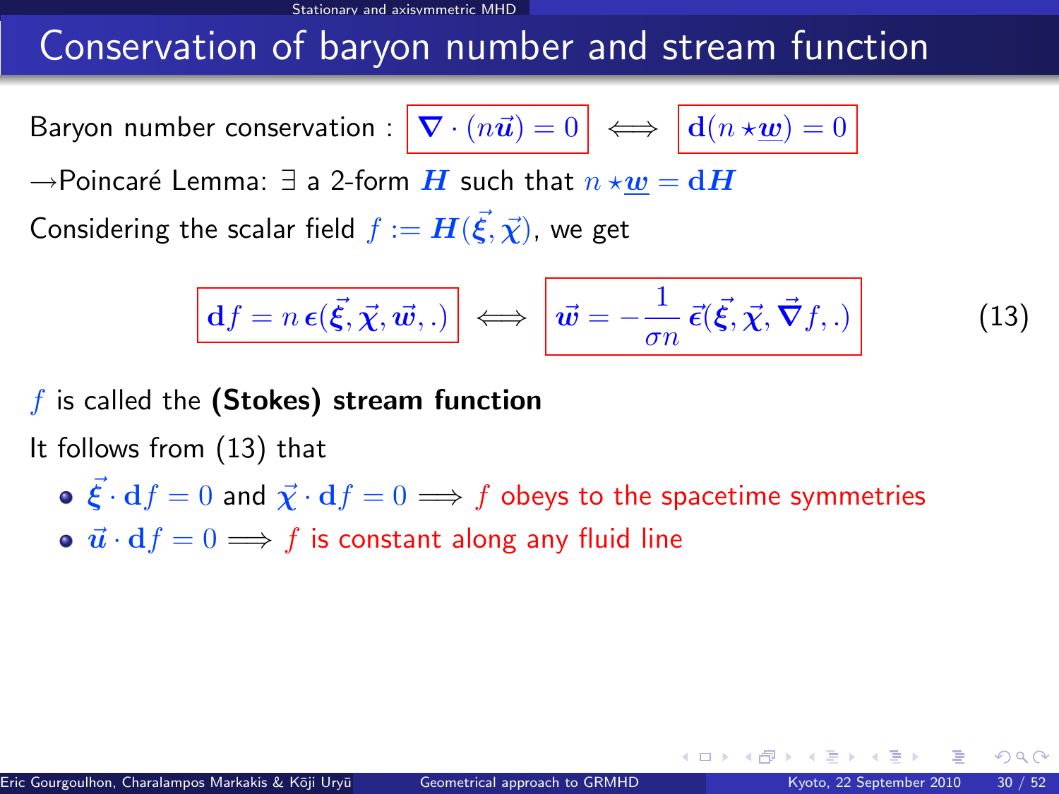# Conservation of baryon number and stream function

Baryon number conservation : $\boldsymbol{\nabla}\cdot(n\vec{\boldsymbol{u}}) = 0$ $\iff$ $\mathbf{d}(n \star \underline{\boldsymbol{w}}) = 0$

$\rightarrow$Poincaré Lemma: $\exists$ a 2-form $\boldsymbol{H}$ such that $n \star \underline{\boldsymbol{w}} = \mathbf{d}\boldsymbol{H}$

Considering the scalar field $f := \boldsymbol{H}(\vec{\boldsymbol{\xi}}, \vec{\boldsymbol{\chi}})$, we get

$$\mathbf{d}f = n\,\boldsymbol{\epsilon}(\vec{\boldsymbol{\xi}}, \vec{\boldsymbol{\chi}}, \vec{\boldsymbol{w}}, .) \iff \vec{\boldsymbol{w}} = -\frac{1}{\sigma n}\,\vec{\boldsymbol{\epsilon}}(\vec{\boldsymbol{\xi}}, \vec{\boldsymbol{\chi}}, \vec{\boldsymbol{\nabla}} f, .) \qquad (13)$$

$f$ is called the **(Stokes) stream function**

It follows from (13) that

- $\vec{\boldsymbol{\xi}}\cdot\mathbf{d}f = 0$ and $\vec{\boldsymbol{\chi}}\cdot\mathbf{d}f = 0 \Longrightarrow f$ obeys to the spacetime symmetries
- $\vec{\boldsymbol{u}}\cdot\mathbf{d}f = 0 \Longrightarrow f$ is constant along any fluid line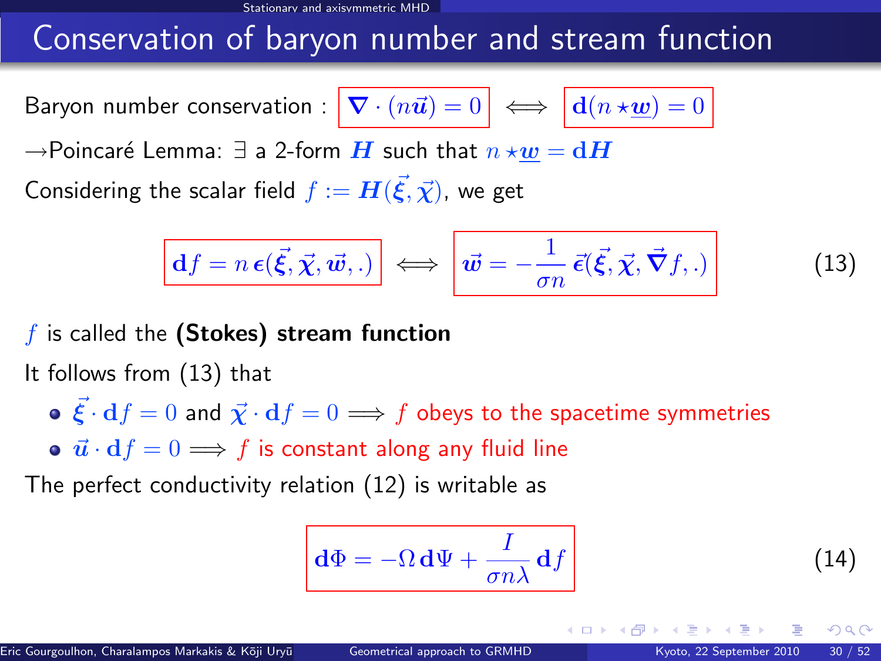# Conservation of baryon number and stream function

Baryon number conservation : $\boldsymbol{\nabla} \cdot (n\vec{\boldsymbol{u}}) = 0$ $\iff$ $\mathbf{d}(n \star \underline{\boldsymbol{w}}) = 0$

$\rightarrow$Poincaré Lemma: $\exists$ a 2-form $\boldsymbol{H}$ such that $n \star \underline{\boldsymbol{w}} = \mathbf{d}\boldsymbol{H}$

Considering the scalar field $f := \boldsymbol{H}(\vec{\boldsymbol{\xi}}, \vec{\boldsymbol{\chi}})$, we get

$$\mathbf{d}f = n\,\boldsymbol{\epsilon}(\vec{\boldsymbol{\xi}}, \vec{\boldsymbol{\chi}}, \vec{\boldsymbol{w}}, .) \iff \vec{\boldsymbol{w}} = -\frac{1}{\sigma n}\,\vec{\boldsymbol{\epsilon}}(\vec{\boldsymbol{\xi}}, \vec{\boldsymbol{\chi}}, \vec{\boldsymbol{\nabla}} f, .) \qquad (13)$$

$f$ is called the **(Stokes) stream function**

It follows from (13) that

- $\vec{\boldsymbol{\xi}} \cdot \mathbf{d}f = 0$ and $\vec{\boldsymbol{\chi}} \cdot \mathbf{d}f = 0 \Longrightarrow f$ obeys to the spacetime symmetries
- $\vec{\boldsymbol{u}} \cdot \mathbf{d}f = 0 \Longrightarrow f$ is constant along any fluid line

The perfect conductivity relation (12) is writable as

$$\mathbf{d}\Phi = -\Omega\,\mathbf{d}\Psi + \frac{I}{\sigma n \lambda}\,\mathbf{d}f \qquad (14)$$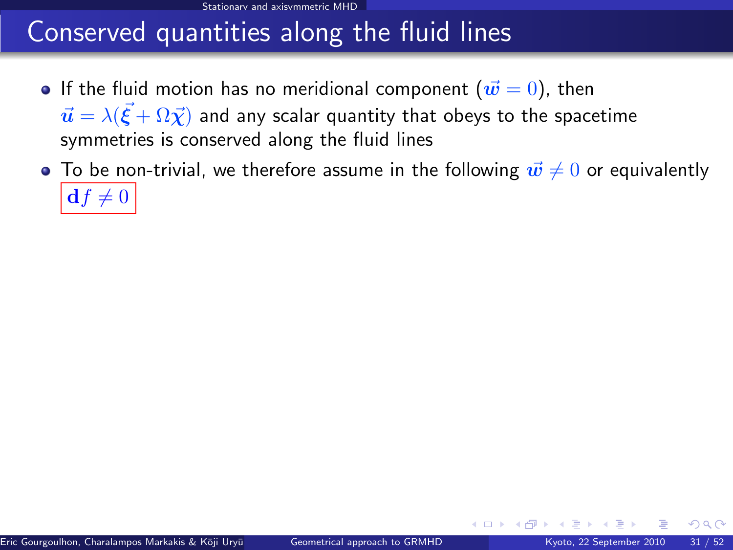# Conserved quantities along the fluid lines

- If the fluid motion has no meridional component ($\vec{w} = 0$), then $\vec{u} = \lambda(\vec{\xi} + \Omega\vec{\chi})$ and any scalar quantity that obeys to the spacetime symmetries is conserved along the fluid lines
- To be non-trivial, we therefore assume in the following $\vec{w} \neq 0$ or equivalently $\boxed{\mathbf{d}f \neq 0}$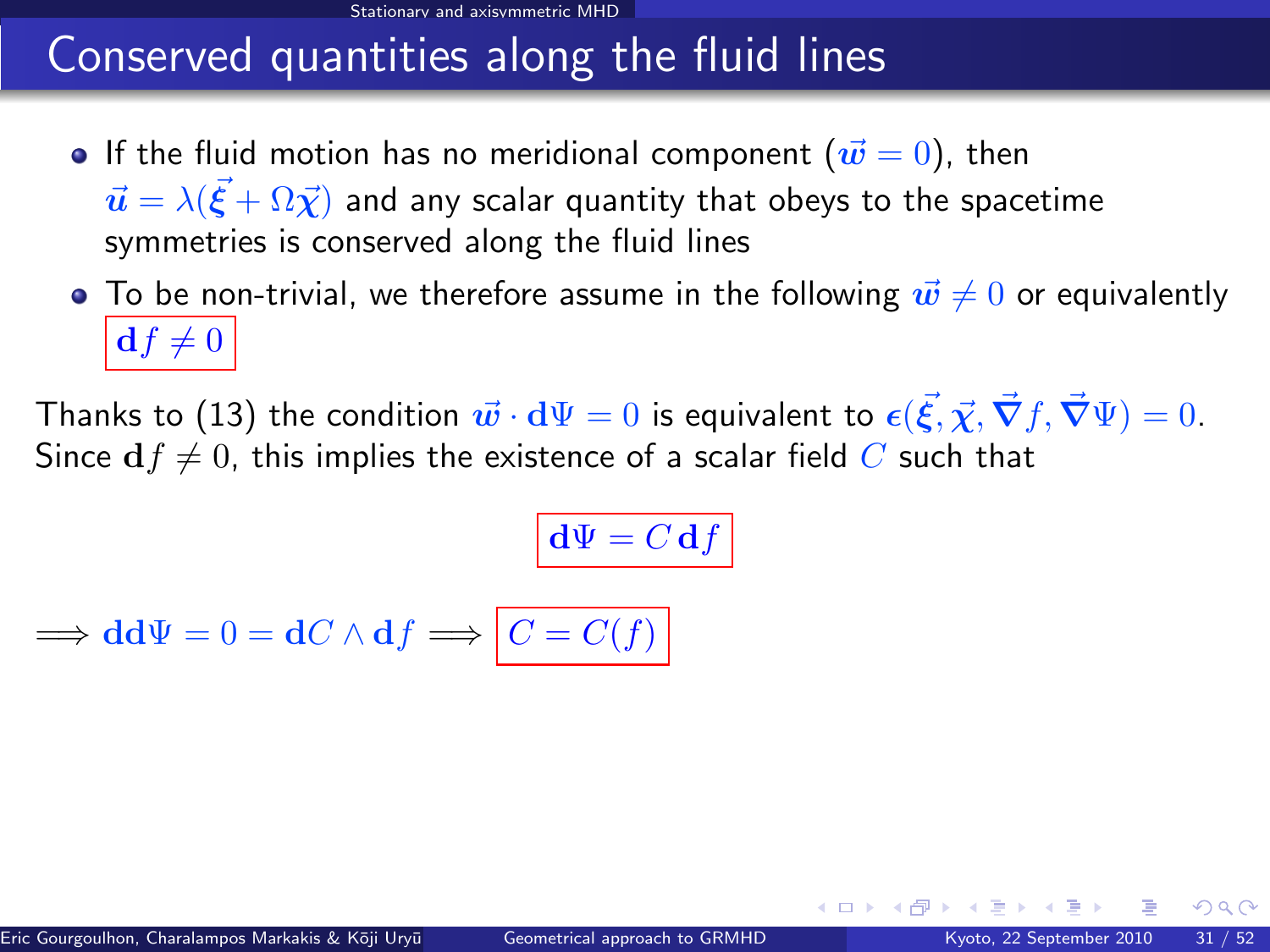# Conserved quantities along the fluid lines

- If the fluid motion has no meridional component ($\vec{w} = 0$), then $\vec{u} = \lambda(\vec{\xi} + \Omega\vec{\chi})$ and any scalar quantity that obeys to the spacetime symmetries is conserved along the fluid lines
- To be non-trivial, we therefore assume in the following $\vec{w} \neq 0$ or equivalently $\boxed{\mathbf{d}f \neq 0}$

Thanks to (13) the condition $\vec{w} \cdot \mathbf{d}\Psi = 0$ is equivalent to $\epsilon(\vec{\xi}, \vec{\chi}, \vec{\nabla} f, \vec{\nabla}\Psi) = 0$. Since $\mathbf{d}f \neq 0$, this implies the existence of a scalar field $C$ such that

$$\boxed{\mathbf{d}\Psi = C\,\mathbf{d}f}$$

$$\Longrightarrow \mathbf{dd}\Psi = 0 = \mathbf{d}C \wedge \mathbf{d}f \Longrightarrow \boxed{C = C(f)}$$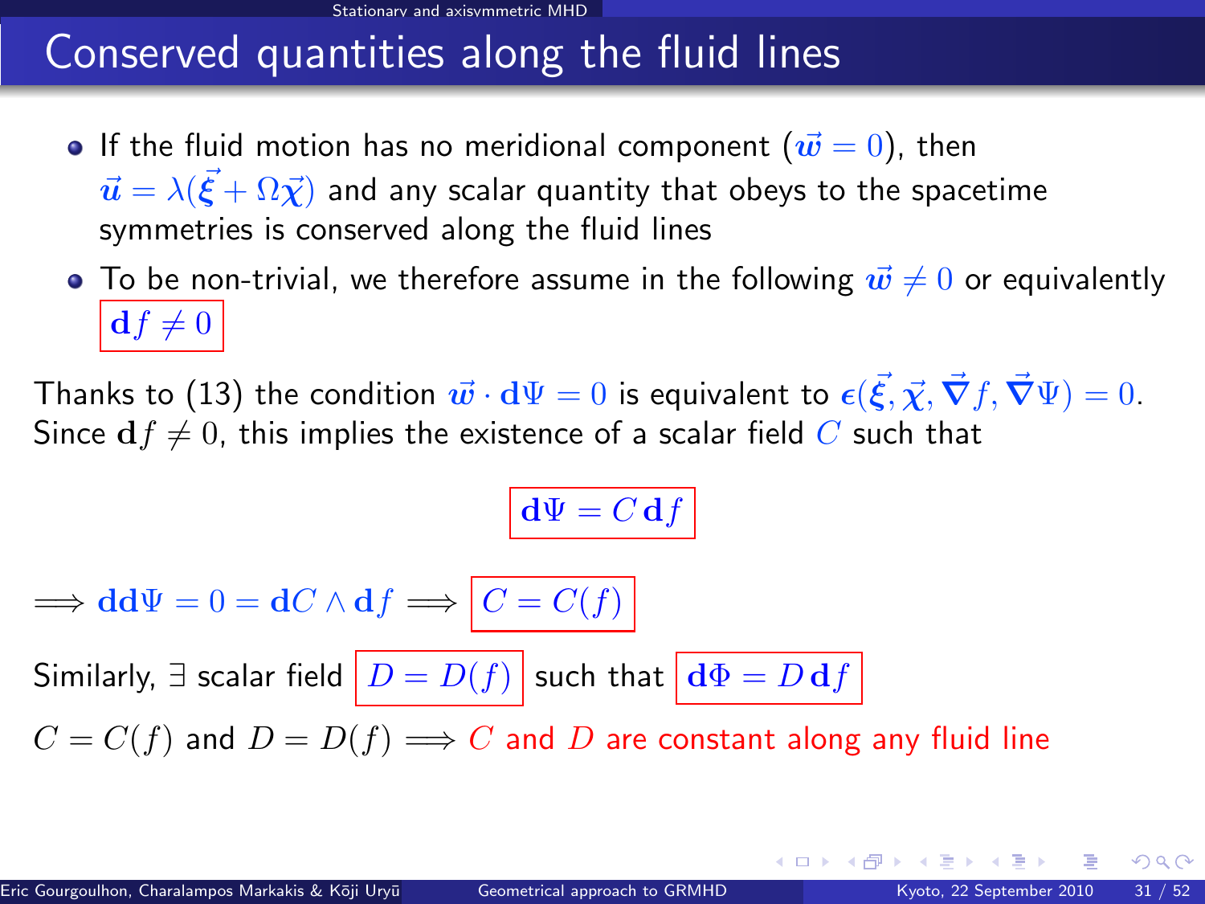# Conserved quantities along the fluid lines

- If the fluid motion has no meridional component ($\vec{w} = 0$), then $\vec{u} = \lambda(\vec{\xi} + \Omega\vec{\chi})$ and any scalar quantity that obeys to the spacetime symmetries is conserved along the fluid lines
- To be non-trivial, we therefore assume in the following $\vec{w} \neq 0$ or equivalently $\boxed{\mathbf{d}f \neq 0}$

Thanks to (13) the condition $\vec{w} \cdot \mathbf{d}\Psi = 0$ is equivalent to $\boldsymbol{\epsilon}(\vec{\xi}, \vec{\chi}, \vec{\nabla} f, \vec{\nabla}\Psi) = 0$. Since $\mathbf{d}f \neq 0$, this implies the existence of a scalar field $C$ such that

$$\boxed{\mathbf{d}\Psi = C\,\mathbf{d}f}$$

$\Longrightarrow \mathbf{dd}\Psi = 0 = \mathbf{d}C \wedge \mathbf{d}f \Longrightarrow \boxed{C = C(f)}$

Similarly, $\exists$ scalar field $\boxed{D = D(f)}$ such that $\boxed{\mathbf{d}\Phi = D\,\mathbf{d}f}$

$C = C(f)$ and $D = D(f) \Longrightarrow$ $C$ and $D$ are constant along any fluid line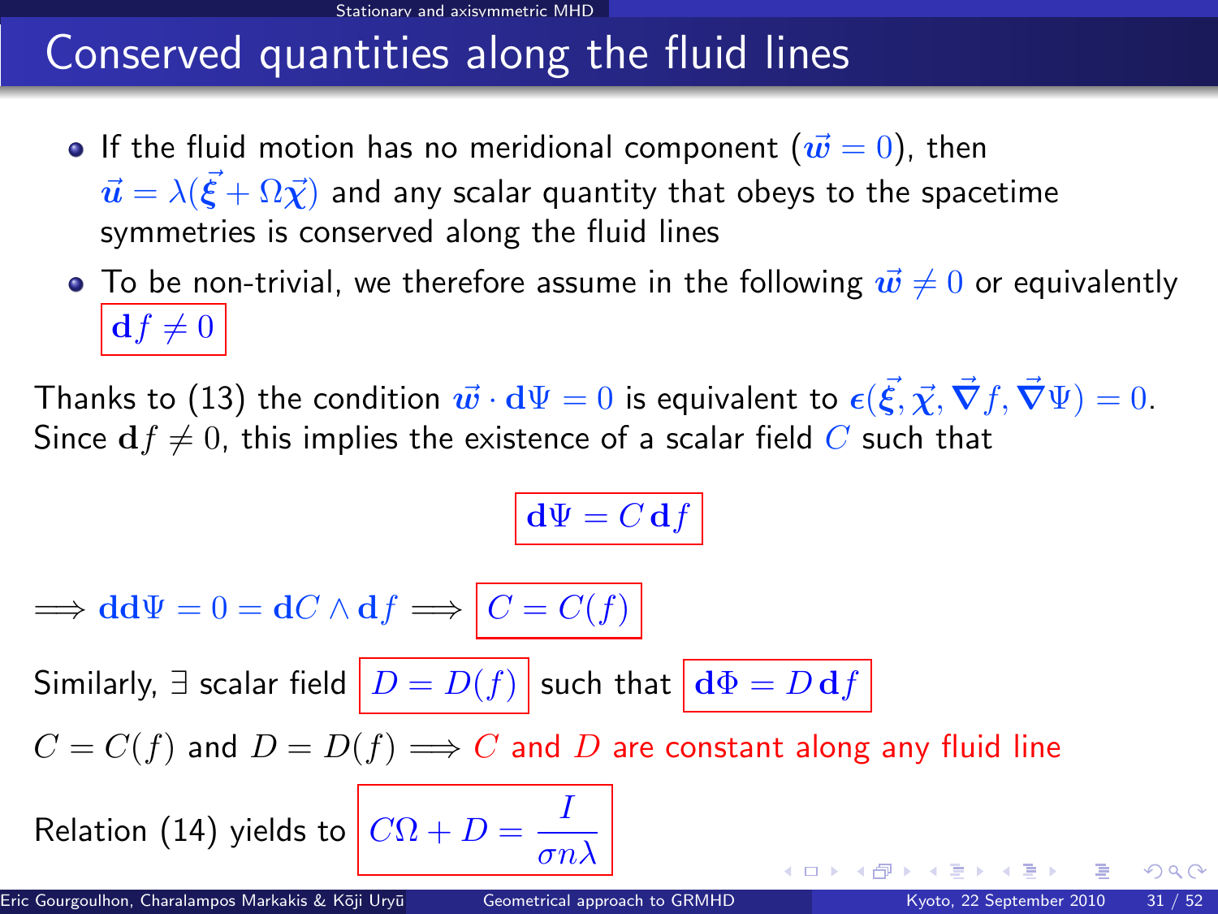# Conserved quantities along the fluid lines

- If the fluid motion has no meridional component ($\vec{w} = 0$), then $\vec{u} = \lambda(\vec{\xi} + \Omega\vec{\chi})$ and any scalar quantity that obeys to the spacetime symmetries is conserved along the fluid lines
- To be non-trivial, we therefore assume in the following $\vec{w} \neq 0$ or equivalently $\boxed{\mathbf{d}f \neq 0}$

Thanks to (13) the condition $\vec{w} \cdot \mathbf{d}\Psi = 0$ is equivalent to $\boldsymbol{\epsilon}(\vec{\xi}, \vec{\chi}, \vec{\nabla} f, \vec{\nabla}\Psi) = 0$. Since $\mathbf{d}f \neq 0$, this implies the existence of a scalar field $C$ such that

$$\boxed{\mathbf{d}\Psi = C\,\mathbf{d}f}$$

$$\Longrightarrow \mathbf{dd}\Psi = 0 = \mathbf{d}C \wedge \mathbf{d}f \Longrightarrow \boxed{C = C(f)}$$

Similarly, $\exists$ scalar field $\boxed{D = D(f)}$ such that $\boxed{\mathbf{d}\Phi = D\,\mathbf{d}f}$

$C = C(f)$ and $D = D(f) \Longrightarrow$ $C$ and $D$ are constant along any fluid line

Relation (14) yields to $\boxed{C\Omega + D = \dfrac{I}{\sigma n \lambda}}$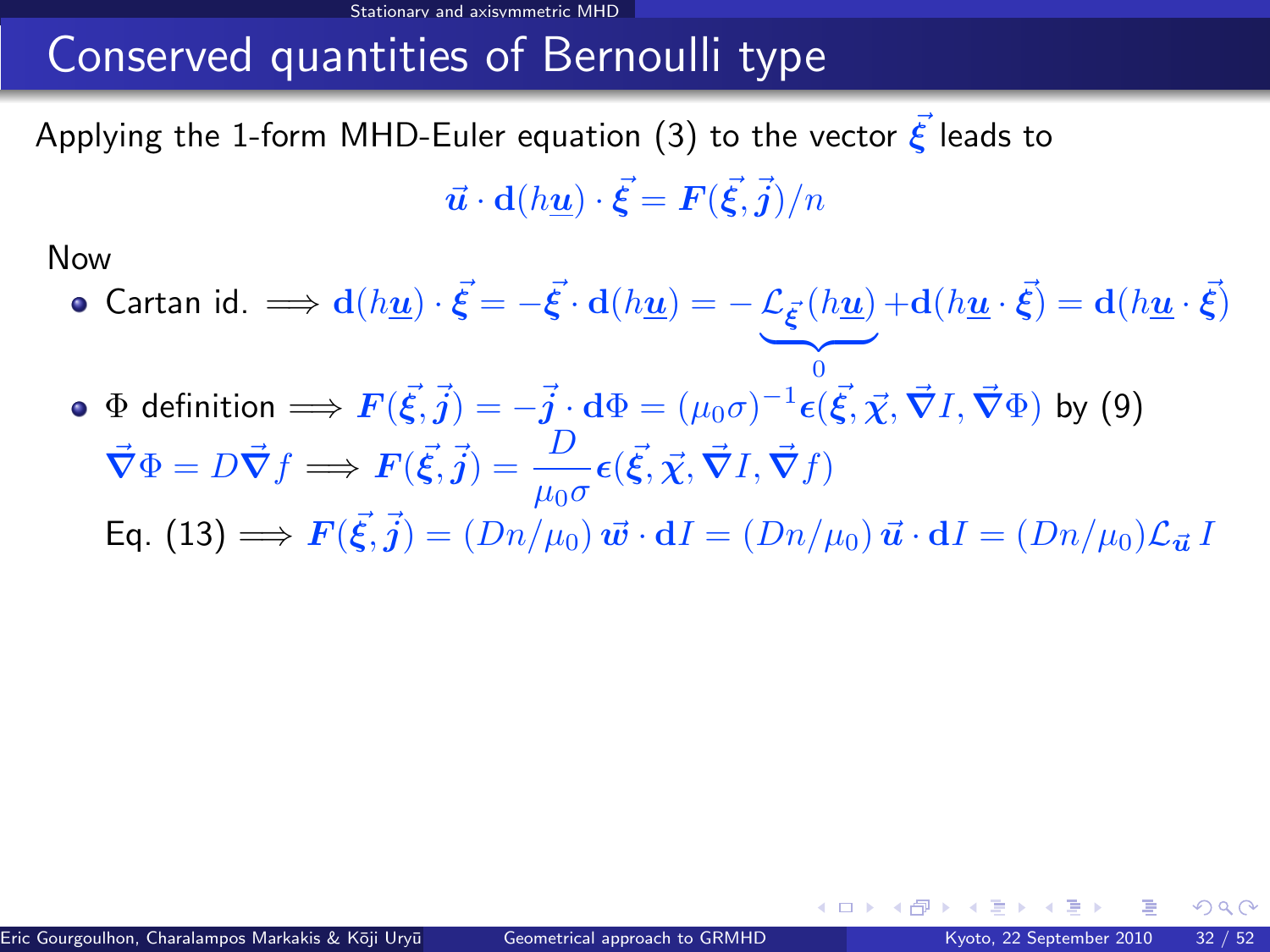# Conserved quantities of Bernoulli type

Applying the 1-form MHD-Euler equation (3) to the vector $\vec{\xi}$ leads to

$$\vec{u} \cdot \mathbf{d}(h\underline{u}) \cdot \vec{\xi} = \boldsymbol{F}(\vec{\xi}, \vec{j})/n$$

Now

- Cartan id. $\Longrightarrow \mathbf{d}(h\underline{u}) \cdot \vec{\xi} = -\vec{\xi} \cdot \mathbf{d}(h\underline{u}) = -\underbrace{\mathcal{L}_{\vec{\xi}}(h\underline{u})}_{0} + \mathbf{d}(h\underline{u} \cdot \vec{\xi}) = \mathbf{d}(h\underline{u} \cdot \vec{\xi})$
- $\Phi$ definition $\Longrightarrow \boldsymbol{F}(\vec{\xi}, \vec{j}) = -\vec{j} \cdot \mathbf{d}\Phi = (\mu_0 \sigma)^{-1} \boldsymbol{\epsilon}(\vec{\xi}, \vec{\chi}, \vec{\nabla} I, \vec{\nabla}\Phi)$ by (9)
  
  $\vec{\nabla}\Phi = D\vec{\nabla} f \Longrightarrow \boldsymbol{F}(\vec{\xi}, \vec{j}) = \dfrac{D}{\mu_0 \sigma} \boldsymbol{\epsilon}(\vec{\xi}, \vec{\chi}, \vec{\nabla} I, \vec{\nabla} f)$
  
  Eq. (13) $\Longrightarrow \boldsymbol{F}(\vec{\xi}, \vec{j}) = (Dn/\mu_0)\, \vec{w} \cdot \mathbf{d}I = (Dn/\mu_0)\, \vec{u} \cdot \mathbf{d}I = (Dn/\mu_0) \mathcal{L}_{\vec{u}}\, I$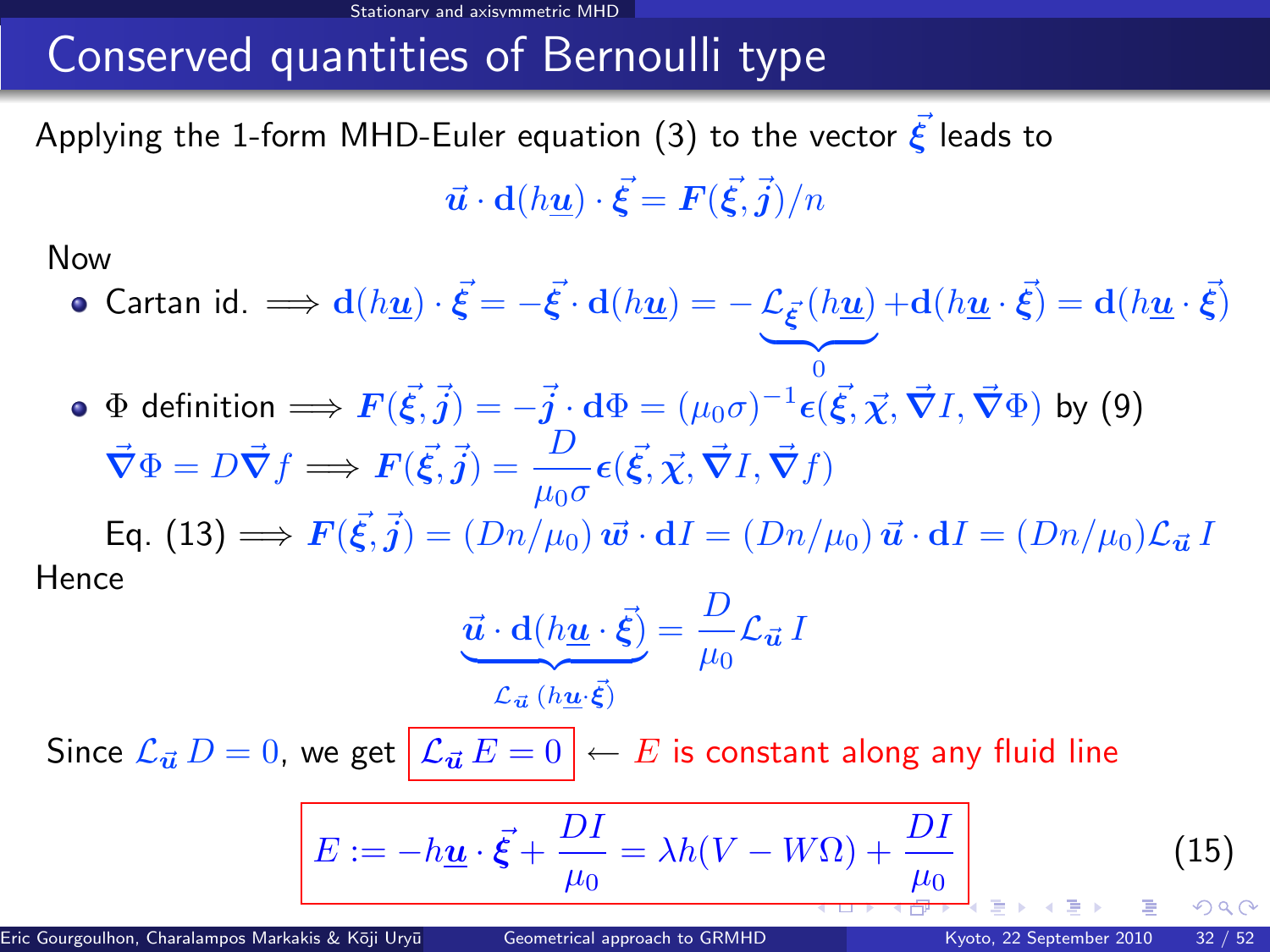# Conserved quantities of Bernoulli type

Applying the 1-form MHD-Euler equation (3) to the vector $\vec{\xi}$ leads to

$$\vec{u} \cdot \mathbf{d}(h\underline{u}) \cdot \vec{\xi} = \boldsymbol{F}(\vec{\xi}, \vec{j})/n$$

Now

- Cartan id. $\Longrightarrow \mathbf{d}(h\underline{u}) \cdot \vec{\xi} = -\vec{\xi} \cdot \mathbf{d}(h\underline{u}) = -\underbrace{\mathcal{L}_{\vec{\xi}}(h\underline{u})}_{0} + \mathbf{d}(h\underline{u} \cdot \vec{\xi}) = \mathbf{d}(h\underline{u} \cdot \vec{\xi})$
- $\Phi$ definition $\Longrightarrow \boldsymbol{F}(\vec{\xi}, \vec{j}) = -\vec{j} \cdot \mathbf{d}\Phi = (\mu_0 \sigma)^{-1} \boldsymbol{\epsilon}(\vec{\xi}, \vec{\chi}, \vec{\nabla} I, \vec{\nabla} \Phi)$ by (9)
  $\vec{\nabla}\Phi = D\vec{\nabla} f \Longrightarrow \boldsymbol{F}(\vec{\xi}, \vec{j}) = \dfrac{D}{\mu_0 \sigma} \boldsymbol{\epsilon}(\vec{\xi}, \vec{\chi}, \vec{\nabla} I, \vec{\nabla} f)$
  Eq. (13) $\Longrightarrow \boldsymbol{F}(\vec{\xi}, \vec{j}) = (Dn/\mu_0)\, \vec{w} \cdot \mathbf{d}I = (Dn/\mu_0)\, \vec{u} \cdot \mathbf{d}I = (Dn/\mu_0) \mathcal{L}_{\vec{u}}\, I$

Hence

$$\underbrace{\vec{u} \cdot \mathbf{d}(h\underline{u} \cdot \vec{\xi})}_{\mathcal{L}_{\vec{u}}\,(h\underline{u} \cdot \vec{\xi})} = \frac{D}{\mu_0} \mathcal{L}_{\vec{u}}\, I$$

Since $\mathcal{L}_{\vec{u}}\, D = 0$, we get $\boxed{\mathcal{L}_{\vec{u}}\, E = 0}$ ← $E$ is constant along any fluid line

$$\boxed{E := -h\underline{u} \cdot \vec{\xi} + \frac{DI}{\mu_0} = \lambda h(V - W\Omega) + \frac{DI}{\mu_0}} \qquad (15)$$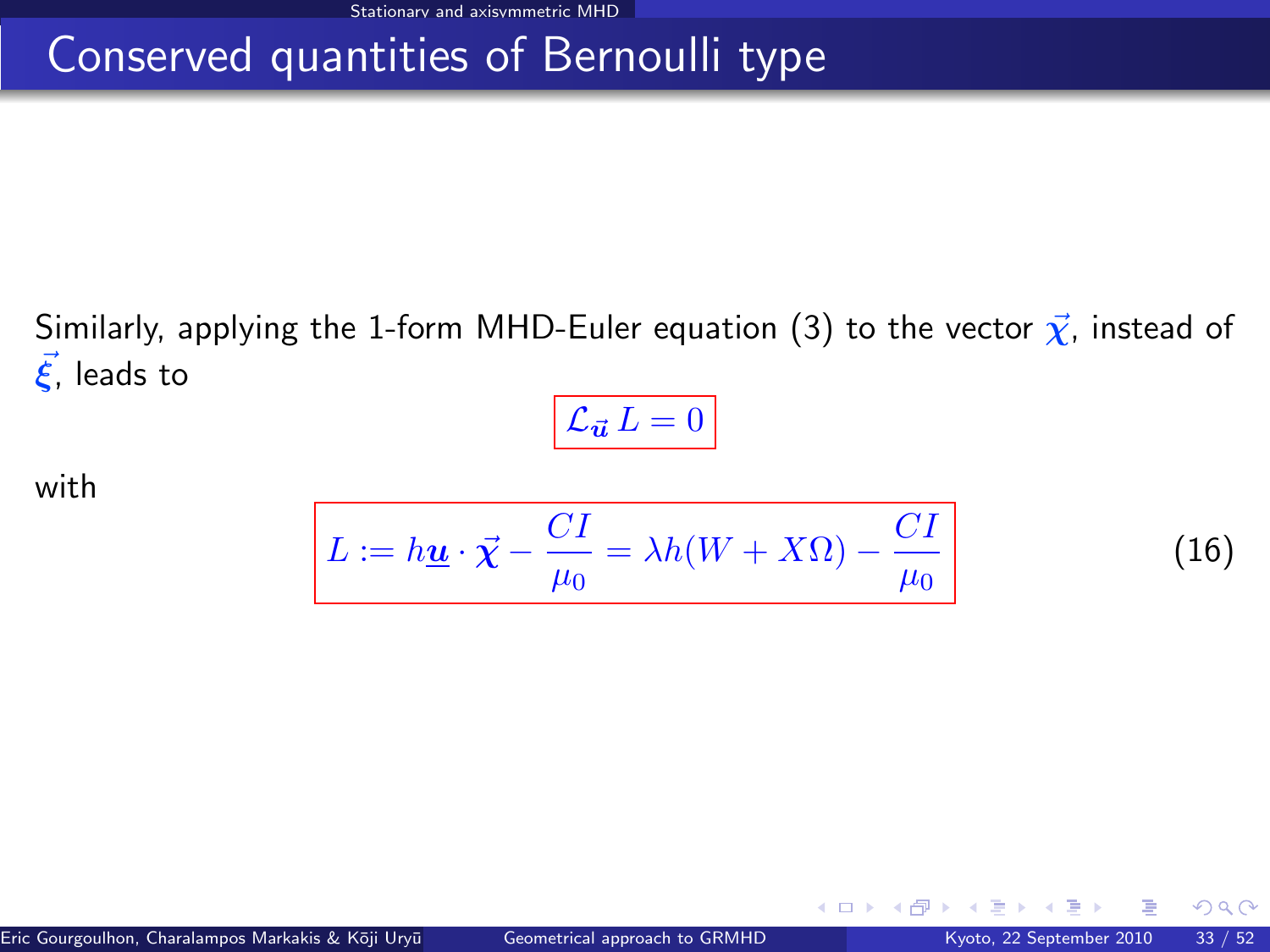# Conserved quantities of Bernoulli type

Similarly, applying the 1-form MHD-Euler equation (3) to the vector $\vec{\chi}$, instead of $\vec{\xi}$, leads to

$$\mathcal{L}_{\vec{u}} L = 0$$

with

$$L := h\underline{u} \cdot \vec{\chi} - \frac{CI}{\mu_0} = \lambda h(W + X\Omega) - \frac{CI}{\mu_0} \tag{16}$$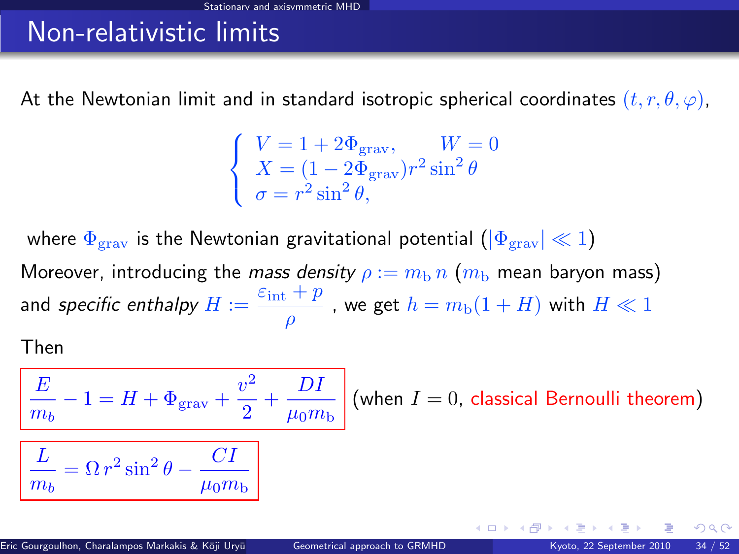# Non-relativistic limits

At the Newtonian limit and in standard isotropic spherical coordinates $(t, r, \theta, \varphi)$,

$$\left\{ \begin{array}{l} V = 1 + 2\Phi_{\rm grav}, \qquad W = 0 \\ X = (1 - 2\Phi_{\rm grav}) r^2 \sin^2\theta \\ \sigma = r^2 \sin^2\theta, \end{array} \right.$$

where $\Phi_{\rm grav}$ is the Newtonian gravitational potential ($|\Phi_{\rm grav}| \ll 1$)

Moreover, introducing the *mass density* $\rho := m_{\rm b}\, n$ ($m_{\rm b}$ mean baryon mass) and *specific enthalpy* $H := \frac{\varepsilon_{\rm int} + p}{\rho}$, we get $h = m_{\rm b}(1 + H)$ with $H \ll 1$

Then

$$\boxed{\frac{E}{m_b} - 1 = H + \Phi_{\rm grav} + \frac{v^2}{2} + \frac{DI}{\mu_0 m_{\rm b}}}$$

(when $I = 0$, classical Bernoulli theorem)

$$\boxed{\frac{L}{m_b} = \Omega\, r^2 \sin^2\theta - \frac{CI}{\mu_0 m_{\rm b}}}$$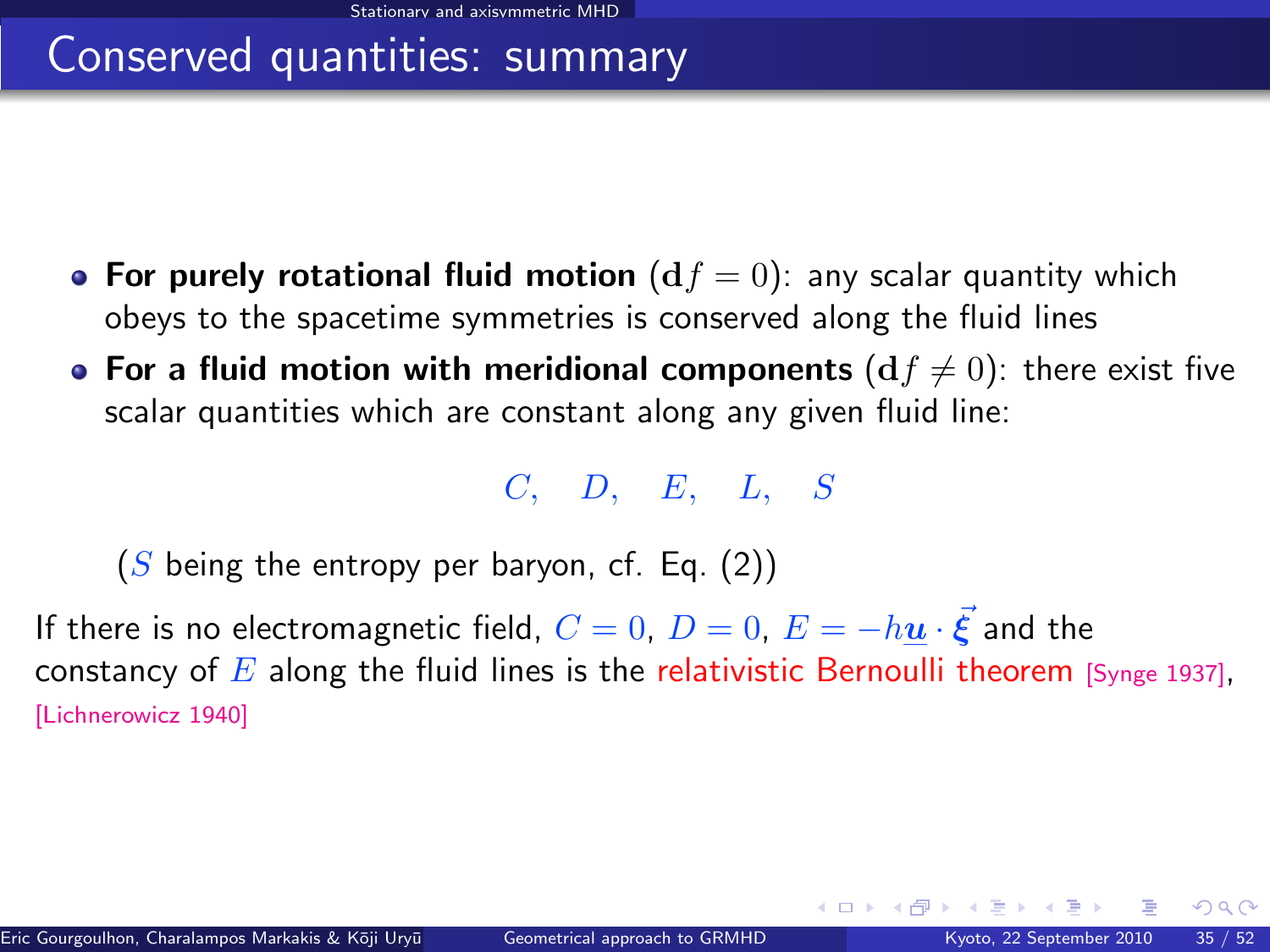# Conserved quantities: summary

- **For purely rotational fluid motion** $(\mathbf{d}f = 0)$: any scalar quantity which obeys to the spacetime symmetries is conserved along the fluid lines
- **For a fluid motion with meridional components** $(\mathbf{d}f \neq 0)$: there exist five scalar quantities which are constant along any given fluid line:

$$C, \quad D, \quad E, \quad L, \quad S$$

($S$ being the entropy per baryon, cf. Eq. (2))

If there is no electromagnetic field, $C = 0$, $D = 0$, $E = -h\underline{\boldsymbol{u}} \cdot \vec{\boldsymbol{\xi}}$ and the constancy of $E$ along the fluid lines is the relativistic Bernoulli theorem [Synge 1937], [Lichnerowicz 1940]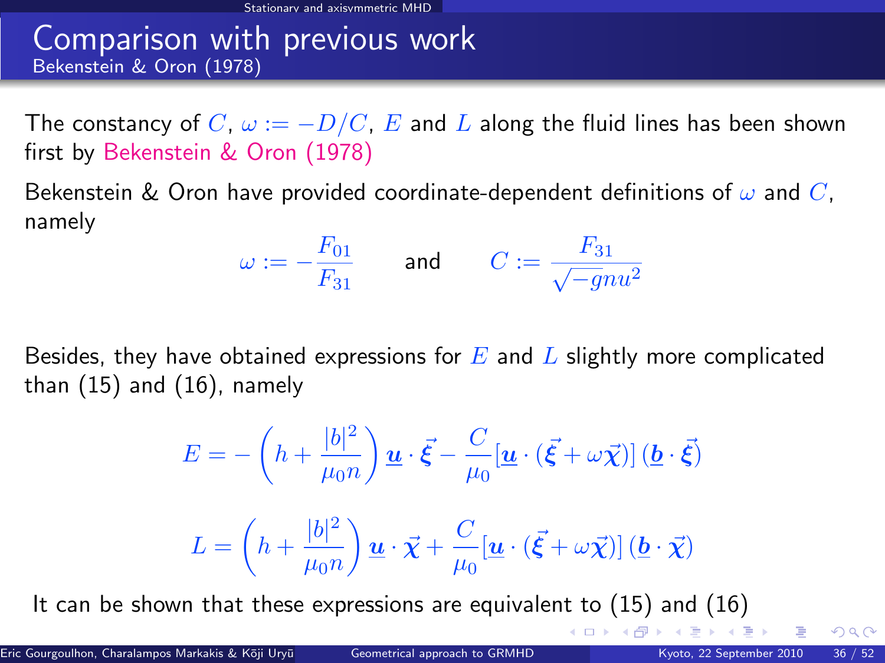# Comparison with previous work

## Bekenstein & Oron (1978)

The constancy of $C$, $\omega := -D/C$, $E$ and $L$ along the fluid lines has been shown first by Bekenstein & Oron (1978)

Bekenstein & Oron have provided coordinate-dependent definitions of $\omega$ and $C$, namely

$$\omega := -\frac{F_{01}}{F_{31}} \qquad \text{and} \qquad C := \frac{F_{31}}{\sqrt{-g}\, n u^2}$$

Besides, they have obtained expressions for $E$ and $L$ slightly more complicated than (15) and (16), namely

$$E = -\left(h + \frac{|b|^2}{\mu_0 n}\right) \underline{\boldsymbol{u}} \cdot \vec{\boldsymbol{\xi}} - \frac{C}{\mu_0} [\underline{\boldsymbol{u}} \cdot (\vec{\boldsymbol{\xi}} + \omega \vec{\boldsymbol{\chi}})] \, (\underline{\boldsymbol{b}} \cdot \vec{\boldsymbol{\xi}})$$

$$L = \left(h + \frac{|b|^2}{\mu_0 n}\right) \underline{\boldsymbol{u}} \cdot \vec{\boldsymbol{\chi}} + \frac{C}{\mu_0} [\underline{\boldsymbol{u}} \cdot (\vec{\boldsymbol{\xi}} + \omega \vec{\boldsymbol{\chi}})] \, (\underline{\boldsymbol{b}} \cdot \vec{\boldsymbol{\chi}})$$

It can be shown that these expressions are equivalent to (15) and (16)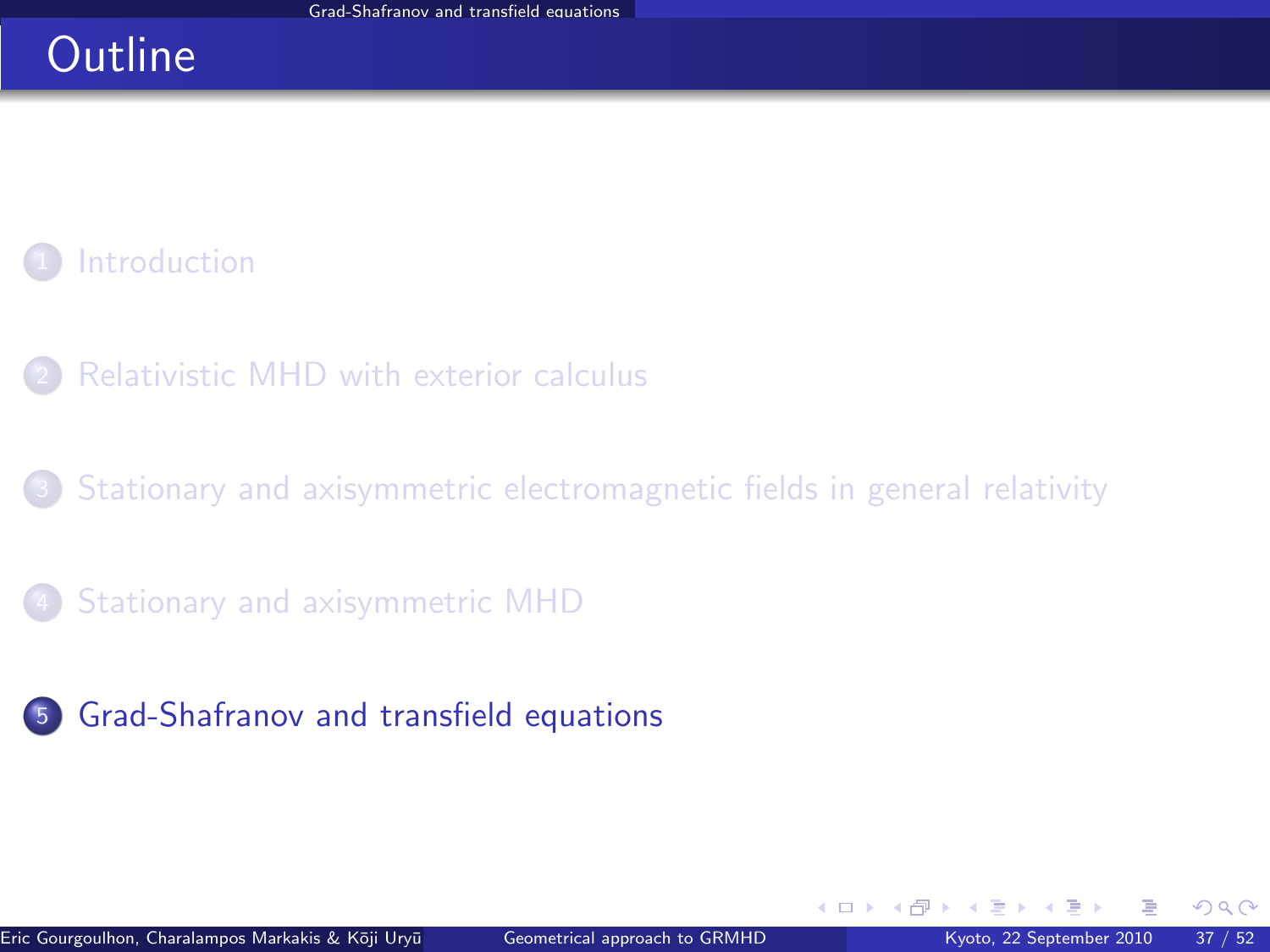# Outline

1. Introduction
2. Relativistic MHD with exterior calculus
3. Stationary and axisymmetric electromagnetic fields in general relativity
4. Stationary and axisymmetric MHD
5. **Grad-Shafranov and transfield equations**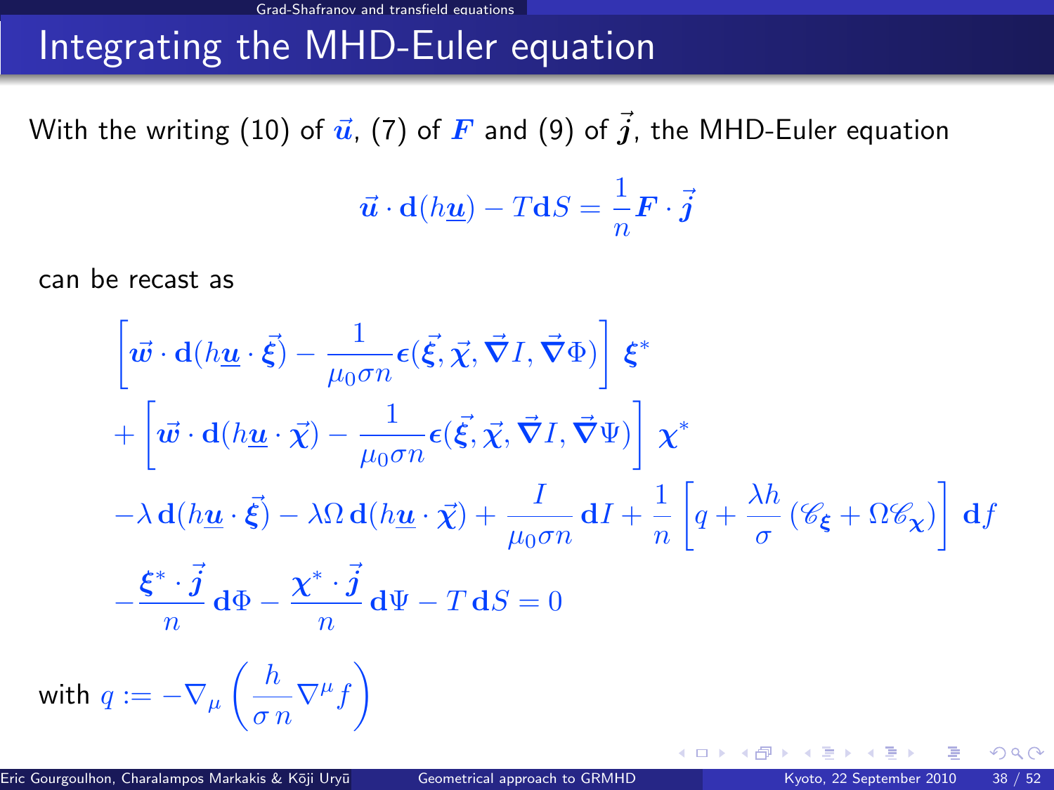# Integrating the MHD-Euler equation

With the writing (10) of $\vec{u}$, (7) of $\boldsymbol{F}$ and (9) of $\vec{j}$, the MHD-Euler equation

$$\vec{u} \cdot \mathbf{d}(h\underline{\boldsymbol{u}}) - T\mathbf{d}S = \frac{1}{n}\boldsymbol{F} \cdot \vec{j}$$

can be recast as

$$\begin{aligned}
&\left[\vec{w} \cdot \mathbf{d}(h\underline{\boldsymbol{u}} \cdot \vec{\xi}) - \frac{1}{\mu_0 \sigma n}\boldsymbol{\epsilon}(\vec{\xi}, \vec{\chi}, \vec{\nabla} I, \vec{\nabla}\Phi)\right] \boldsymbol{\xi}^* \\
&+ \left[\vec{w} \cdot \mathbf{d}(h\underline{\boldsymbol{u}} \cdot \vec{\chi}) - \frac{1}{\mu_0 \sigma n}\boldsymbol{\epsilon}(\vec{\xi}, \vec{\chi}, \vec{\nabla} I, \vec{\nabla}\Psi)\right] \boldsymbol{\chi}^* \\
&- \lambda\, \mathbf{d}(h\underline{\boldsymbol{u}} \cdot \vec{\xi}) - \lambda\Omega\, \mathbf{d}(h\underline{\boldsymbol{u}} \cdot \vec{\chi}) + \frac{I}{\mu_0 \sigma n}\mathbf{d}I + \frac{1}{n}\left[q + \frac{\lambda h}{\sigma}\left(\mathscr{C}_{\boldsymbol{\xi}} + \Omega \mathscr{C}_{\boldsymbol{\chi}}\right)\right] \mathbf{d}f \\
&- \frac{\boldsymbol{\xi}^* \cdot \vec{j}}{n}\,\mathbf{d}\Phi - \frac{\boldsymbol{\chi}^* \cdot \vec{j}}{n}\,\mathbf{d}\Psi - T\,\mathbf{d}S = 0
\end{aligned}$$

with $q := -\nabla_\mu \left( \dfrac{h}{\sigma\, n} \nabla^\mu f \right)$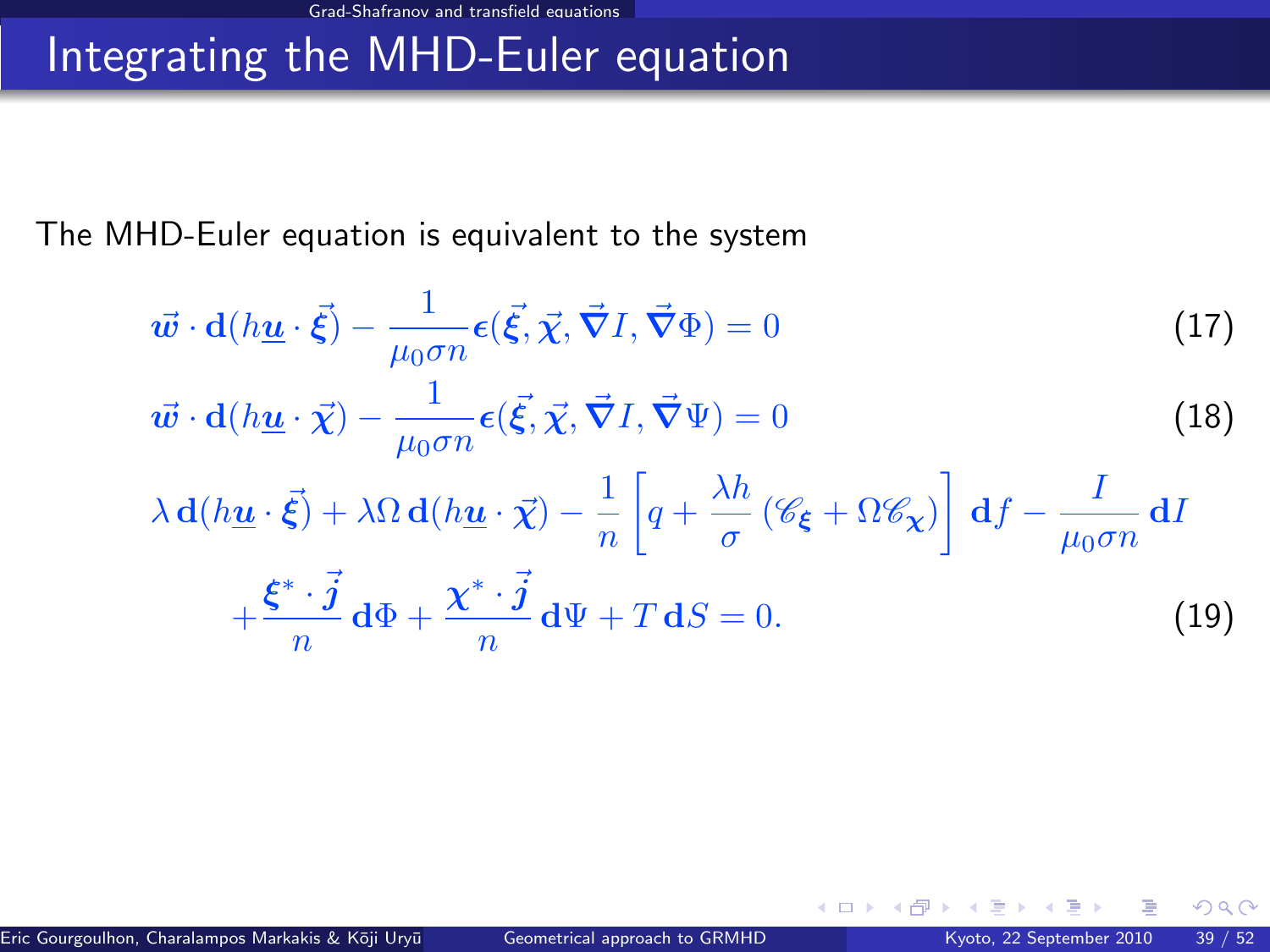# Integrating the MHD-Euler equation

The MHD-Euler equation is equivalent to the system

$$\vec{\boldsymbol{w}} \cdot \mathbf{d}(h\underline{\boldsymbol{u}} \cdot \vec{\boldsymbol{\xi}}) - \frac{1}{\mu_0 \sigma n} \boldsymbol{\epsilon}(\vec{\boldsymbol{\xi}}, \vec{\boldsymbol{\chi}}, \vec{\boldsymbol{\nabla}} I, \vec{\boldsymbol{\nabla}} \Phi) = 0 \tag{17}$$

$$\vec{\boldsymbol{w}} \cdot \mathbf{d}(h\underline{\boldsymbol{u}} \cdot \vec{\boldsymbol{\chi}}) - \frac{1}{\mu_0 \sigma n} \boldsymbol{\epsilon}(\vec{\boldsymbol{\xi}}, \vec{\boldsymbol{\chi}}, \vec{\boldsymbol{\nabla}} I, \vec{\boldsymbol{\nabla}} \Psi) = 0 \tag{18}$$

$$\lambda \, \mathbf{d}(h\underline{\boldsymbol{u}} \cdot \vec{\boldsymbol{\xi}}) + \lambda\Omega \, \mathbf{d}(h\underline{\boldsymbol{u}} \cdot \vec{\boldsymbol{\chi}}) - \frac{1}{n}\left[q + \frac{\lambda h}{\sigma}\left(\mathscr{C}_{\boldsymbol{\xi}} + \Omega \mathscr{C}_{\boldsymbol{\chi}}\right)\right] \mathbf{d}f - \frac{I}{\mu_0 \sigma n} \mathbf{d}I$$
$$+ \frac{\boldsymbol{\xi}^* \cdot \vec{\boldsymbol{j}}}{n} \mathbf{d}\Phi + \frac{\boldsymbol{\chi}^* \cdot \vec{\boldsymbol{j}}}{n} \mathbf{d}\Psi + T \, \mathbf{d}S = 0. \tag{19}$$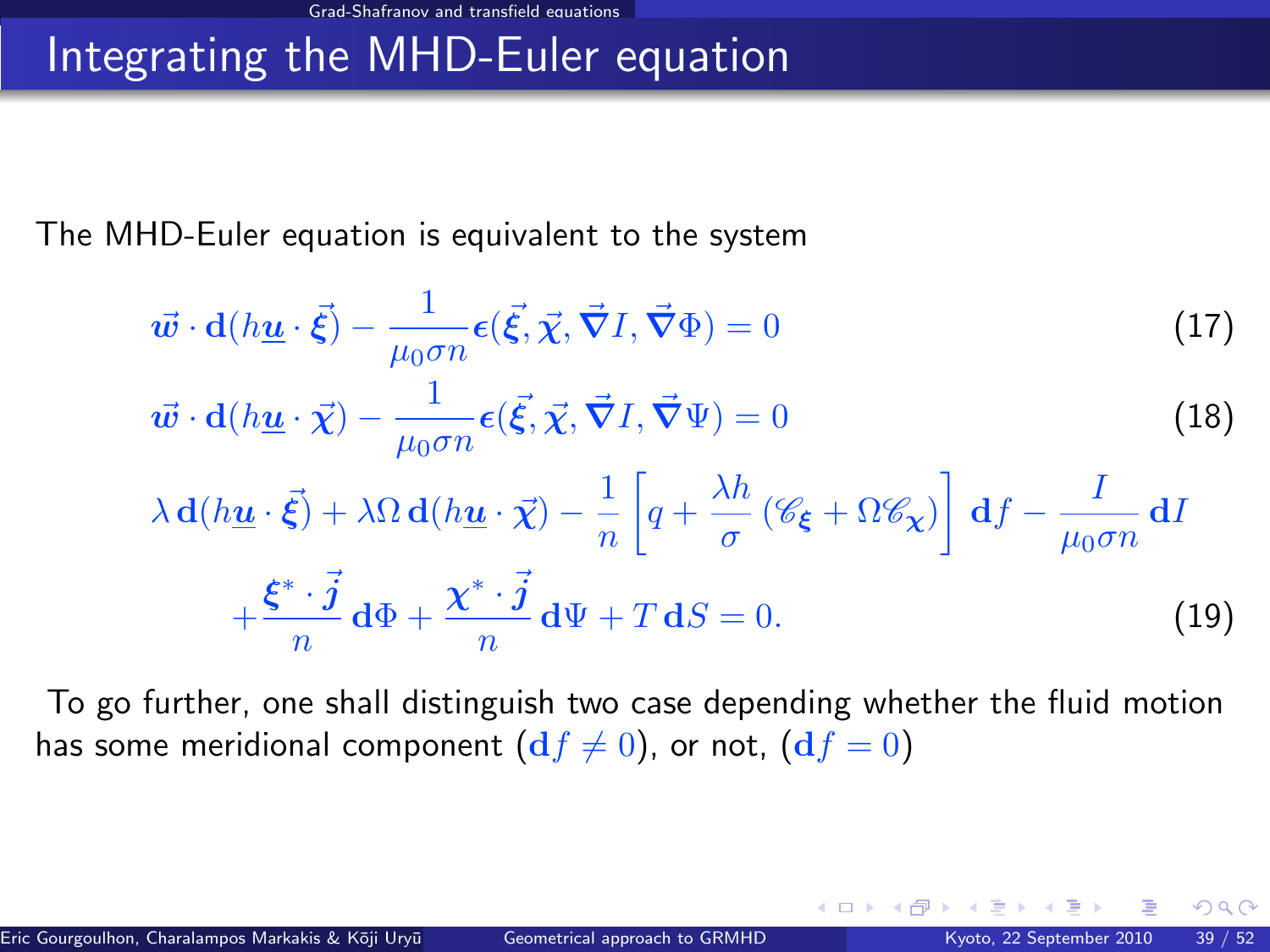# Integrating the MHD-Euler equation

The MHD-Euler equation is equivalent to the system

$$\vec{\boldsymbol{w}} \cdot \mathbf{d}(h\underline{\boldsymbol{u}} \cdot \vec{\boldsymbol{\xi}}) - \frac{1}{\mu_0 \sigma n} \boldsymbol{\epsilon}(\vec{\boldsymbol{\xi}}, \vec{\boldsymbol{\chi}}, \vec{\boldsymbol{\nabla}} I, \vec{\boldsymbol{\nabla}} \Phi) = 0 \tag{17}$$

$$\vec{\boldsymbol{w}} \cdot \mathbf{d}(h\underline{\boldsymbol{u}} \cdot \vec{\boldsymbol{\chi}}) - \frac{1}{\mu_0 \sigma n} \boldsymbol{\epsilon}(\vec{\boldsymbol{\xi}}, \vec{\boldsymbol{\chi}}, \vec{\boldsymbol{\nabla}} I, \vec{\boldsymbol{\nabla}} \Psi) = 0 \tag{18}$$

$$\lambda \, \mathbf{d}(h\underline{\boldsymbol{u}} \cdot \vec{\boldsymbol{\xi}}) + \lambda \Omega \, \mathbf{d}(h\underline{\boldsymbol{u}} \cdot \vec{\boldsymbol{\chi}}) - \frac{1}{n} \left[ q + \frac{\lambda h}{\sigma} \left( \mathscr{C}_{\boldsymbol{\xi}} + \Omega \mathscr{C}_{\boldsymbol{\chi}} \right) \right] \mathbf{d}f - \frac{I}{\mu_0 \sigma n} \mathbf{d}I$$
$$+ \frac{\boldsymbol{\xi}^* \cdot \vec{\boldsymbol{j}}}{n} \mathbf{d}\Phi + \frac{\boldsymbol{\chi}^* \cdot \vec{\boldsymbol{j}}}{n} \mathbf{d}\Psi + T \, \mathbf{d}S = 0. \tag{19}$$

To go further, one shall distinguish two case depending whether the fluid motion has some meridional component ($\mathbf{d}f \neq 0$), or not, ($\mathbf{d}f = 0$)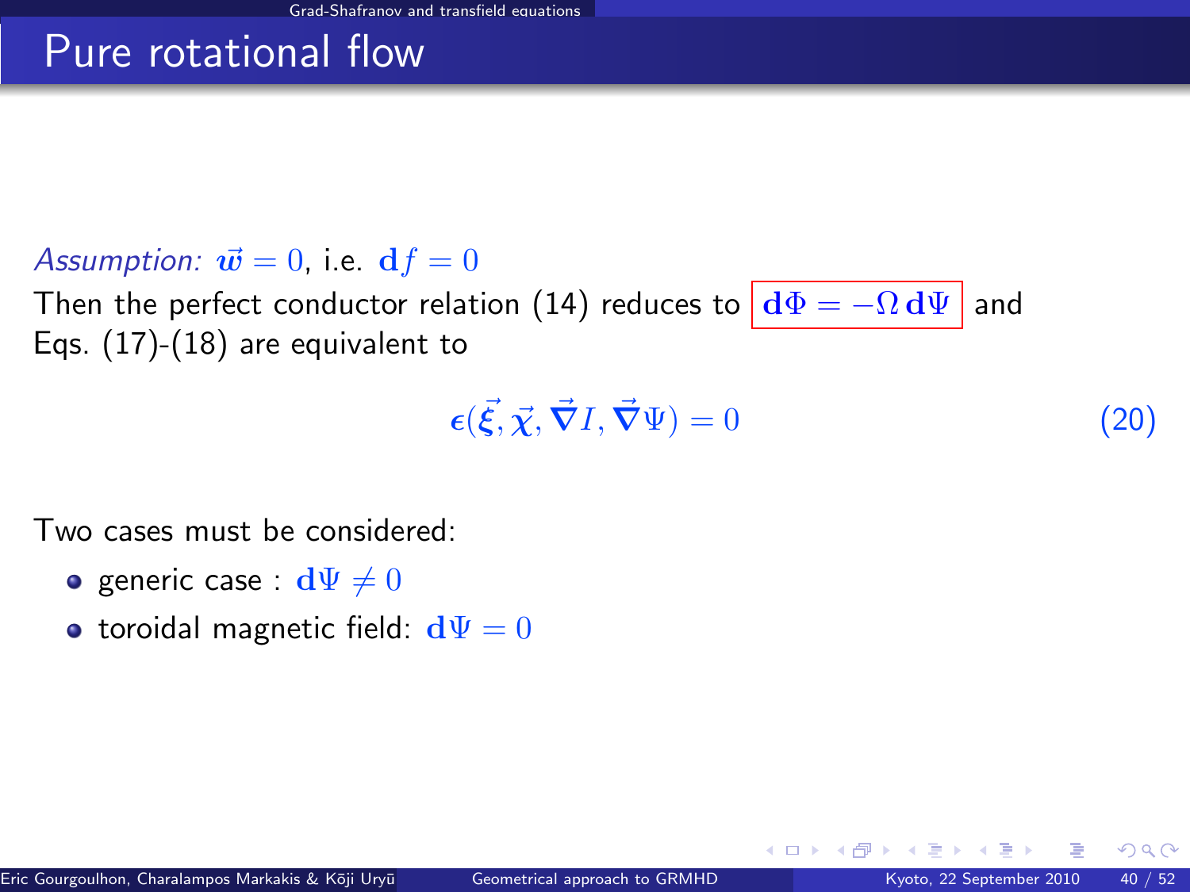# Pure rotational flow

*Assumption:* $\vec{w} = 0$, i.e. $\mathbf{d}f = 0$

Then the perfect conductor relation (14) reduces to $\boxed{\mathbf{d}\Phi = -\Omega\, \mathbf{d}\Psi}$ and Eqs. (17)-(18) are equivalent to

$$\epsilon(\vec{\xi}, \vec{\chi}, \vec{\nabla} I, \vec{\nabla}\Psi) = 0 \tag{20}$$

Two cases must be considered:

- generic case : $\mathbf{d}\Psi \neq 0$
- toroidal magnetic field: $\mathbf{d}\Psi = 0$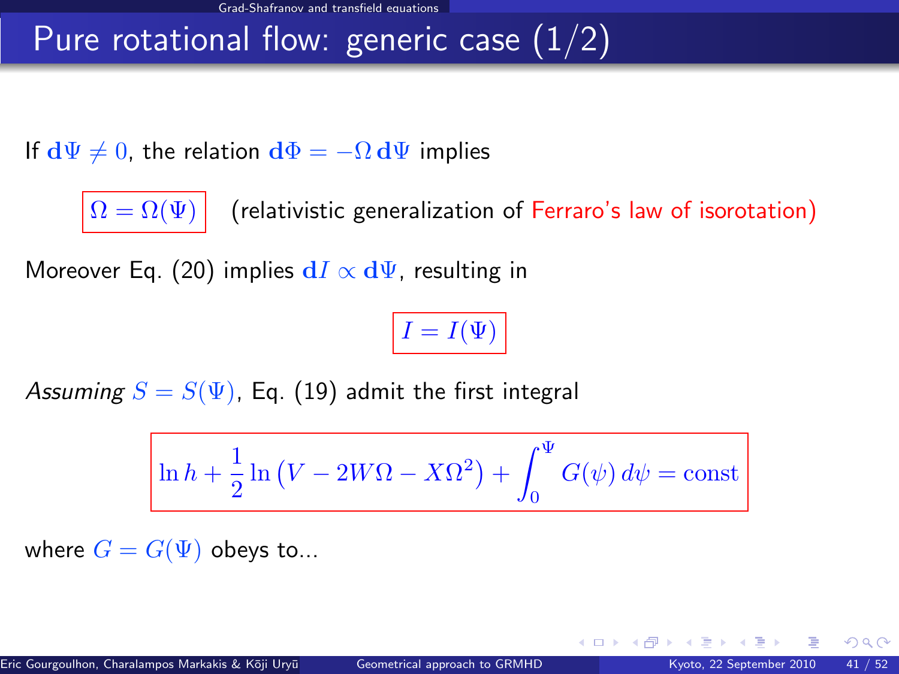# Pure rotational flow: generic case (1/2)

If $\mathbf{d}\Psi \neq 0$, the relation $\mathbf{d}\Phi = -\Omega\,\mathbf{d}\Psi$ implies

$$\boxed{\Omega = \Omega(\Psi)}$$

(relativistic generalization of Ferraro's law of isorotation)

Moreover Eq. (20) implies $\mathbf{d}I \propto \mathbf{d}\Psi$, resulting in

$$\boxed{I = I(\Psi)}$$

*Assuming* $S = S(\Psi)$, Eq. (19) admit the first integral

$$\boxed{\ln h + \frac{1}{2}\ln\left(V - 2W\Omega - X\Omega^2\right) + \int_0^{\Psi} G(\psi)\,d\psi = \text{const}}$$

where $G = G(\Psi)$ obeys to...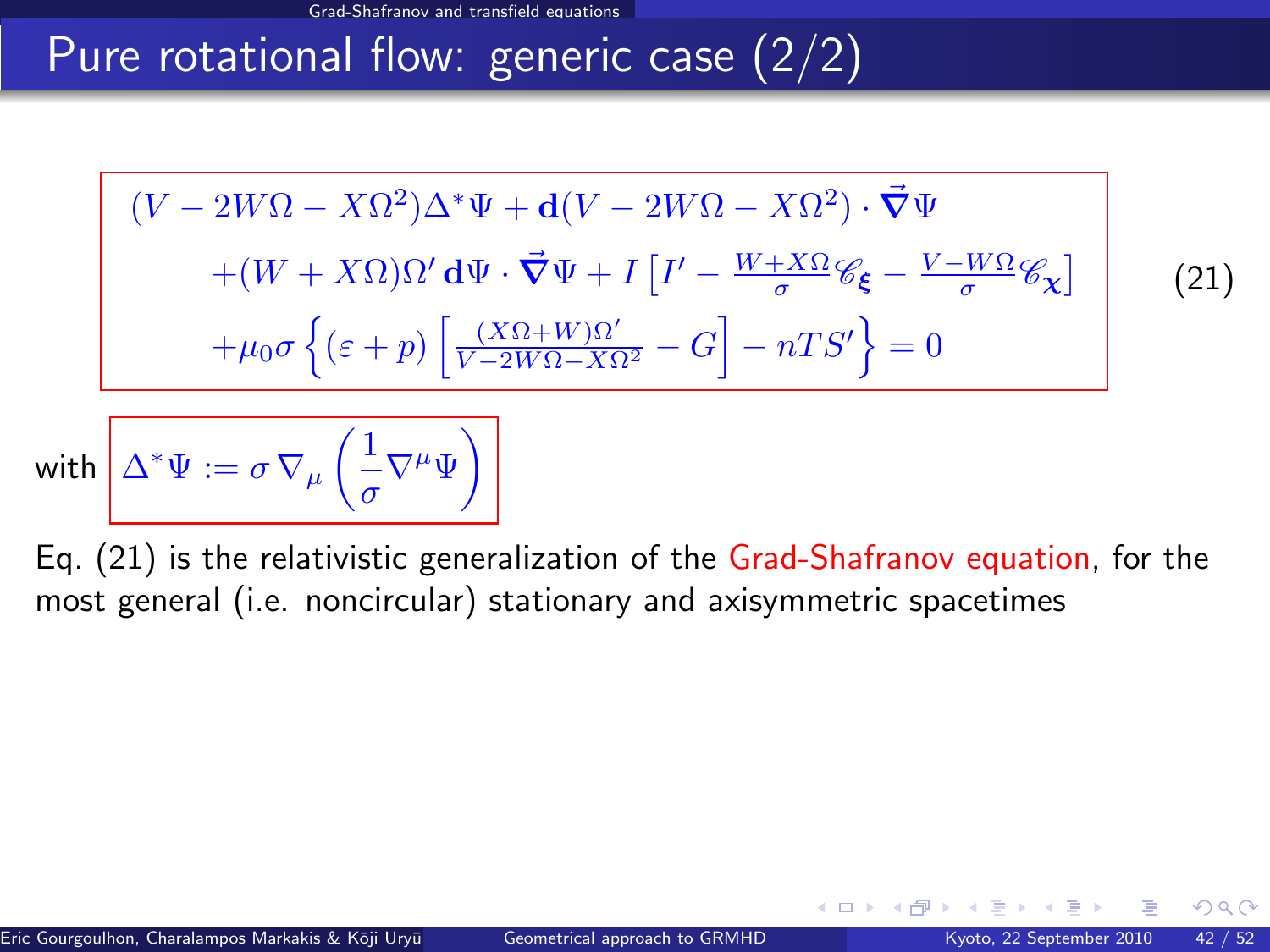## Pure rotational flow: generic case (2/2)

$$
\begin{aligned}
&(V - 2W\Omega - X\Omega^2)\Delta^*\Psi + \mathbf{d}(V - 2W\Omega - X\Omega^2)\cdot\vec{\boldsymbol{\nabla}}\Psi \\
&\quad + (W + X\Omega)\Omega'\,\mathbf{d}\Psi\cdot\vec{\boldsymbol{\nabla}}\Psi + I\left[I' - \tfrac{W+X\Omega}{\sigma}\mathscr{C}_{\boldsymbol{\xi}} - \tfrac{V-W\Omega}{\sigma}\mathscr{C}_{\boldsymbol{\chi}}\right] \\
&\quad + \mu_0\sigma\left\{(\varepsilon + p)\left[\tfrac{(X\Omega+W)\Omega'}{V-2W\Omega-X\Omega^2} - G\right] - nTS'\right\} = 0
\end{aligned}
\tag{21}
$$

with $\Delta^*\Psi := \sigma\,\nabla_\mu\left(\dfrac{1}{\sigma}\nabla^\mu\Psi\right)$

Eq. (21) is the relativistic generalization of the Grad-Shafranov equation, for the most general (i.e. noncircular) stationary and axisymmetric spacetimes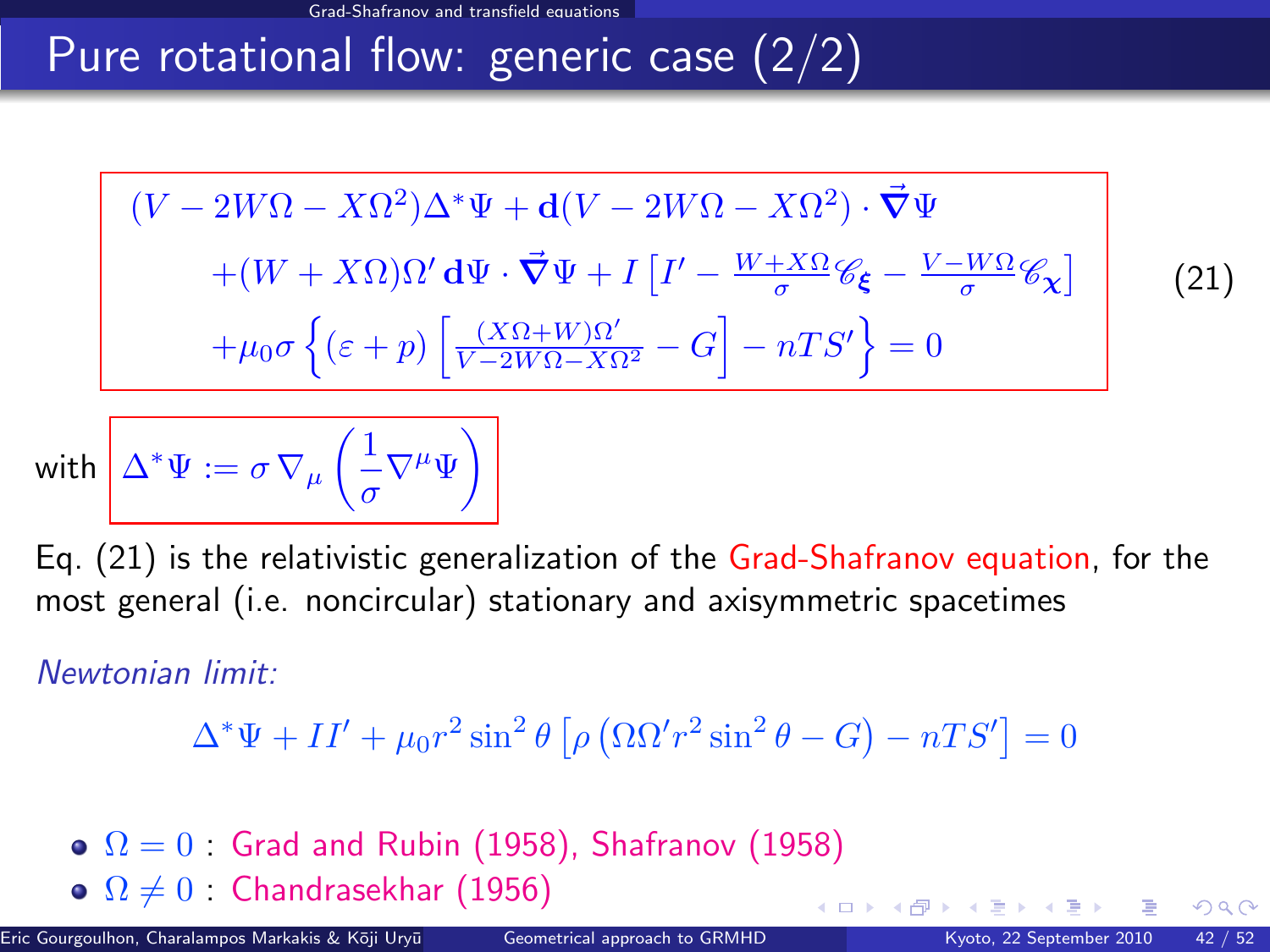# Pure rotational flow: generic case (2/2)

$$
\begin{aligned}
&(V - 2W\Omega - X\Omega^2)\Delta^*\Psi + \mathbf{d}(V - 2W\Omega - X\Omega^2)\cdot\vec{\boldsymbol{\nabla}}\Psi \\
&\quad + (W + X\Omega)\Omega'\,\mathbf{d}\Psi\cdot\vec{\boldsymbol{\nabla}}\Psi + I\left[I' - \tfrac{W+X\Omega}{\sigma}\mathscr{C}_{\boldsymbol{\xi}} - \tfrac{V-W\Omega}{\sigma}\mathscr{C}_{\boldsymbol{\chi}}\right] \\
&\quad + \mu_0\sigma\left\{(\varepsilon + p)\left[\tfrac{(X\Omega+W)\Omega'}{V-2W\Omega-X\Omega^2} - G\right] - nTS'\right\} = 0
\end{aligned}
\qquad (21)
$$

with
$$
\Delta^*\Psi := \sigma\,\nabla_\mu\left(\frac{1}{\sigma}\nabla^\mu\Psi\right)
$$

Eq. (21) is the relativistic generalization of the Grad-Shafranov equation, for the most general (i.e. noncircular) stationary and axisymmetric spacetimes

*Newtonian limit:*

$$
\Delta^*\Psi + II' + \mu_0 r^2\sin^2\theta\left[\rho\left(\Omega\Omega' r^2\sin^2\theta - G\right) - nTS'\right] = 0
$$

- $\Omega = 0$ : Grad and Rubin (1958), Shafranov (1958)
- $\Omega \neq 0$ : Chandrasekhar (1956)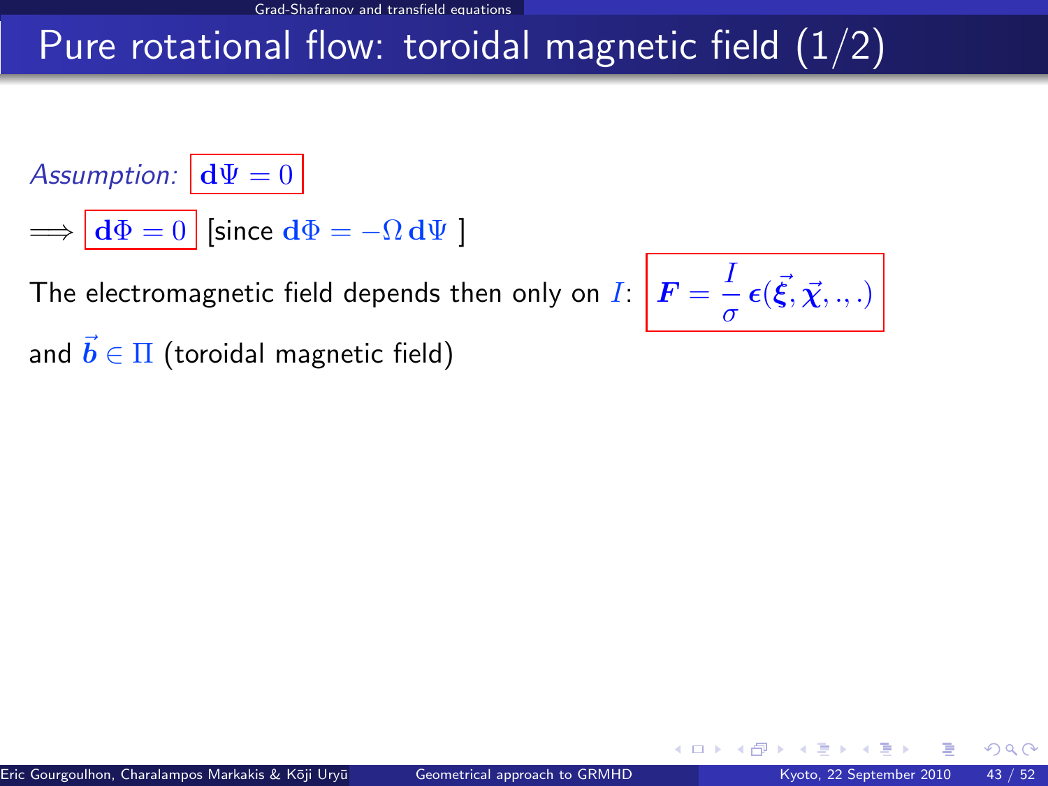# Pure rotational flow: toroidal magnetic field (1/2)

*Assumption:* $\mathbf{d}\Psi = 0$

$\Longrightarrow$ $\mathbf{d}\Phi = 0$ [since $\mathbf{d}\Phi = -\Omega\, \mathbf{d}\Psi$ ]

The electromagnetic field depends then only on $I$: $\boldsymbol{F} = \dfrac{I}{\sigma}\, \boldsymbol{\epsilon}(\vec{\boldsymbol{\xi}}, \vec{\boldsymbol{\chi}}, ., .)$

and $\vec{\boldsymbol{b}} \in \Pi$ (toroidal magnetic field)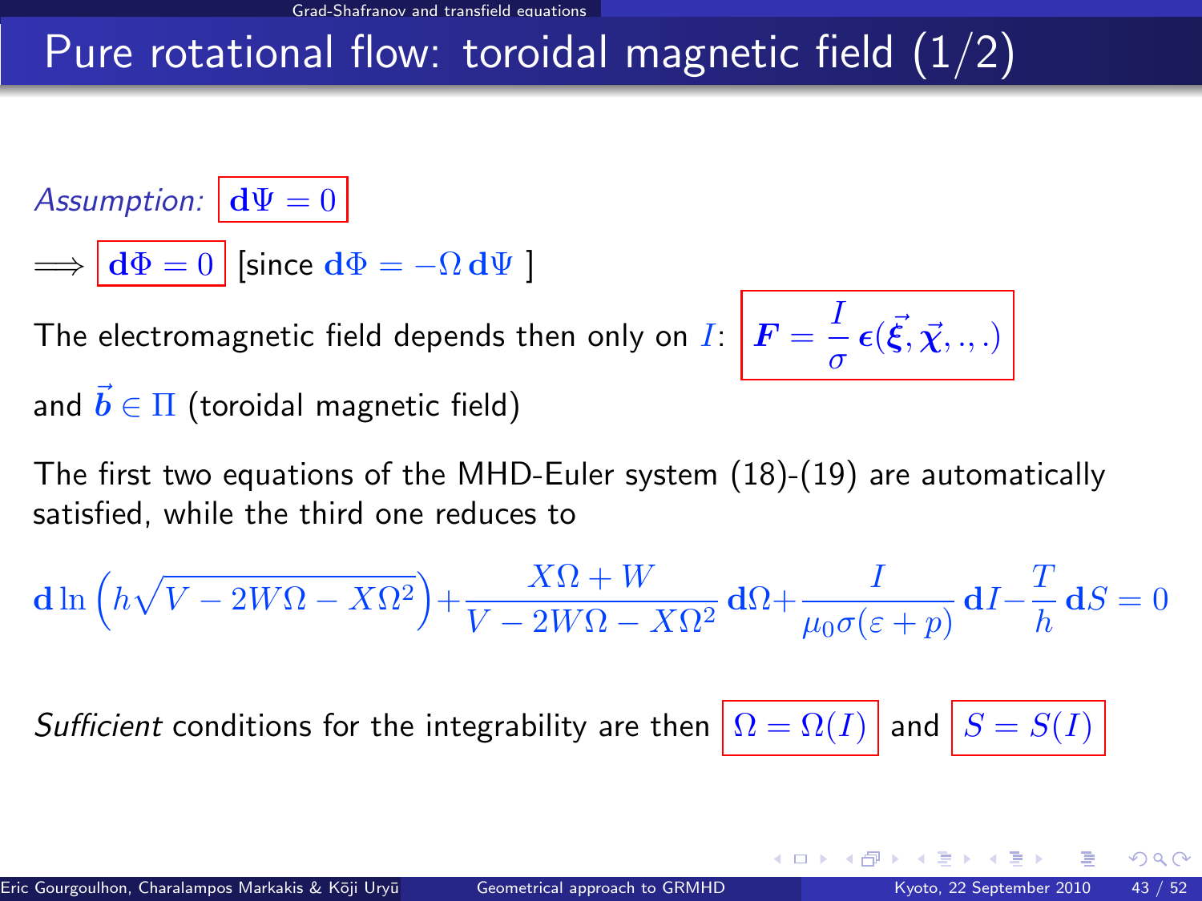# Pure rotational flow: toroidal magnetic field (1/2)

*Assumption:* $\boxed{\mathbf{d}\Psi = 0}$

$\Longrightarrow$ $\boxed{\mathbf{d}\Phi = 0}$ [since $\mathbf{d}\Phi = -\Omega\,\mathbf{d}\Psi$ ]

The electromagnetic field depends then only on $I$: $\boxed{\boldsymbol{F} = \dfrac{I}{\sigma}\,\boldsymbol{\epsilon}(\vec{\boldsymbol{\xi}}, \vec{\boldsymbol{\chi}}, ., .)}$

and $\vec{\boldsymbol{b}} \in \Pi$ (toroidal magnetic field)

The first two equations of the MHD-Euler system (18)-(19) are automatically satisfied, while the third one reduces to

$$\mathbf{d}\ln\left(h\sqrt{V - 2W\Omega - X\Omega^2}\right) + \frac{X\Omega + W}{V - 2W\Omega - X\Omega^2}\,\mathbf{d}\Omega + \frac{I}{\mu_0\sigma(\varepsilon + p)}\,\mathbf{d}I - \frac{T}{h}\,\mathbf{d}S = 0$$

*Sufficient* conditions for the integrability are then $\boxed{\Omega = \Omega(I)}$ and $\boxed{S = S(I)}$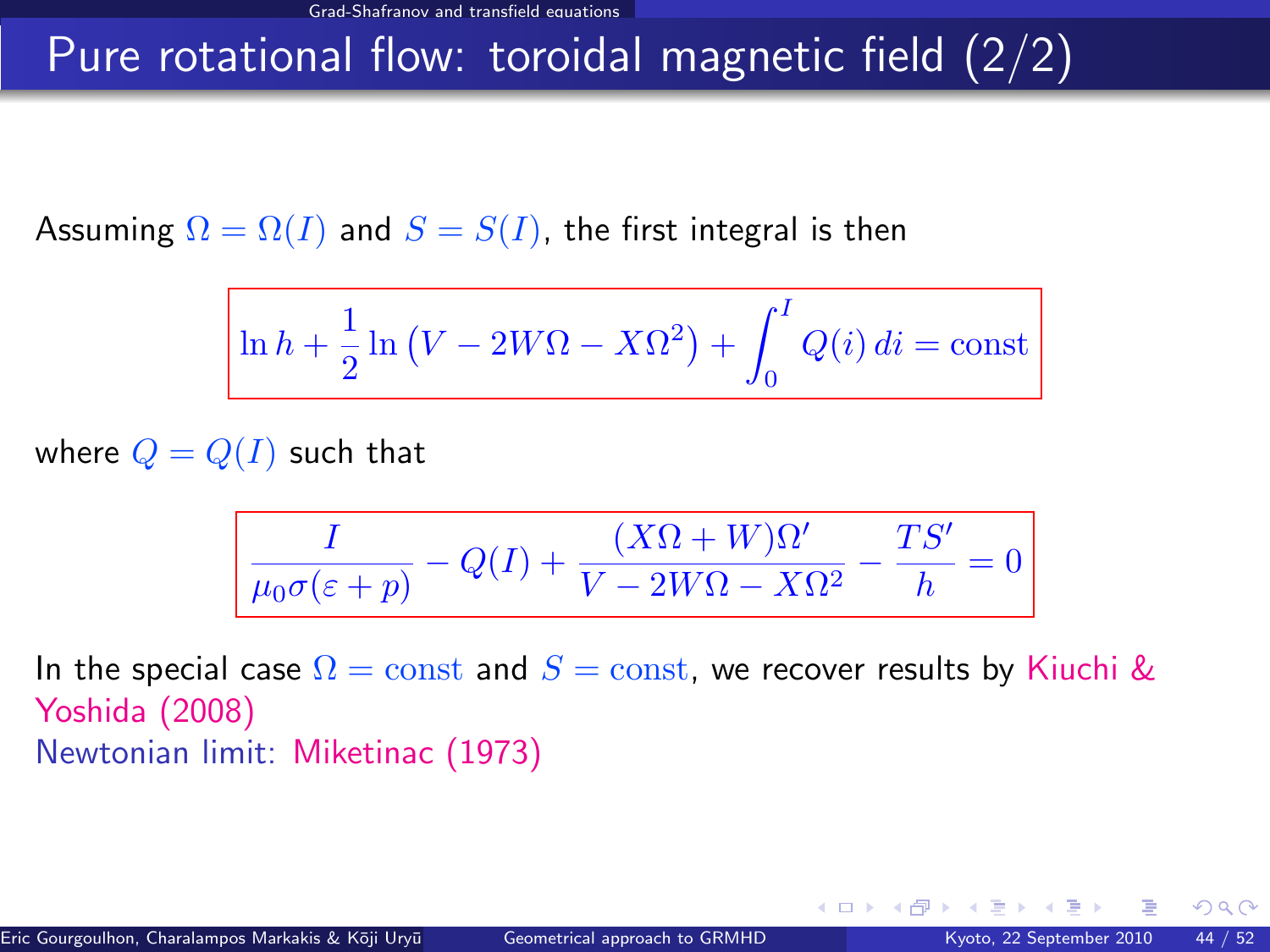# Pure rotational flow: toroidal magnetic field (2/2)

Assuming $\Omega = \Omega(I)$ and $S = S(I)$, the first integral is then

$$\ln h + \frac{1}{2} \ln \left( V - 2W\Omega - X\Omega^2 \right) + \int_0^I Q(i)\, di = \mathrm{const}$$

where $Q = Q(I)$ such that

$$\frac{I}{\mu_0 \sigma (\varepsilon + p)} - Q(I) + \frac{(X\Omega + W)\Omega'}{V - 2W\Omega - X\Omega^2} - \frac{TS'}{h} = 0$$

In the special case $\Omega = \mathrm{const}$ and $S = \mathrm{const}$, we recover results by Kiuchi & Yoshida (2008)

Newtonian limit: Miketinac (1973)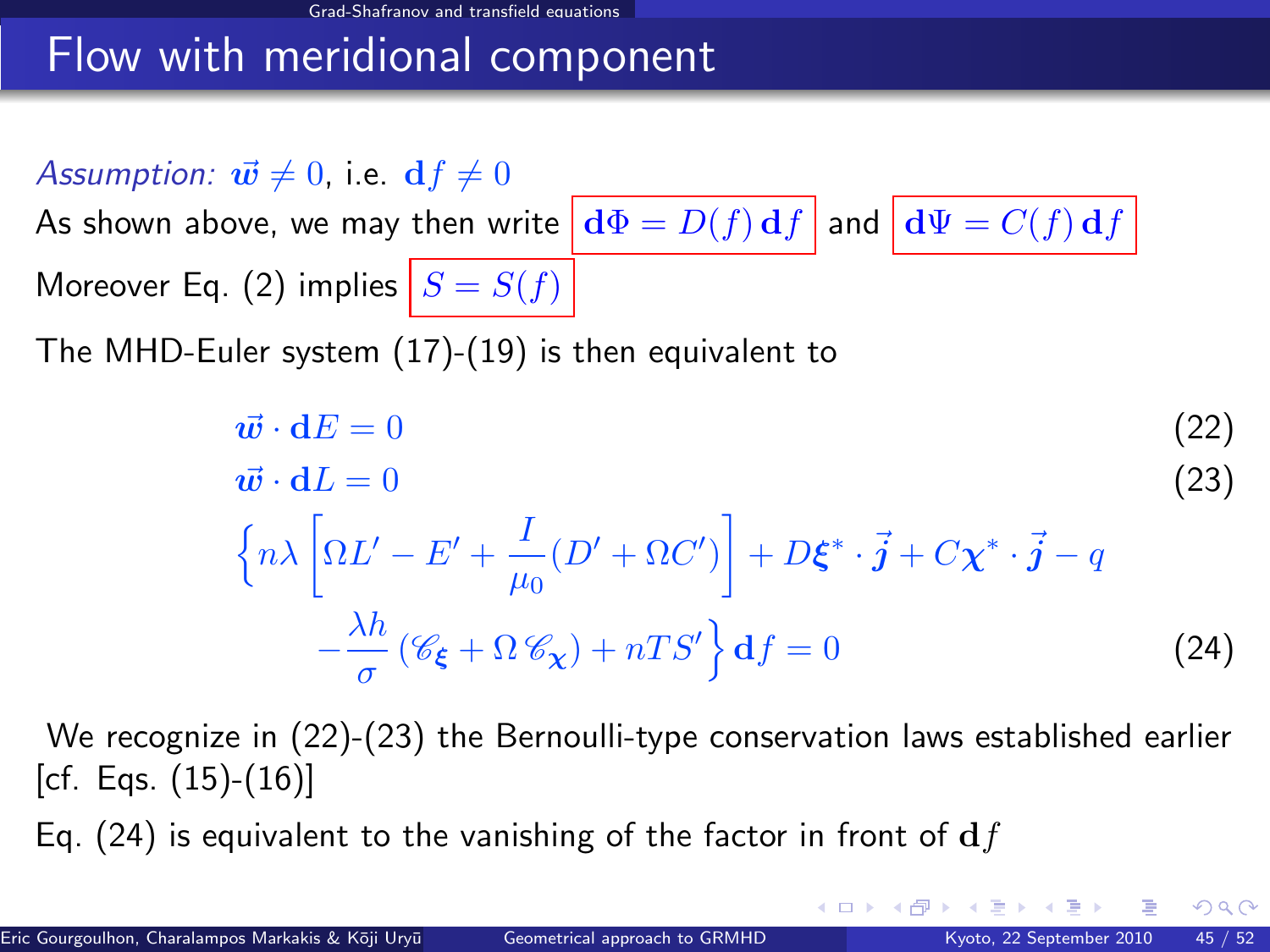# Flow with meridional component

*Assumption:* $\vec{\boldsymbol{w}} \neq 0$, i.e. $\mathbf{d}f \neq 0$

As shown above, we may then write $\boxed{\mathbf{d}\Phi = D(f)\,\mathbf{d}f}$ and $\boxed{\mathbf{d}\Psi = C(f)\,\mathbf{d}f}$

Moreover Eq. (2) implies $\boxed{S = S(f)}$

The MHD-Euler system (17)-(19) is then equivalent to

$$\vec{\boldsymbol{w}} \cdot \mathbf{d}E = 0 \tag{22}$$

$$\vec{\boldsymbol{w}} \cdot \mathbf{d}L = 0 \tag{23}$$

$$\Big\{ n\lambda \left[ \Omega L' - E' + \frac{I}{\mu_0}(D' + \Omega C') \right] + D\boldsymbol{\xi}^* \cdot \vec{\boldsymbol{j}} + C\boldsymbol{\chi}^* \cdot \vec{\boldsymbol{j}} - q - \frac{\lambda h}{\sigma}\left(\mathscr{C}_{\boldsymbol{\xi}} + \Omega\,\mathscr{C}_{\boldsymbol{\chi}}\right) + nTS' \Big\} \mathbf{d}f = 0 \tag{24}$$

We recognize in (22)-(23) the Bernoulli-type conservation laws established earlier [cf. Eqs. (15)-(16)]

Eq. (24) is equivalent to the vanishing of the factor in front of $\mathbf{d}f$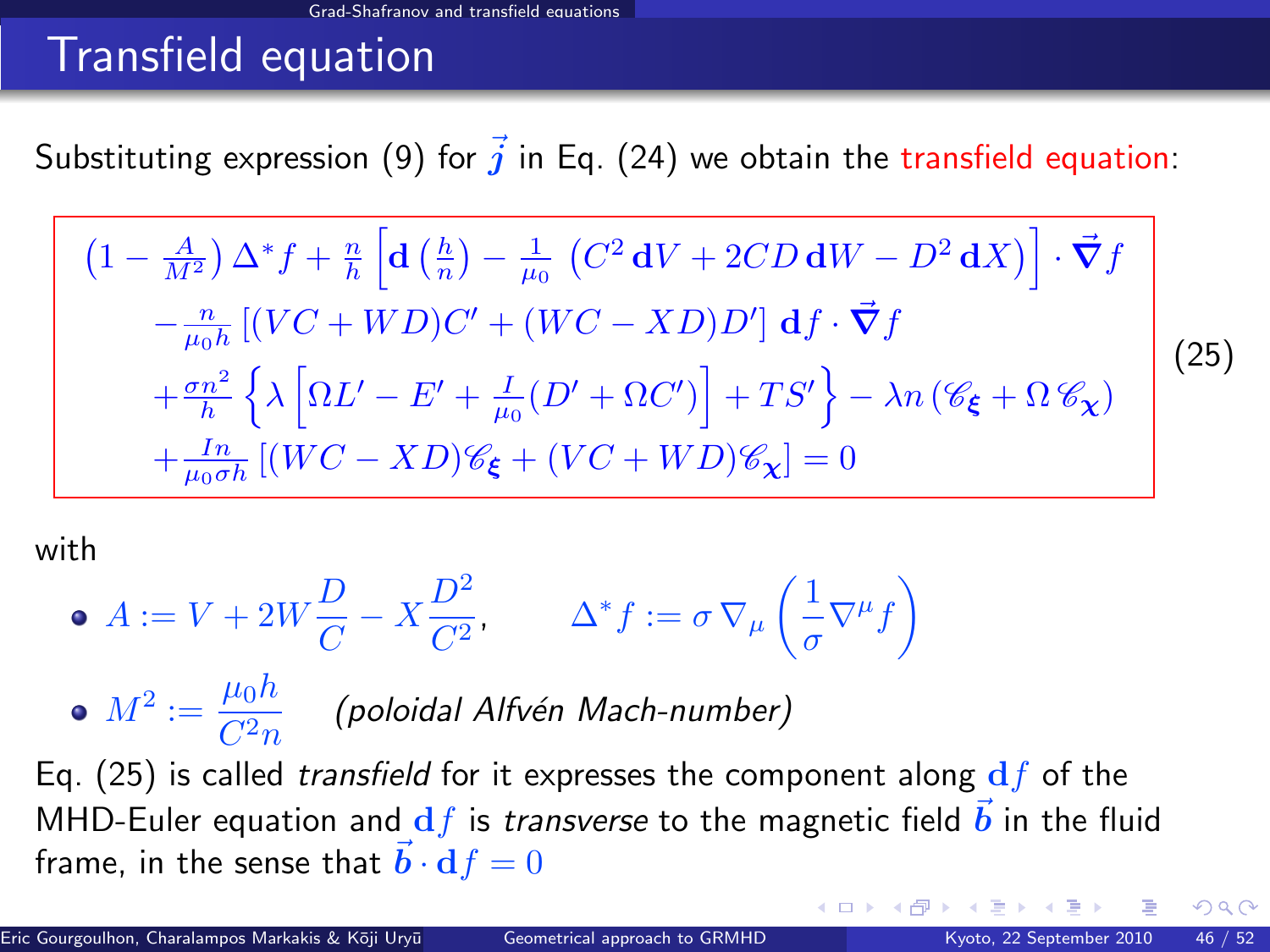## Transfield equation

Substituting expression (9) for $\vec{j}$ in Eq. (24) we obtain the transfield equation:

$$
\begin{aligned}
&\left(1-\frac{A}{M^2}\right)\Delta^* f + \frac{n}{h}\left[\mathbf{d}\left(\frac{h}{n}\right) - \frac{1}{\mu_0}\left(C^2\,\mathbf{d}V + 2CD\,\mathbf{d}W - D^2\,\mathbf{d}X\right)\right]\cdot\vec{\nabla} f \\
&-\frac{n}{\mu_0 h}\left[(VC+WD)C' + (WC-XD)D'\right]\mathbf{d}f\cdot\vec{\nabla} f \\
&+\frac{\sigma n^2}{h}\left\{\lambda\left[\Omega L' - E' + \frac{I}{\mu_0}(D'+\Omega C')\right] + TS'\right\} - \lambda n\left(\mathscr{C}_{\boldsymbol{\xi}} + \Omega\,\mathscr{C}_{\boldsymbol{\chi}}\right) \\
&+\frac{In}{\mu_0\sigma h}\left[(WC-XD)\mathscr{C}_{\boldsymbol{\xi}} + (VC+WD)\mathscr{C}_{\boldsymbol{\chi}}\right] = 0
\end{aligned}
\tag{25}
$$

with

- $A := V + 2W\dfrac{D}{C} - X\dfrac{D^2}{C^2}$, $\qquad \Delta^* f := \sigma\,\nabla_\mu\left(\dfrac{1}{\sigma}\nabla^\mu f\right)$
- $M^2 := \dfrac{\mu_0 h}{C^2 n}$ *(poloidal Alfvén Mach-number)*

Eq. (25) is called *transfield* for it expresses the component along $\mathbf{d}f$ of the MHD-Euler equation and $\mathbf{d}f$ is *transverse* to the magnetic field $\vec{b}$ in the fluid frame, in the sense that $\vec{b}\cdot\mathbf{d}f = 0$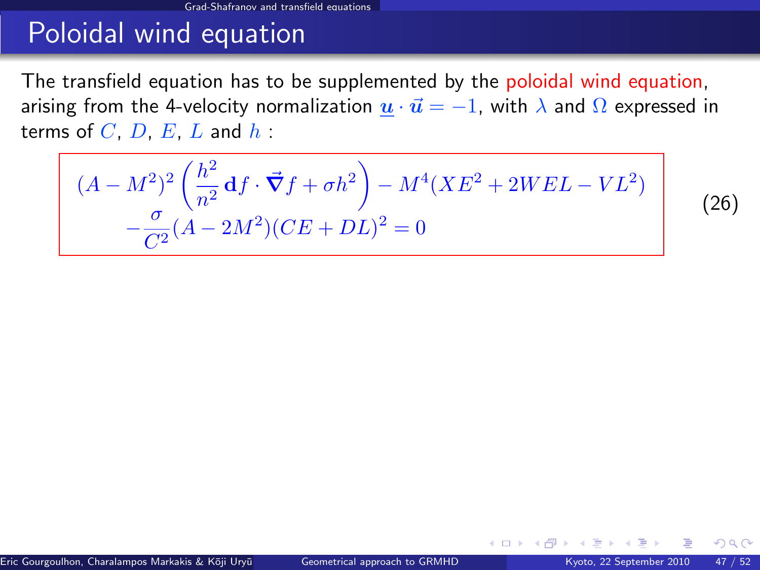# Poloidal wind equation

The transfield equation has to be supplemented by the poloidal wind equation, arising from the 4-velocity normalization $\underline{\boldsymbol{u}} \cdot \vec{\boldsymbol{u}} = -1$, with $\lambda$ and $\Omega$ expressed in terms of $C$, $D$, $E$, $L$ and $h$ :

$$
\begin{aligned}
&(A - M^2)^2 \left( \frac{h^2}{n^2} \, \mathbf{d}f \cdot \vec{\boldsymbol{\nabla}} f + \sigma h^2 \right) - M^4 (X E^2 + 2 W E L - V L^2) \\
&\quad - \frac{\sigma}{C^2} (A - 2M^2)(CE + DL)^2 = 0
\end{aligned}
\tag{26}
$$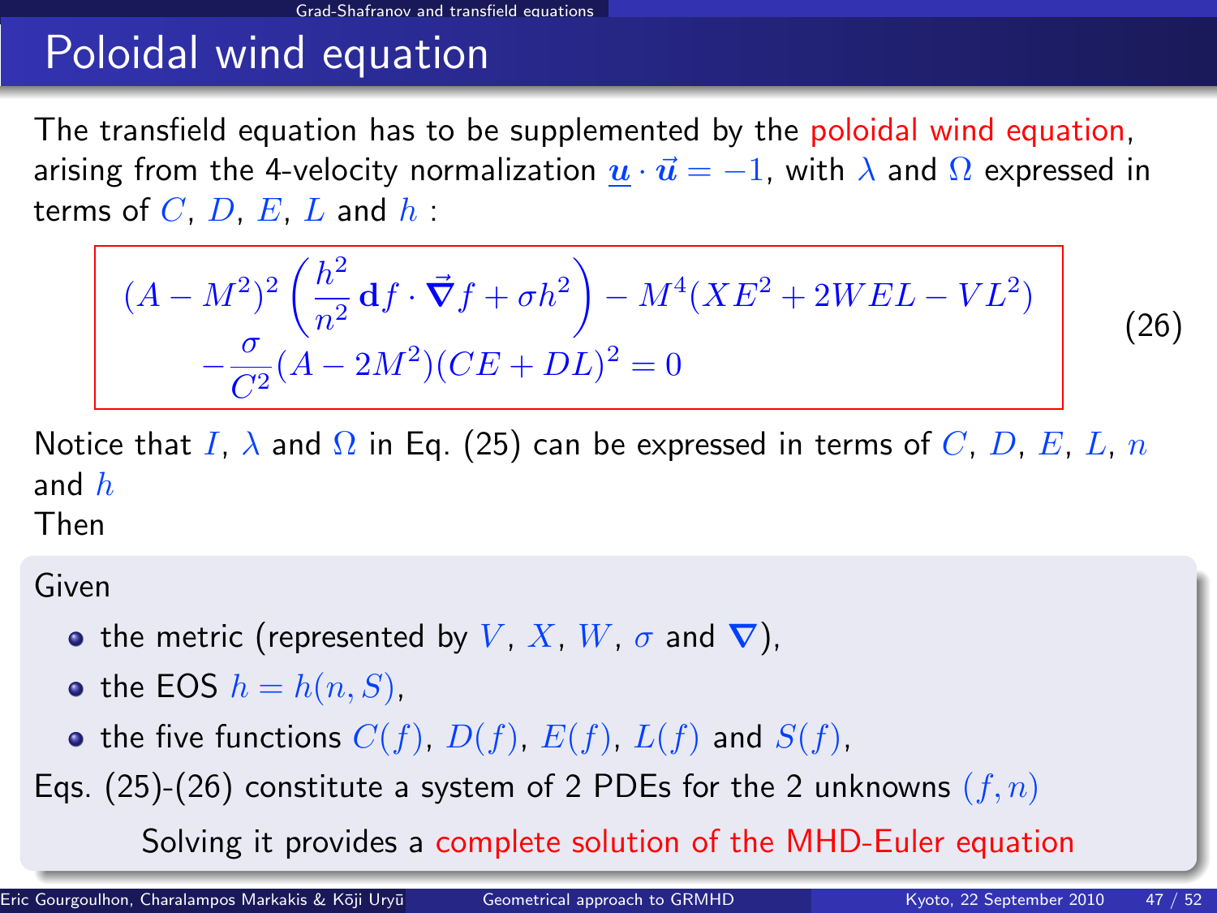# Poloidal wind equation

The transfield equation has to be supplemented by the poloidal wind equation, arising from the 4-velocity normalization $\underline{\boldsymbol{u}} \cdot \vec{\boldsymbol{u}} = -1$, with $\lambda$ and $\Omega$ expressed in terms of $C$, $D$, $E$, $L$ and $h$ :

$$
\begin{aligned}
&(A - M^2)^2 \left( \frac{h^2}{n^2} \mathbf{d}f \cdot \vec{\boldsymbol{\nabla}} f + \sigma h^2 \right) - M^4 (X E^2 + 2WEL - VL^2) \\
&\quad - \frac{\sigma}{C^2} (A - 2M^2)(CE + DL)^2 = 0
\end{aligned}
\tag{26}
$$

Notice that $I$, $\lambda$ and $\Omega$ in Eq. (25) can be expressed in terms of $C$, $D$, $E$, $L$, $n$ and $h$

Then

Given

- the metric (represented by $V$, $X$, $W$, $\sigma$ and $\boldsymbol{\nabla}$),
- the EOS $h = h(n, S)$,
- the five functions $C(f)$, $D(f)$, $E(f)$, $L(f)$ and $S(f)$,

Eqs. (25)-(26) constitute a system of 2 PDEs for the 2 unknowns $(f, n)$

Solving it provides a complete solution of the MHD-Euler equation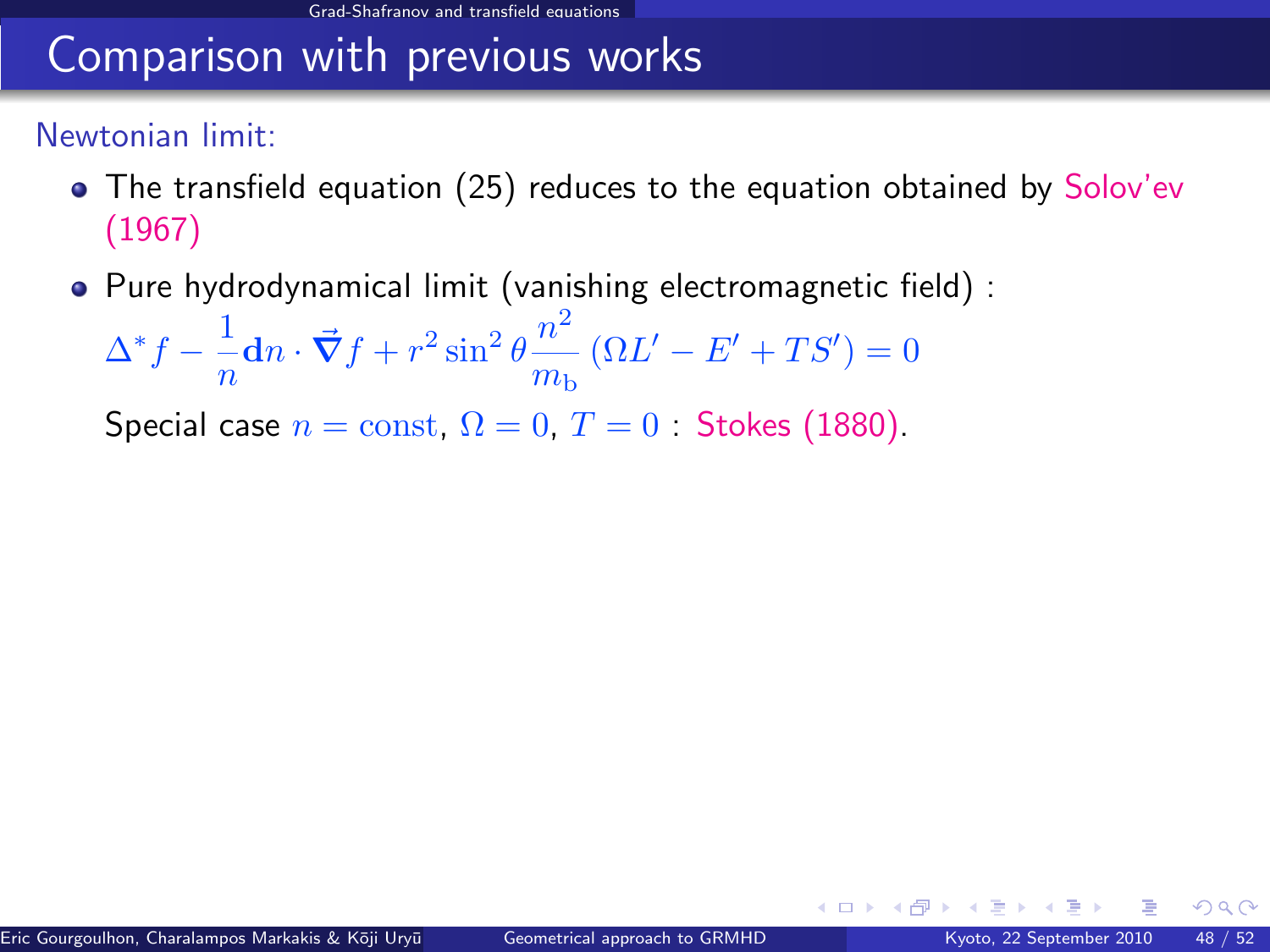## Comparison with previous works

Newtonian limit:

- The transfield equation (25) reduces to the equation obtained by Solov'ev (1967)
- Pure hydrodynamical limit (vanishing electromagnetic field) :

  $$\Delta^* f - \frac{1}{n}\mathbf{d}n \cdot \vec{\boldsymbol{\nabla}} f + r^2 \sin^2\theta \frac{n^2}{m_\mathrm{b}} \left(\Omega L' - E' + TS'\right) = 0$$

  Special case $n = \mathrm{const}$, $\Omega = 0$, $T = 0$ : Stokes (1880).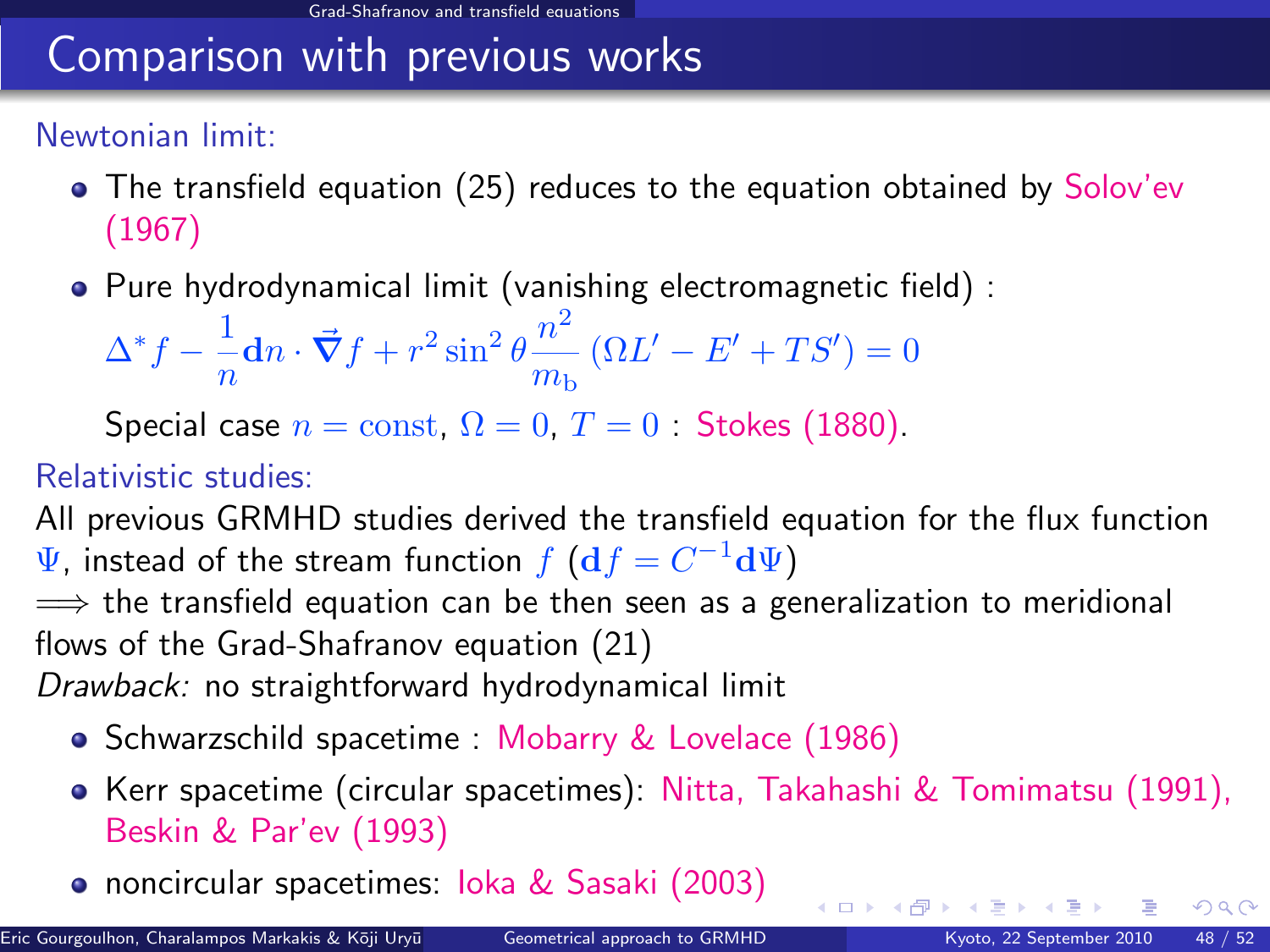# Comparison with previous works

Newtonian limit:

- The transfield equation (25) reduces to the equation obtained by Solov'ev (1967)
- Pure hydrodynamical limit (vanishing electromagnetic field) :

  $$\Delta^* f - \frac{1}{n}\mathbf{d}n \cdot \vec{\boldsymbol{\nabla}} f + r^2 \sin^2\theta \frac{n^2}{m_{\rm b}} \left(\Omega L' - E' + TS'\right) = 0$$

  Special case $n = \mathrm{const}$, $\Omega = 0$, $T = 0$ : Stokes (1880).

Relativistic studies:

All previous GRMHD studies derived the transfield equation for the flux function $\Psi$, instead of the stream function $f$ ($\mathbf{d}f = C^{-1}\mathbf{d}\Psi$)

$\Longrightarrow$ the transfield equation can be then seen as a generalization to meridional flows of the Grad-Shafranov equation (21)

*Drawback:* no straightforward hydrodynamical limit

- Schwarzschild spacetime : Mobarry & Lovelace (1986)
- Kerr spacetime (circular spacetimes): Nitta, Takahashi & Tomimatsu (1991), Beskin & Par'ev (1993)
- noncircular spacetimes: Ioka & Sasaki (2003)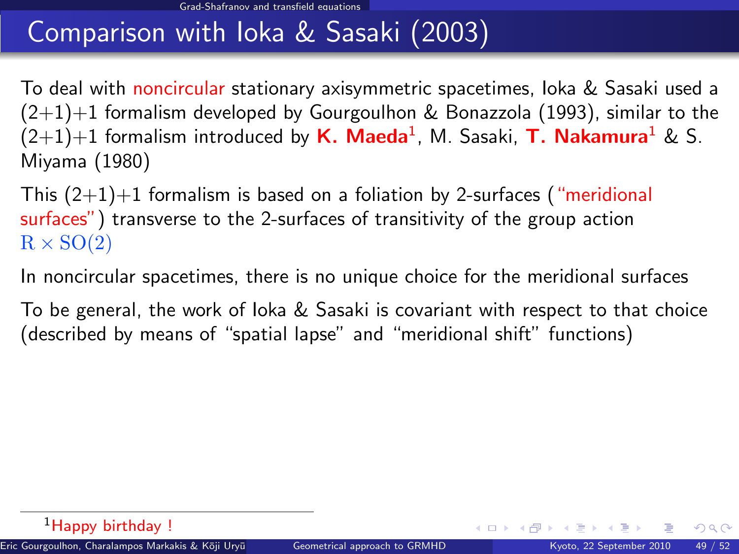# Comparison with Ioka & Sasaki (2003)

To deal with noncircular stationary axisymmetric spacetimes, Ioka & Sasaki used a (2+1)+1 formalism developed by Gourgoulhon & Bonazzola (1993), similar to the (2+1)+1 formalism introduced by **K. Maeda**[1], M. Sasaki, **T. Nakamura**[1] & S. Miyama (1980)

This (2+1)+1 formalism is based on a foliation by 2-surfaces ("meridional surfaces") transverse to the 2-surfaces of transitivity of the group action $\mathrm{R} \times \mathrm{SO}(2)$

In noncircular spacetimes, there is no unique choice for the meridional surfaces

To be general, the work of Ioka & Sasaki is covariant with respect to that choice (described by means of "spatial lapse" and "meridional shift" functions)

[1] Happy birthday !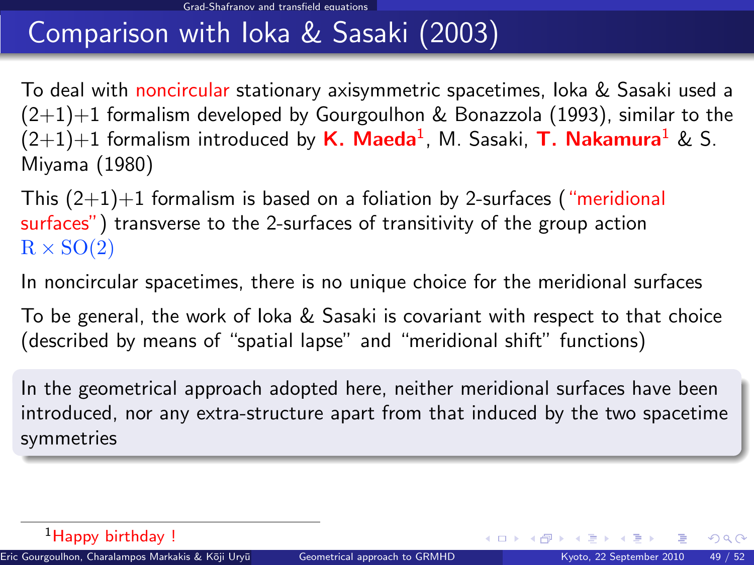# Comparison with Ioka & Sasaki (2003)

To deal with noncircular stationary axisymmetric spacetimes, Ioka & Sasaki used a (2+1)+1 formalism developed by Gourgoulhon & Bonazzola (1993), similar to the (2+1)+1 formalism introduced by **K. Maeda**[1], M. Sasaki, **T. Nakamura**[1] & S. Miyama (1980)

This (2+1)+1 formalism is based on a foliation by 2-surfaces ("meridional surfaces") transverse to the 2-surfaces of transitivity of the group action $\mathrm{R} \times \mathrm{SO}(2)$

In noncircular spacetimes, there is no unique choice for the meridional surfaces

To be general, the work of Ioka & Sasaki is covariant with respect to that choice (described by means of "spatial lapse" and "meridional shift" functions)

In the geometrical approach adopted here, neither meridional surfaces have been introduced, nor any extra-structure apart from that induced by the two spacetime symmetries

[1] Happy birthday !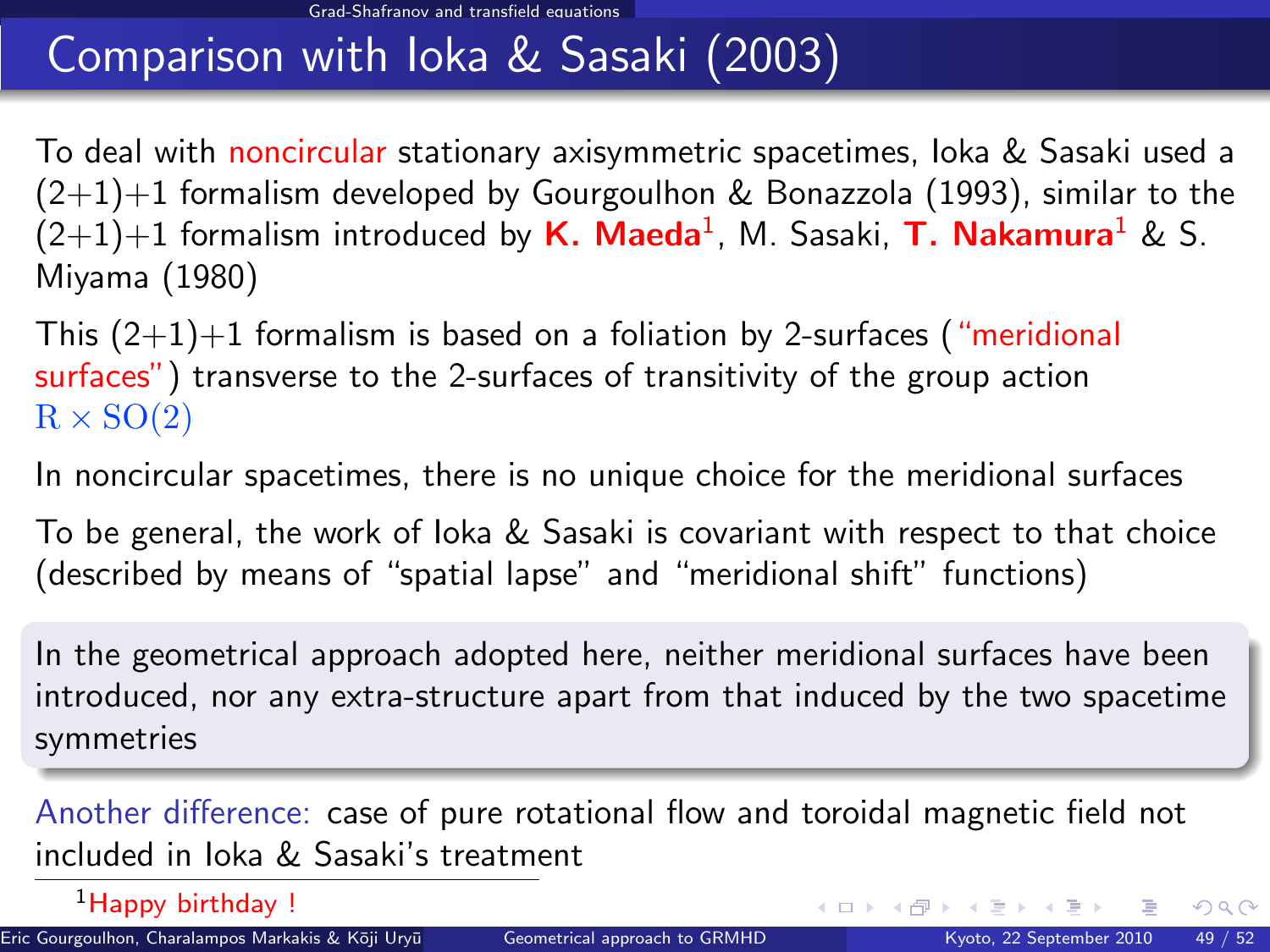# Comparison with Ioka & Sasaki (2003)

To deal with noncircular stationary axisymmetric spacetimes, Ioka & Sasaki used a (2+1)+1 formalism developed by Gourgoulhon & Bonazzola (1993), similar to the (2+1)+1 formalism introduced by **K. Maeda**[1], M. Sasaki, **T. Nakamura**[1] & S. Miyama (1980)

This (2+1)+1 formalism is based on a foliation by 2-surfaces ("meridional surfaces") transverse to the 2-surfaces of transitivity of the group action $\mathrm{R} \times \mathrm{SO}(2)$

In noncircular spacetimes, there is no unique choice for the meridional surfaces

To be general, the work of Ioka & Sasaki is covariant with respect to that choice (described by means of "spatial lapse" and "meridional shift" functions)

In the geometrical approach adopted here, neither meridional surfaces have been introduced, nor any extra-structure apart from that induced by the two spacetime symmetries

Another difference: case of pure rotational flow and toroidal magnetic field not included in Ioka & Sasaki's treatment

[1] Happy birthday !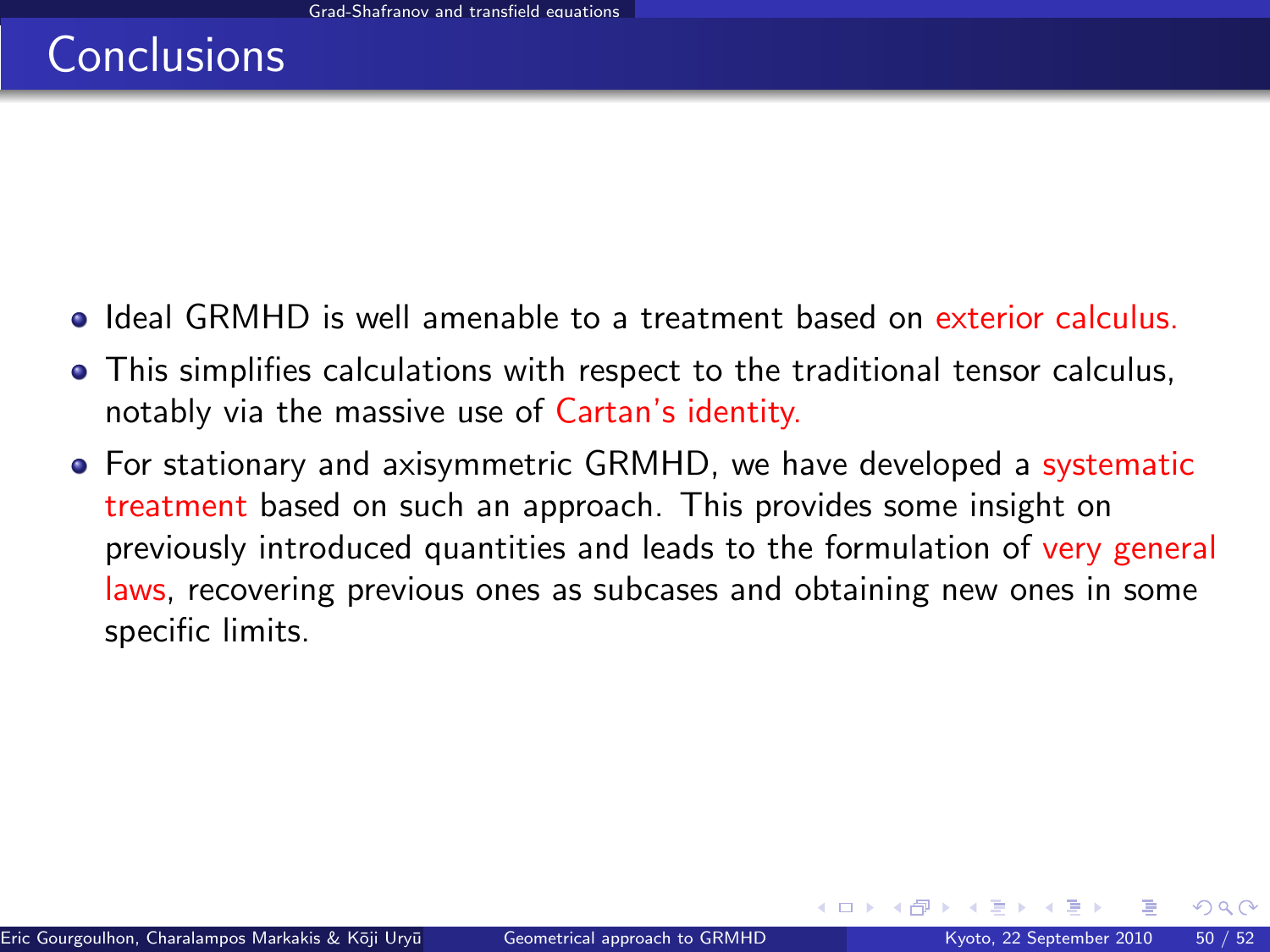# Conclusions

- Ideal GRMHD is well amenable to a treatment based on exterior calculus.
- This simplifies calculations with respect to the traditional tensor calculus, notably via the massive use of Cartan's identity.
- For stationary and axisymmetric GRMHD, we have developed a systematic treatment based on such an approach. This provides some insight on previously introduced quantities and leads to the formulation of very general laws, recovering previous ones as subcases and obtaining new ones in some specific limits.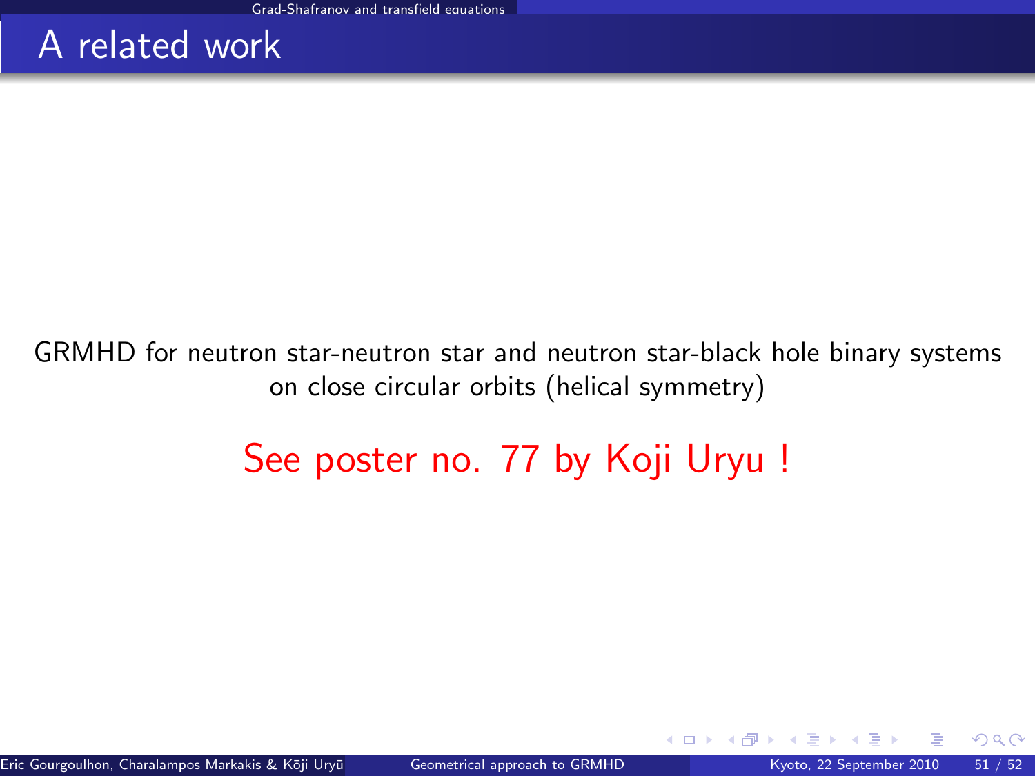# A related work

GRMHD for neutron star-neutron star and neutron star-black hole binary systems on close circular orbits (helical symmetry)

See poster no. 77 by Koji Uryu !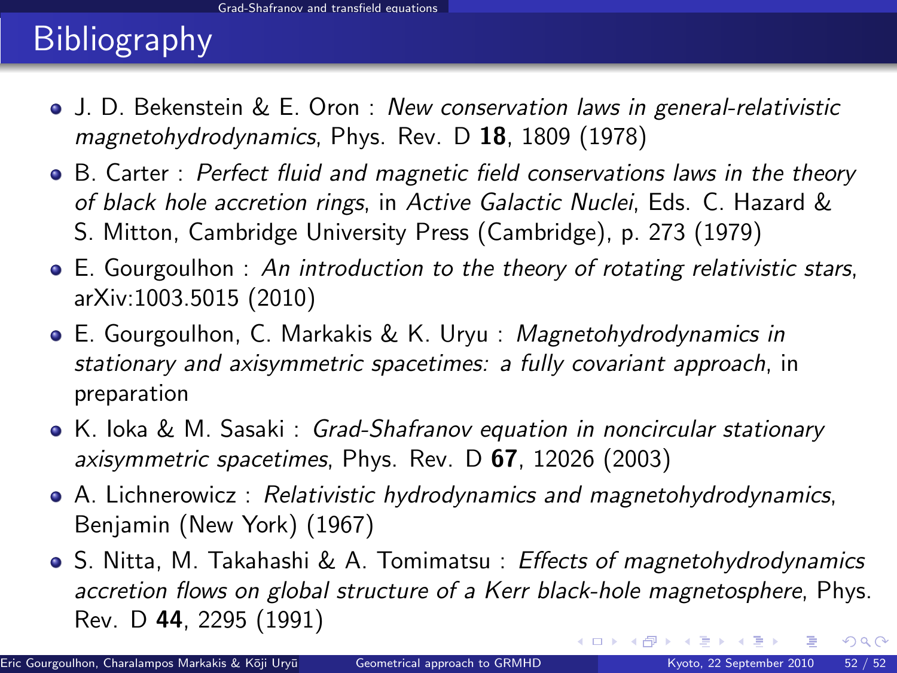# Bibliography

- J. D. Bekenstein & E. Oron : *New conservation laws in general-relativistic magnetohydrodynamics*, Phys. Rev. D **18**, 1809 (1978)
- B. Carter : *Perfect fluid and magnetic field conservations laws in the theory of black hole accretion rings*, in *Active Galactic Nuclei*, Eds. C. Hazard & S. Mitton, Cambridge University Press (Cambridge), p. 273 (1979)
- E. Gourgoulhon : *An introduction to the theory of rotating relativistic stars*, arXiv:1003.5015 (2010)
- E. Gourgoulhon, C. Markakis & K. Uryu : *Magnetohydrodynamics in stationary and axisymmetric spacetimes: a fully covariant approach*, in preparation
- K. Ioka & M. Sasaki : *Grad-Shafranov equation in noncircular stationary axisymmetric spacetimes*, Phys. Rev. D **67**, 12026 (2003)
- A. Lichnerowicz : *Relativistic hydrodynamics and magnetohydrodynamics*, Benjamin (New York) (1967)
- S. Nitta, M. Takahashi & A. Tomimatsu : *Effects of magnetohydrodynamics accretion flows on global structure of a Kerr black-hole magnetosphere*, Phys. Rev. D **44**, 2295 (1991)